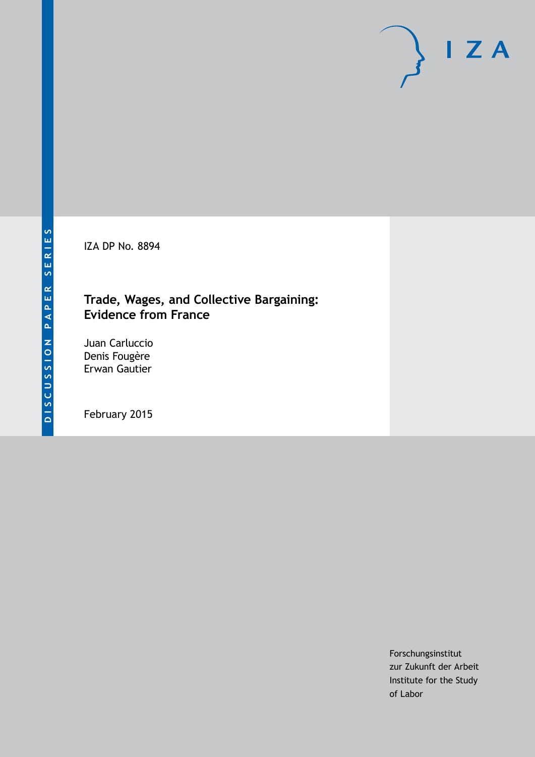DISCUSSION PAPER SERIES

IZA DP No. 8894

# Trade, Wages, and Collective Bargaining: Evidence from France

Juan Carluccio
Denis Fougère
Erwan Gautier

February 2015

Forschungsinstitut
zur Zukunft der Arbeit
Institute for the Study
of Labor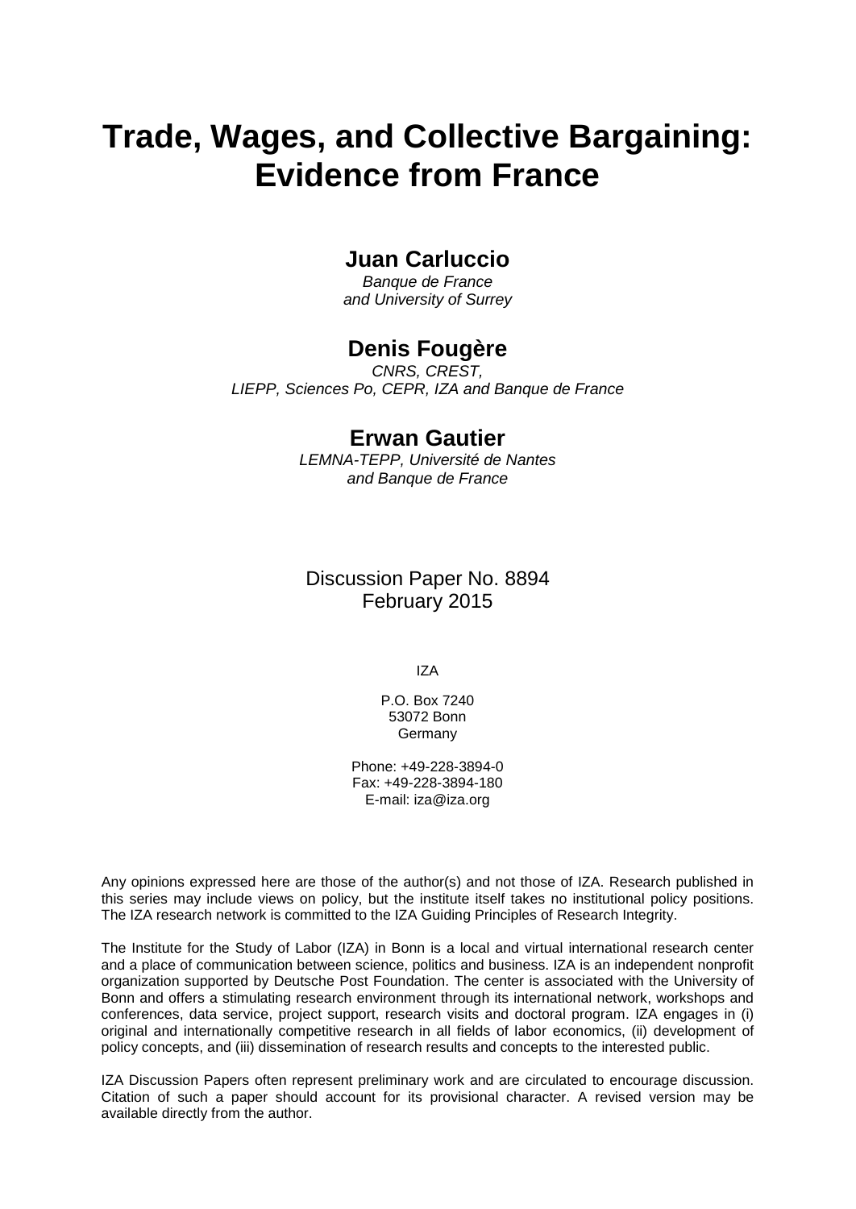# Trade, Wages, and Collective Bargaining: Evidence from France

## Juan Carluccio

*Banque de France*
*and University of Surrey*

## Denis Fougère

*CNRS, CREST,*
*LIEPP, Sciences Po, CEPR, IZA and Banque de France*

## Erwan Gautier

*LEMNA-TEPP, Université de Nantes*
*and Banque de France*

Discussion Paper No. 8894
February 2015

IZA

P.O. Box 7240
53072 Bonn
Germany

Phone: +49-228-3894-0
Fax: +49-228-3894-180
E-mail: iza@iza.org

Any opinions expressed here are those of the author(s) and not those of IZA. Research published in this series may include views on policy, but the institute itself takes no institutional policy positions. The IZA research network is committed to the IZA Guiding Principles of Research Integrity.

The Institute for the Study of Labor (IZA) in Bonn is a local and virtual international research center and a place of communication between science, politics and business. IZA is an independent nonprofit organization supported by Deutsche Post Foundation. The center is associated with the University of Bonn and offers a stimulating research environment through its international network, workshops and conferences, data service, project support, research visits and doctoral program. IZA engages in (i) original and internationally competitive research in all fields of labor economics, (ii) development of policy concepts, and (iii) dissemination of research results and concepts to the interested public.

IZA Discussion Papers often represent preliminary work and are circulated to encourage discussion. Citation of such a paper should account for its provisional character. A revised version may be available directly from the author.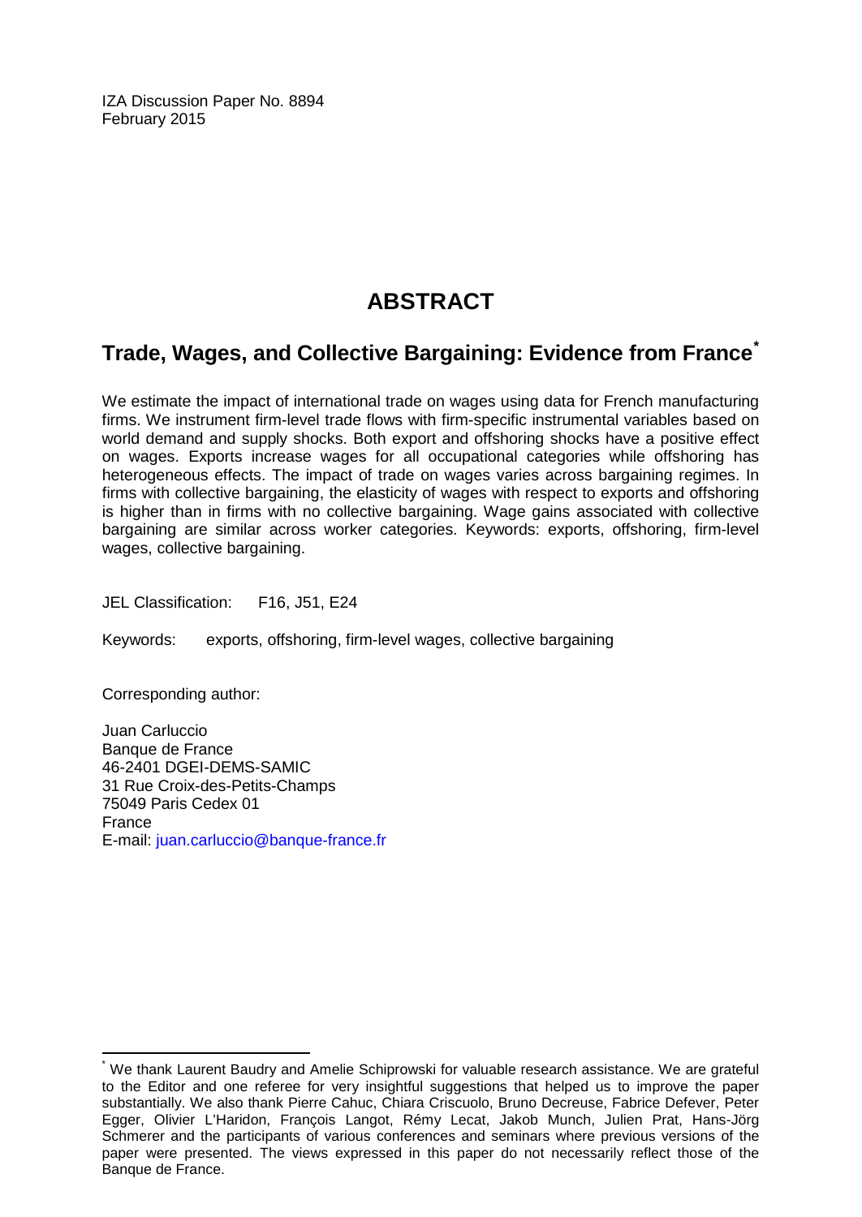IZA Discussion Paper No. 8894
February 2015

# ABSTRACT

## Trade, Wages, and Collective Bargaining: Evidence from France*

We estimate the impact of international trade on wages using data for French manufacturing firms. We instrument firm-level trade flows with firm-specific instrumental variables based on world demand and supply shocks. Both export and offshoring shocks have a positive effect on wages. Exports increase wages for all occupational categories while offshoring has heterogeneous effects. The impact of trade on wages varies across bargaining regimes. In firms with collective bargaining, the elasticity of wages with respect to exports and offshoring is higher than in firms with no collective bargaining. Wage gains associated with collective bargaining are similar across worker categories. Keywords: exports, offshoring, firm-level wages, collective bargaining.

JEL Classification: F16, J51, E24

Keywords: exports, offshoring, firm-level wages, collective bargaining

Corresponding author:

Juan Carluccio
Banque de France
46-2401 DGEI-DEMS-SAMIC
31 Rue Croix-des-Petits-Champs
75049 Paris Cedex 01
France
E-mail: juan.carluccio@banque-france.fr

---

* We thank Laurent Baudry and Amelie Schiprowski for valuable research assistance. We are grateful to the Editor and one referee for very insightful suggestions that helped us to improve the paper substantially. We also thank Pierre Cahuc, Chiara Criscuolo, Bruno Decreuse, Fabrice Defever, Peter Egger, Olivier L'Haridon, François Langot, Rémy Lecat, Jakob Munch, Julien Prat, Hans-Jörg Schmerer and the participants of various conferences and seminars where previous versions of the paper were presented. The views expressed in this paper do not necessarily reflect those of the Banque de France.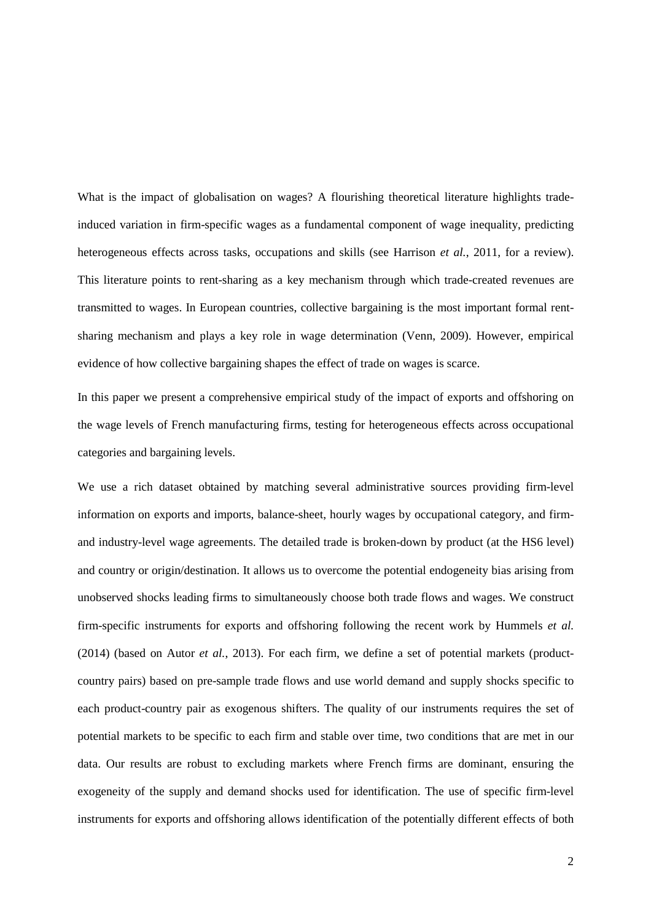What is the impact of globalisation on wages? A flourishing theoretical literature highlights trade-induced variation in firm-specific wages as a fundamental component of wage inequality, predicting heterogeneous effects across tasks, occupations and skills (see Harrison *et al.*, 2011, for a review). This literature points to rent-sharing as a key mechanism through which trade-created revenues are transmitted to wages. In European countries, collective bargaining is the most important formal rent-sharing mechanism and plays a key role in wage determination (Venn, 2009). However, empirical evidence of how collective bargaining shapes the effect of trade on wages is scarce.

In this paper we present a comprehensive empirical study of the impact of exports and offshoring on the wage levels of French manufacturing firms, testing for heterogeneous effects across occupational categories and bargaining levels.

We use a rich dataset obtained by matching several administrative sources providing firm-level information on exports and imports, balance-sheet, hourly wages by occupational category, and firm- and industry-level wage agreements. The detailed trade is broken-down by product (at the HS6 level) and country or origin/destination. It allows us to overcome the potential endogeneity bias arising from unobserved shocks leading firms to simultaneously choose both trade flows and wages. We construct firm-specific instruments for exports and offshoring following the recent work by Hummels *et al.* (2014) (based on Autor *et al.*, 2013). For each firm, we define a set of potential markets (product-country pairs) based on pre-sample trade flows and use world demand and supply shocks specific to each product-country pair as exogenous shifters. The quality of our instruments requires the set of potential markets to be specific to each firm and stable over time, two conditions that are met in our data. Our results are robust to excluding markets where French firms are dominant, ensuring the exogeneity of the supply and demand shocks used for identification. The use of specific firm-level instruments for exports and offshoring allows identification of the potentially different effects of both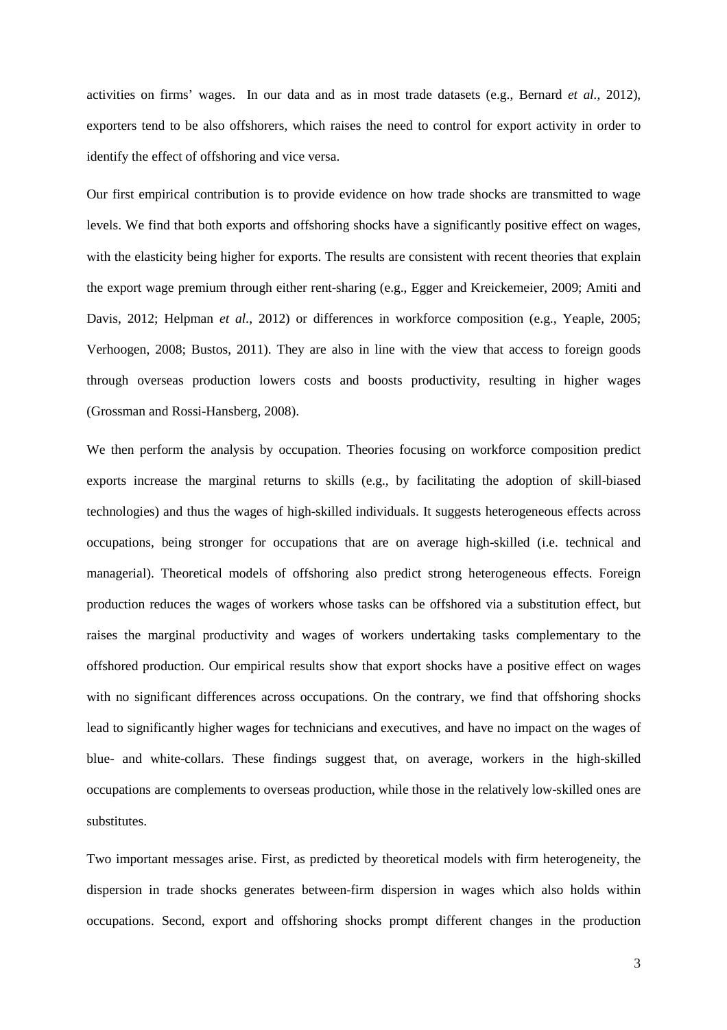activities on firms' wages. In our data and as in most trade datasets (e.g., Bernard *et al.*, 2012), exporters tend to be also offshorers, which raises the need to control for export activity in order to identify the effect of offshoring and vice versa.

Our first empirical contribution is to provide evidence on how trade shocks are transmitted to wage levels. We find that both exports and offshoring shocks have a significantly positive effect on wages, with the elasticity being higher for exports. The results are consistent with recent theories that explain the export wage premium through either rent-sharing (e.g., Egger and Kreickemeier, 2009; Amiti and Davis, 2012; Helpman *et al.*, 2012) or differences in workforce composition (e.g., Yeaple, 2005; Verhoogen, 2008; Bustos, 2011). They are also in line with the view that access to foreign goods through overseas production lowers costs and boosts productivity, resulting in higher wages (Grossman and Rossi-Hansberg, 2008).

We then perform the analysis by occupation. Theories focusing on workforce composition predict exports increase the marginal returns to skills (e.g., by facilitating the adoption of skill-biased technologies) and thus the wages of high-skilled individuals. It suggests heterogeneous effects across occupations, being stronger for occupations that are on average high-skilled (i.e. technical and managerial). Theoretical models of offshoring also predict strong heterogeneous effects. Foreign production reduces the wages of workers whose tasks can be offshored via a substitution effect, but raises the marginal productivity and wages of workers undertaking tasks complementary to the offshored production. Our empirical results show that export shocks have a positive effect on wages with no significant differences across occupations. On the contrary, we find that offshoring shocks lead to significantly higher wages for technicians and executives, and have no impact on the wages of blue- and white-collars. These findings suggest that, on average, workers in the high-skilled occupations are complements to overseas production, while those in the relatively low-skilled ones are substitutes.

Two important messages arise. First, as predicted by theoretical models with firm heterogeneity, the dispersion in trade shocks generates between-firm dispersion in wages which also holds within occupations. Second, export and offshoring shocks prompt different changes in the production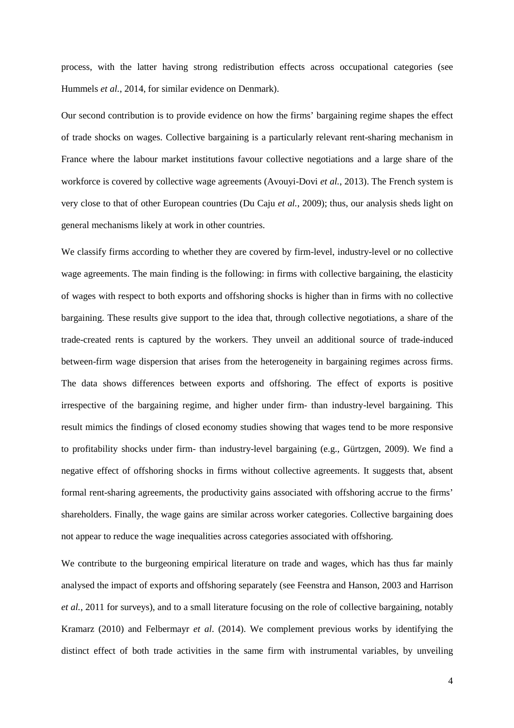process, with the latter having strong redistribution effects across occupational categories (see Hummels *et al.*, 2014, for similar evidence on Denmark).

Our second contribution is to provide evidence on how the firms' bargaining regime shapes the effect of trade shocks on wages. Collective bargaining is a particularly relevant rent-sharing mechanism in France where the labour market institutions favour collective negotiations and a large share of the workforce is covered by collective wage agreements (Avouyi-Dovi *et al.*, 2013). The French system is very close to that of other European countries (Du Caju *et al.*, 2009); thus, our analysis sheds light on general mechanisms likely at work in other countries.

We classify firms according to whether they are covered by firm-level, industry-level or no collective wage agreements. The main finding is the following: in firms with collective bargaining, the elasticity of wages with respect to both exports and offshoring shocks is higher than in firms with no collective bargaining. These results give support to the idea that, through collective negotiations, a share of the trade-created rents is captured by the workers. They unveil an additional source of trade-induced between-firm wage dispersion that arises from the heterogeneity in bargaining regimes across firms. The data shows differences between exports and offshoring. The effect of exports is positive irrespective of the bargaining regime, and higher under firm- than industry-level bargaining. This result mimics the findings of closed economy studies showing that wages tend to be more responsive to profitability shocks under firm- than industry-level bargaining (e.g., Gürtzgen, 2009). We find a negative effect of offshoring shocks in firms without collective agreements. It suggests that, absent formal rent-sharing agreements, the productivity gains associated with offshoring accrue to the firms' shareholders. Finally, the wage gains are similar across worker categories. Collective bargaining does not appear to reduce the wage inequalities across categories associated with offshoring.

We contribute to the burgeoning empirical literature on trade and wages, which has thus far mainly analysed the impact of exports and offshoring separately (see Feenstra and Hanson, 2003 and Harrison *et al.*, 2011 for surveys), and to a small literature focusing on the role of collective bargaining, notably Kramarz (2010) and Felbermayr *et al*. (2014). We complement previous works by identifying the distinct effect of both trade activities in the same firm with instrumental variables, by unveiling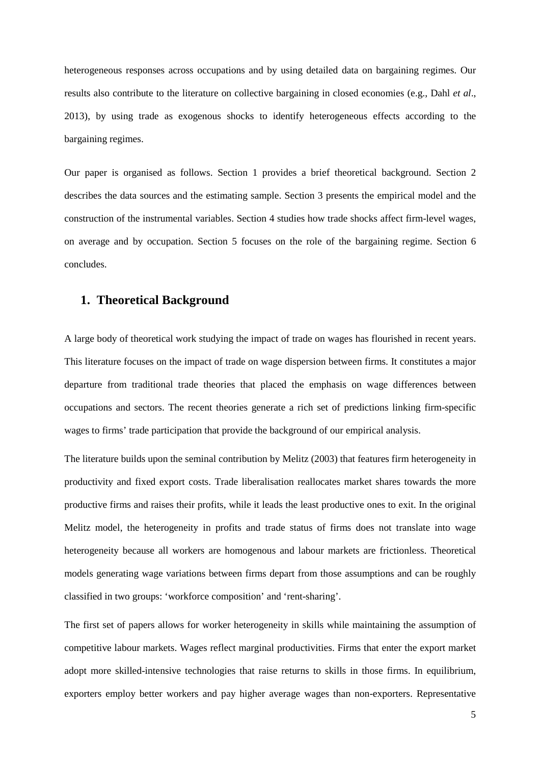heterogeneous responses across occupations and by using detailed data on bargaining regimes. Our results also contribute to the literature on collective bargaining in closed economies (e.g., Dahl *et al*., 2013), by using trade as exogenous shocks to identify heterogeneous effects according to the bargaining regimes.

Our paper is organised as follows. Section 1 provides a brief theoretical background. Section 2 describes the data sources and the estimating sample. Section 3 presents the empirical model and the construction of the instrumental variables. Section 4 studies how trade shocks affect firm-level wages, on average and by occupation. Section 5 focuses on the role of the bargaining regime. Section 6 concludes.

## 1. Theoretical Background

A large body of theoretical work studying the impact of trade on wages has flourished in recent years. This literature focuses on the impact of trade on wage dispersion between firms. It constitutes a major departure from traditional trade theories that placed the emphasis on wage differences between occupations and sectors. The recent theories generate a rich set of predictions linking firm-specific wages to firms' trade participation that provide the background of our empirical analysis.

The literature builds upon the seminal contribution by Melitz (2003) that features firm heterogeneity in productivity and fixed export costs. Trade liberalisation reallocates market shares towards the more productive firms and raises their profits, while it leads the least productive ones to exit. In the original Melitz model, the heterogeneity in profits and trade status of firms does not translate into wage heterogeneity because all workers are homogenous and labour markets are frictionless. Theoretical models generating wage variations between firms depart from those assumptions and can be roughly classified in two groups: 'workforce composition' and 'rent-sharing'.

The first set of papers allows for worker heterogeneity in skills while maintaining the assumption of competitive labour markets. Wages reflect marginal productivities. Firms that enter the export market adopt more skilled-intensive technologies that raise returns to skills in those firms. In equilibrium, exporters employ better workers and pay higher average wages than non-exporters. Representative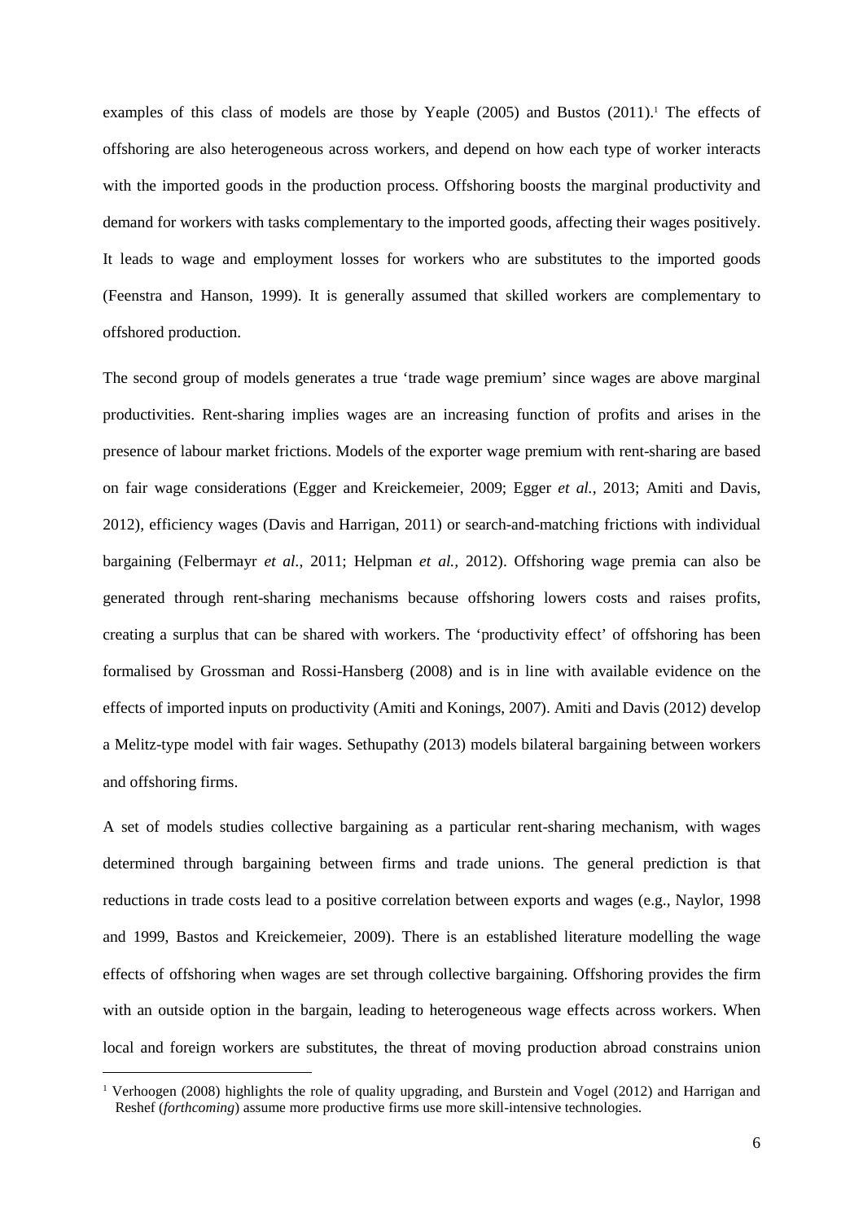examples of this class of models are those by Yeaple (2005) and Bustos (2011).[1] The effects of offshoring are also heterogeneous across workers, and depend on how each type of worker interacts with the imported goods in the production process. Offshoring boosts the marginal productivity and demand for workers with tasks complementary to the imported goods, affecting their wages positively. It leads to wage and employment losses for workers who are substitutes to the imported goods (Feenstra and Hanson, 1999). It is generally assumed that skilled workers are complementary to offshored production.

The second group of models generates a true 'trade wage premium' since wages are above marginal productivities. Rent-sharing implies wages are an increasing function of profits and arises in the presence of labour market frictions. Models of the exporter wage premium with rent-sharing are based on fair wage considerations (Egger and Kreickemeier, 2009; Egger *et al.*, 2013; Amiti and Davis, 2012), efficiency wages (Davis and Harrigan, 2011) or search-and-matching frictions with individual bargaining (Felbermayr *et al.*, 2011; Helpman *et al.,* 2012). Offshoring wage premia can also be generated through rent-sharing mechanisms because offshoring lowers costs and raises profits, creating a surplus that can be shared with workers. The 'productivity effect' of offshoring has been formalised by Grossman and Rossi-Hansberg (2008) and is in line with available evidence on the effects of imported inputs on productivity (Amiti and Konings, 2007). Amiti and Davis (2012) develop a Melitz-type model with fair wages. Sethupathy (2013) models bilateral bargaining between workers and offshoring firms.

A set of models studies collective bargaining as a particular rent-sharing mechanism, with wages determined through bargaining between firms and trade unions. The general prediction is that reductions in trade costs lead to a positive correlation between exports and wages (e.g., Naylor, 1998 and 1999, Bastos and Kreickemeier, 2009). There is an established literature modelling the wage effects of offshoring when wages are set through collective bargaining. Offshoring provides the firm with an outside option in the bargain, leading to heterogeneous wage effects across workers. When local and foreign workers are substitutes, the threat of moving production abroad constrains union

[1] Verhoogen (2008) highlights the role of quality upgrading, and Burstein and Vogel (2012) and Harrigan and Reshef (*forthcoming*) assume more productive firms use more skill-intensive technologies.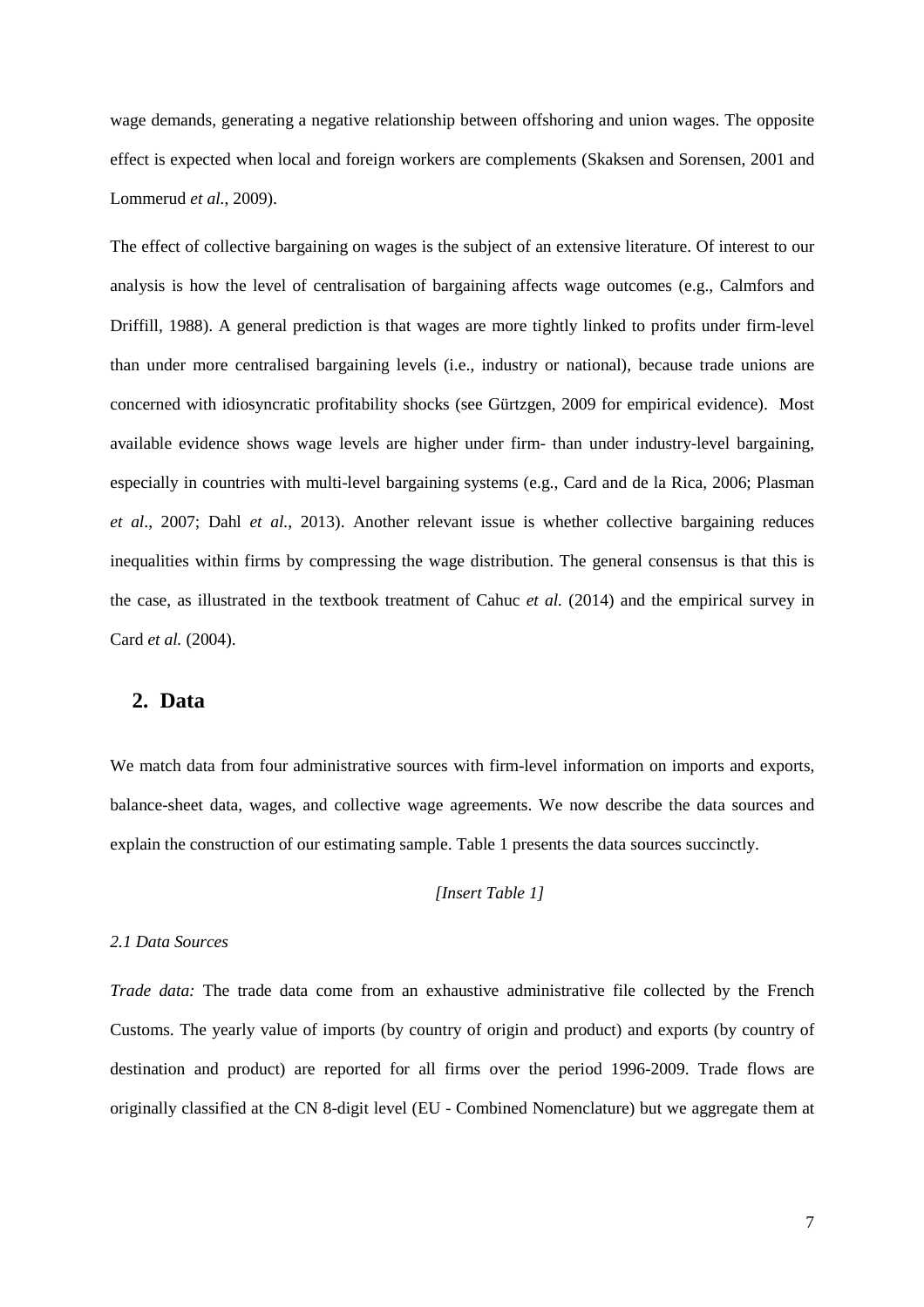wage demands, generating a negative relationship between offshoring and union wages. The opposite effect is expected when local and foreign workers are complements (Skaksen and Sorensen, 2001 and Lommerud *et al.*, 2009).

The effect of collective bargaining on wages is the subject of an extensive literature. Of interest to our analysis is how the level of centralisation of bargaining affects wage outcomes (e.g., Calmfors and Driffill, 1988). A general prediction is that wages are more tightly linked to profits under firm-level than under more centralised bargaining levels (i.e., industry or national), because trade unions are concerned with idiosyncratic profitability shocks (see Gürtzgen, 2009 for empirical evidence). Most available evidence shows wage levels are higher under firm- than under industry-level bargaining, especially in countries with multi-level bargaining systems (e.g., Card and de la Rica, 2006; Plasman *et al*., 2007; Dahl *et al.*, 2013). Another relevant issue is whether collective bargaining reduces inequalities within firms by compressing the wage distribution. The general consensus is that this is the case, as illustrated in the textbook treatment of Cahuc *et al.* (2014) and the empirical survey in Card *et al.* (2004).

## 2. Data

We match data from four administrative sources with firm-level information on imports and exports, balance-sheet data, wages, and collective wage agreements. We now describe the data sources and explain the construction of our estimating sample. Table 1 presents the data sources succinctly.

*[Insert Table 1]*

### *2.1 Data Sources*

*Trade data:* The trade data come from an exhaustive administrative file collected by the French Customs. The yearly value of imports (by country of origin and product) and exports (by country of destination and product) are reported for all firms over the period 1996-2009. Trade flows are originally classified at the CN 8-digit level (EU - Combined Nomenclature) but we aggregate them at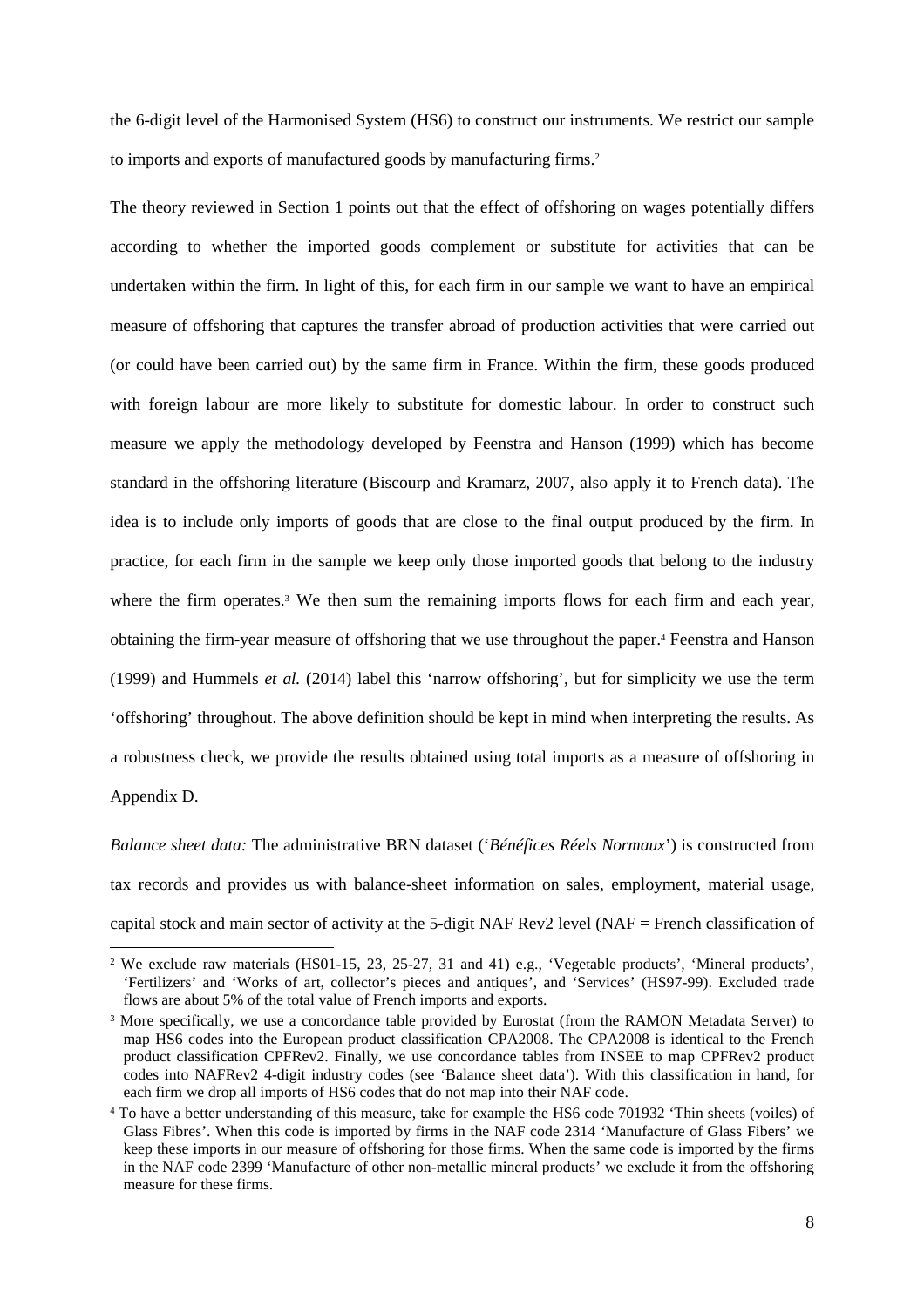the 6-digit level of the Harmonised System (HS6) to construct our instruments. We restrict our sample to imports and exports of manufactured goods by manufacturing firms.[2]

The theory reviewed in Section 1 points out that the effect of offshoring on wages potentially differs according to whether the imported goods complement or substitute for activities that can be undertaken within the firm. In light of this, for each firm in our sample we want to have an empirical measure of offshoring that captures the transfer abroad of production activities that were carried out (or could have been carried out) by the same firm in France. Within the firm, these goods produced with foreign labour are more likely to substitute for domestic labour. In order to construct such measure we apply the methodology developed by Feenstra and Hanson (1999) which has become standard in the offshoring literature (Biscourp and Kramarz, 2007, also apply it to French data). The idea is to include only imports of goods that are close to the final output produced by the firm. In practice, for each firm in the sample we keep only those imported goods that belong to the industry where the firm operates.[3] We then sum the remaining imports flows for each firm and each year, obtaining the firm-year measure of offshoring that we use throughout the paper.[4] Feenstra and Hanson (1999) and Hummels *et al.* (2014) label this 'narrow offshoring', but for simplicity we use the term 'offshoring' throughout. The above definition should be kept in mind when interpreting the results. As a robustness check, we provide the results obtained using total imports as a measure of offshoring in Appendix D.

*Balance sheet data:* The administrative BRN dataset ('*Bénéfices Réels Normaux*') is constructed from tax records and provides us with balance-sheet information on sales, employment, material usage, capital stock and main sector of activity at the 5-digit NAF Rev2 level (NAF = French classification of

---

[2] We exclude raw materials (HS01-15, 23, 25-27, 31 and 41) e.g., 'Vegetable products', 'Mineral products', 'Fertilizers' and 'Works of art, collector's pieces and antiques', and 'Services' (HS97-99). Excluded trade flows are about 5% of the total value of French imports and exports.

[3] More specifically, we use a concordance table provided by Eurostat (from the RAMON Metadata Server) to map HS6 codes into the European product classification CPA2008. The CPA2008 is identical to the French product classification CPFRev2. Finally, we use concordance tables from INSEE to map CPFRev2 product codes into NAFRev2 4-digit industry codes (see 'Balance sheet data'). With this classification in hand, for each firm we drop all imports of HS6 codes that do not map into their NAF code.

[4] To have a better understanding of this measure, take for example the HS6 code 701932 'Thin sheets (voiles) of Glass Fibres'. When this code is imported by firms in the NAF code 2314 'Manufacture of Glass Fibers' we keep these imports in our measure of offshoring for those firms. When the same code is imported by the firms in the NAF code 2399 'Manufacture of other non-metallic mineral products' we exclude it from the offshoring measure for these firms.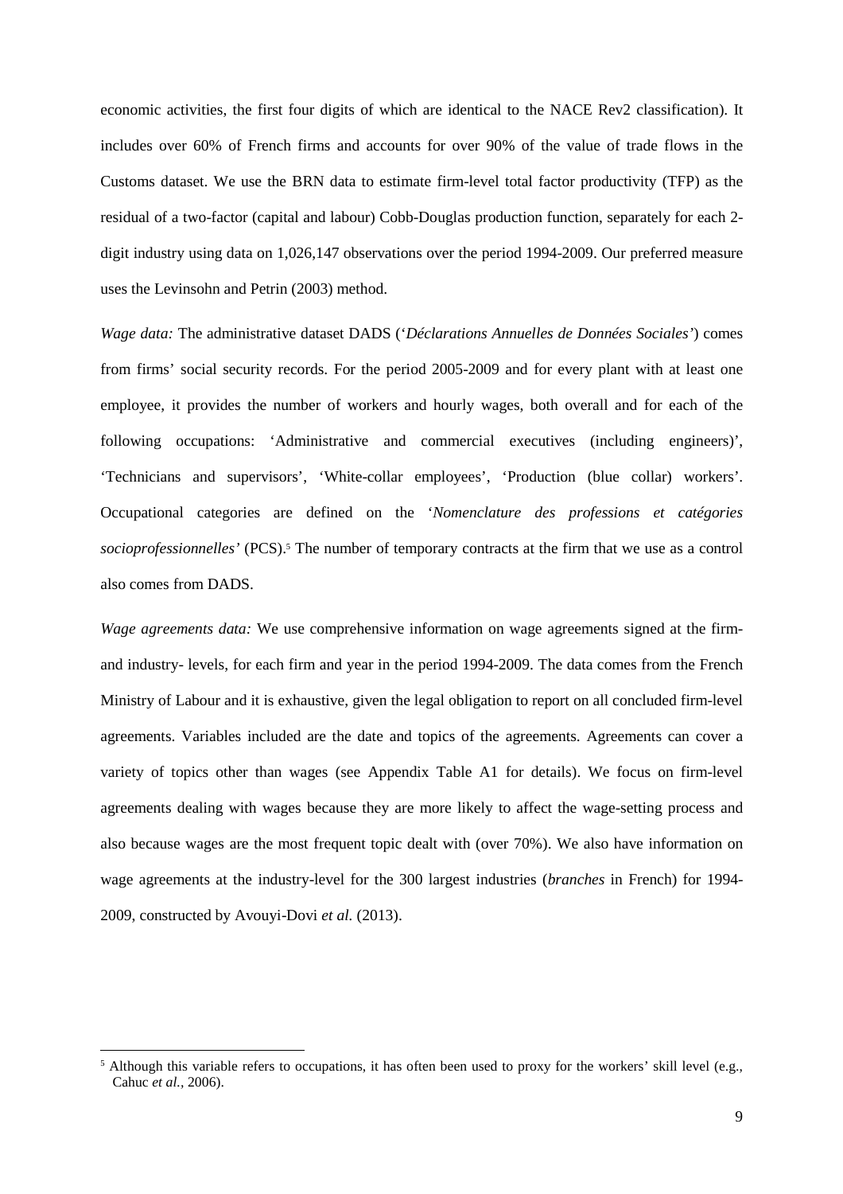economic activities, the first four digits of which are identical to the NACE Rev2 classification). It includes over 60% of French firms and accounts for over 90% of the value of trade flows in the Customs dataset. We use the BRN data to estimate firm-level total factor productivity (TFP) as the residual of a two-factor (capital and labour) Cobb-Douglas production function, separately for each 2-digit industry using data on 1,026,147 observations over the period 1994-2009. Our preferred measure uses the Levinsohn and Petrin (2003) method.

*Wage data:* The administrative dataset DADS ('*Déclarations Annuelles de Données Sociales*') comes from firms' social security records. For the period 2005-2009 and for every plant with at least one employee, it provides the number of workers and hourly wages, both overall and for each of the following occupations: 'Administrative and commercial executives (including engineers)', 'Technicians and supervisors', 'White-collar employees', 'Production (blue collar) workers'. Occupational categories are defined on the '*Nomenclature des professions et catégories socioprofessionnelles'* (PCS).[5] The number of temporary contracts at the firm that we use as a control also comes from DADS.

*Wage agreements data:* We use comprehensive information on wage agreements signed at the firm- and industry- levels, for each firm and year in the period 1994-2009. The data comes from the French Ministry of Labour and it is exhaustive, given the legal obligation to report on all concluded firm-level agreements. Variables included are the date and topics of the agreements. Agreements can cover a variety of topics other than wages (see Appendix Table A1 for details). We focus on firm-level agreements dealing with wages because they are more likely to affect the wage-setting process and also because wages are the most frequent topic dealt with (over 70%). We also have information on wage agreements at the industry-level for the 300 largest industries (*branches* in French) for 1994-2009, constructed by Avouyi-Dovi *et al.* (2013).

[5] Although this variable refers to occupations, it has often been used to proxy for the workers' skill level (e.g., Cahuc *et al.*, 2006).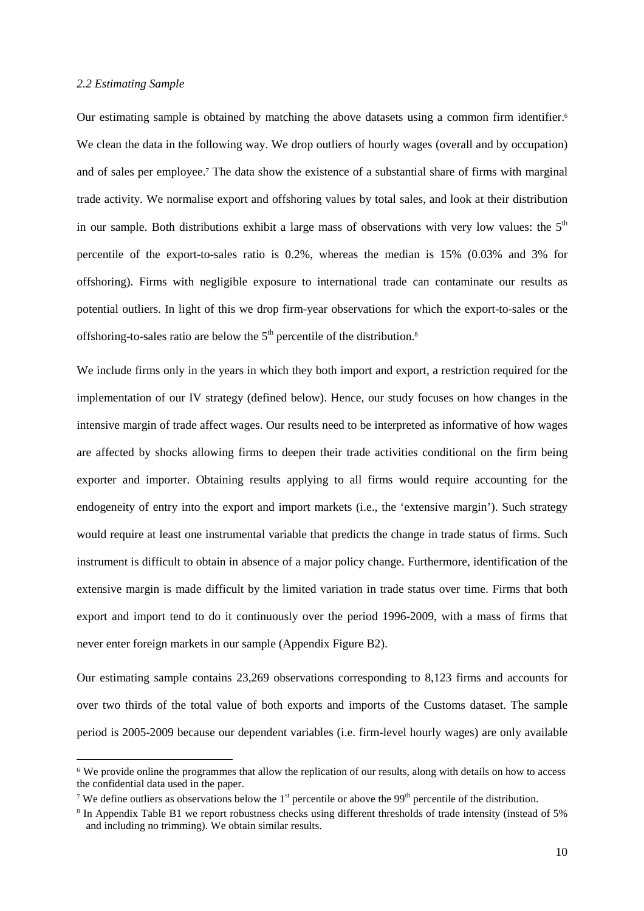*2.2 Estimating Sample*

Our estimating sample is obtained by matching the above datasets using a common firm identifier.[6] We clean the data in the following way. We drop outliers of hourly wages (overall and by occupation) and of sales per employee.[7] The data show the existence of a substantial share of firms with marginal trade activity. We normalise export and offshoring values by total sales, and look at their distribution in our sample. Both distributions exhibit a large mass of observations with very low values: the 5th percentile of the export-to-sales ratio is 0.2%, whereas the median is 15% (0.03% and 3% for offshoring). Firms with negligible exposure to international trade can contaminate our results as potential outliers. In light of this we drop firm-year observations for which the export-to-sales or the offshoring-to-sales ratio are below the 5th percentile of the distribution.[8]

We include firms only in the years in which they both import and export, a restriction required for the implementation of our IV strategy (defined below). Hence, our study focuses on how changes in the intensive margin of trade affect wages. Our results need to be interpreted as informative of how wages are affected by shocks allowing firms to deepen their trade activities conditional on the firm being exporter and importer. Obtaining results applying to all firms would require accounting for the endogeneity of entry into the export and import markets (i.e., the 'extensive margin'). Such strategy would require at least one instrumental variable that predicts the change in trade status of firms. Such instrument is difficult to obtain in absence of a major policy change. Furthermore, identification of the extensive margin is made difficult by the limited variation in trade status over time. Firms that both export and import tend to do it continuously over the period 1996-2009, with a mass of firms that never enter foreign markets in our sample (Appendix Figure B2).

Our estimating sample contains 23,269 observations corresponding to 8,123 firms and accounts for over two thirds of the total value of both exports and imports of the Customs dataset. The sample period is 2005-2009 because our dependent variables (i.e. firm-level hourly wages) are only available

---

[6] We provide online the programmes that allow the replication of our results, along with details on how to access the confidential data used in the paper.

[7] We define outliers as observations below the 1st percentile or above the 99th percentile of the distribution.

[8] In Appendix Table B1 we report robustness checks using different thresholds of trade intensity (instead of 5% and including no trimming). We obtain similar results.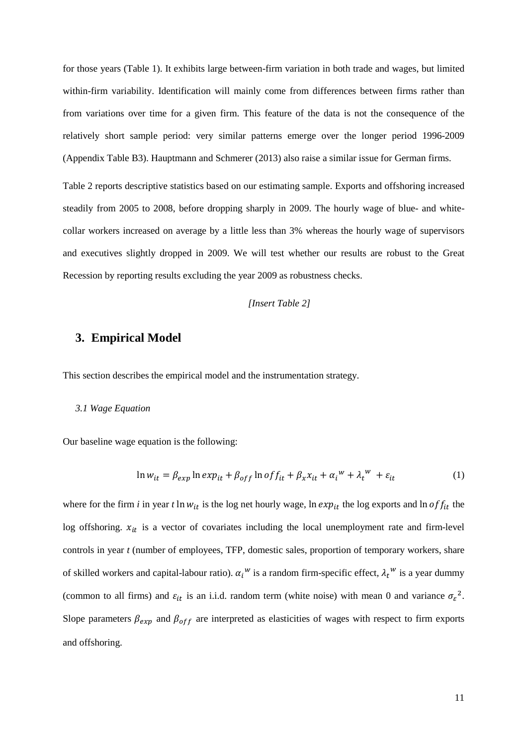for those years (Table 1). It exhibits large between-firm variation in both trade and wages, but limited within-firm variability. Identification will mainly come from differences between firms rather than from variations over time for a given firm. This feature of the data is not the consequence of the relatively short sample period: very similar patterns emerge over the longer period 1996-2009 (Appendix Table B3). Hauptmann and Schmerer (2013) also raise a similar issue for German firms.

Table 2 reports descriptive statistics based on our estimating sample. Exports and offshoring increased steadily from 2005 to 2008, before dropping sharply in 2009. The hourly wage of blue- and white-collar workers increased on average by a little less than 3% whereas the hourly wage of supervisors and executives slightly dropped in 2009. We will test whether our results are robust to the Great Recession by reporting results excluding the year 2009 as robustness checks.

*[Insert Table 2]*

## 3. Empirical Model

This section describes the empirical model and the instrumentation strategy.

### *3.1 Wage Equation*

Our baseline wage equation is the following:

$$\ln w_{it} = \beta_{exp} \ln exp_{it} + \beta_{off} \ln off_{it} + \beta_x x_{it} + \alpha_i^{\ w} + \lambda_t^{\ w} + \varepsilon_{it} \qquad (1)$$

where for the firm $i$ in year $t$ $\ln w_{it}$ is the log net hourly wage, $\ln exp_{it}$ the log exports and $\ln off_{it}$ the log offshoring. $x_{it}$ is a vector of covariates including the local unemployment rate and firm-level controls in year $t$ (number of employees, TFP, domestic sales, proportion of temporary workers, share of skilled workers and capital-labour ratio). $\alpha_i^{\ w}$ is a random firm-specific effect, $\lambda_t^{\ w}$ is a year dummy (common to all firms) and $\varepsilon_{it}$ is an i.i.d. random term (white noise) with mean 0 and variance $\sigma_\varepsilon^{\ 2}$. Slope parameters $\beta_{exp}$ and $\beta_{off}$ are interpreted as elasticities of wages with respect to firm exports and offshoring.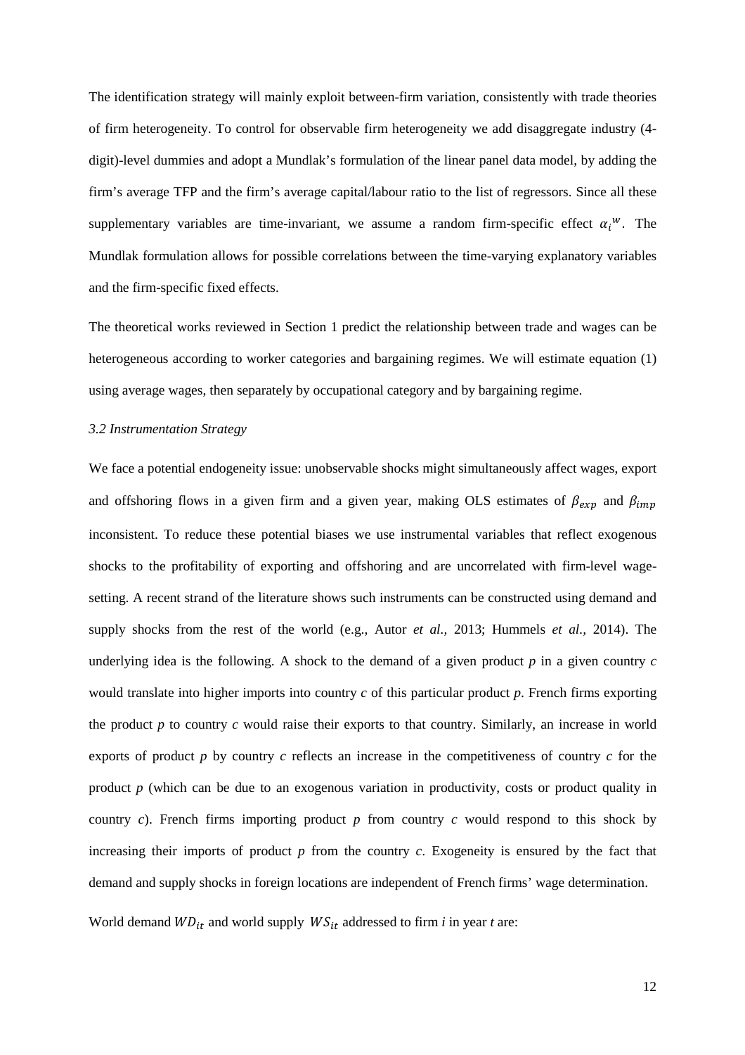The identification strategy will mainly exploit between-firm variation, consistently with trade theories of firm heterogeneity. To control for observable firm heterogeneity we add disaggregate industry (4-digit)-level dummies and adopt a Mundlak's formulation of the linear panel data model, by adding the firm's average TFP and the firm's average capital/labour ratio to the list of regressors. Since all these supplementary variables are time-invariant, we assume a random firm-specific effect $\alpha_i^w$. The Mundlak formulation allows for possible correlations between the time-varying explanatory variables and the firm-specific fixed effects.

The theoretical works reviewed in Section 1 predict the relationship between trade and wages can be heterogeneous according to worker categories and bargaining regimes. We will estimate equation (1) using average wages, then separately by occupational category and by bargaining regime.

### *3.2 Instrumentation Strategy*

We face a potential endogeneity issue: unobservable shocks might simultaneously affect wages, export and offshoring flows in a given firm and a given year, making OLS estimates of $\beta_{exp}$ and $\beta_{imp}$ inconsistent. To reduce these potential biases we use instrumental variables that reflect exogenous shocks to the profitability of exporting and offshoring and are uncorrelated with firm-level wage-setting. A recent strand of the literature shows such instruments can be constructed using demand and supply shocks from the rest of the world (e.g., Autor *et al.,* 2013; Hummels *et al.,* 2014). The underlying idea is the following. A shock to the demand of a given product *p* in a given country *c* would translate into higher imports into country *c* of this particular product *p*. French firms exporting the product *p* to country *c* would raise their exports to that country. Similarly, an increase in world exports of product *p* by country *c* reflects an increase in the competitiveness of country *c* for the product *p* (which can be due to an exogenous variation in productivity, costs or product quality in country *c*). French firms importing product *p* from country *c* would respond to this shock by increasing their imports of product *p* from the country *c*. Exogeneity is ensured by the fact that demand and supply shocks in foreign locations are independent of French firms' wage determination.

World demand $WD_{it}$ and world supply $WS_{it}$ addressed to firm *i* in year *t* are: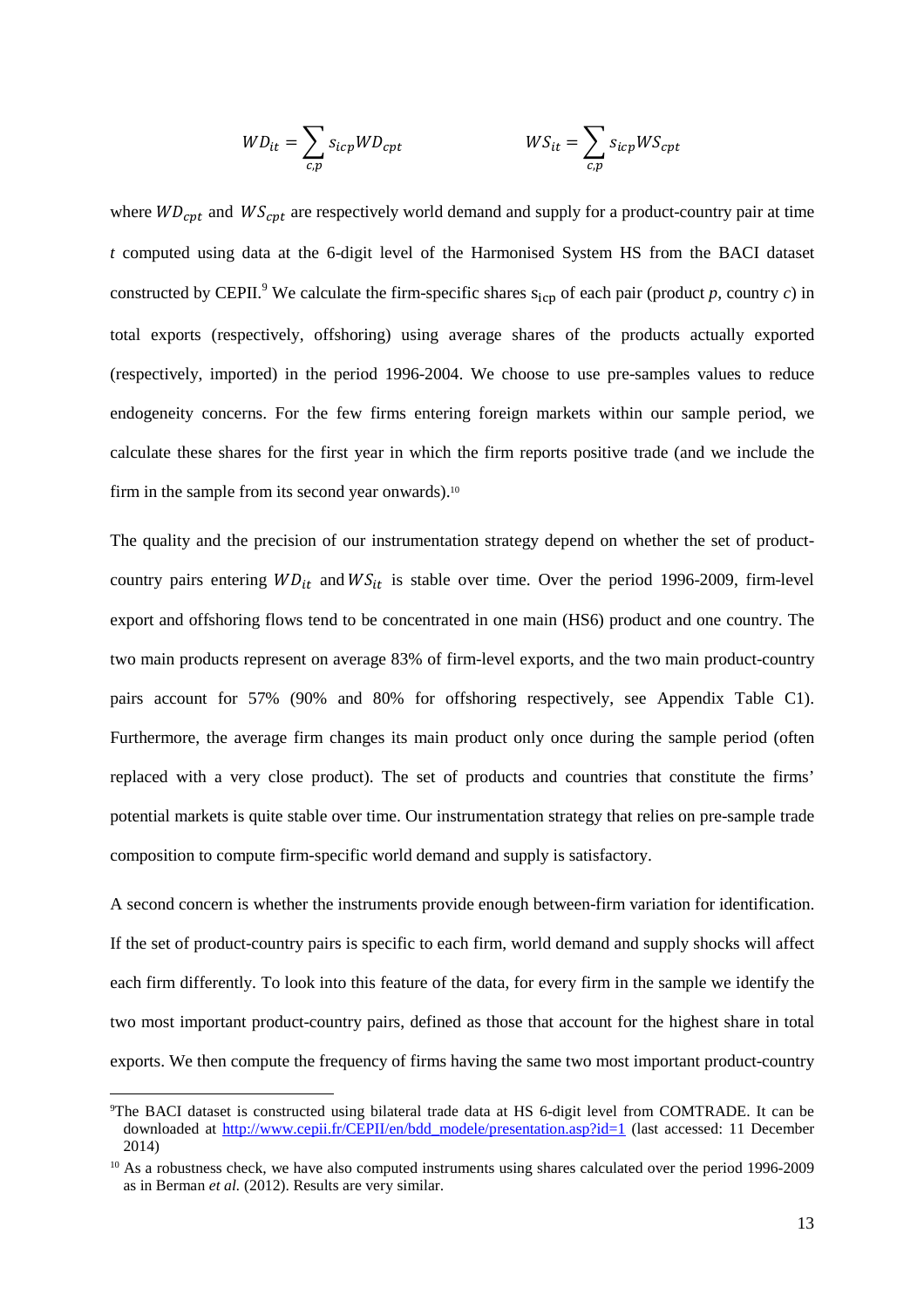$$WD_{it} = \sum_{c,p} s_{icp} WD_{cpt} \qquad\qquad WS_{it} = \sum_{c,p} s_{icp} WS_{cpt}$$

where $WD_{cpt}$ and $WS_{cpt}$ are respectively world demand and supply for a product-country pair at time *t* computed using data at the 6-digit level of the Harmonised System HS from the BACI dataset constructed by CEPII.[9] We calculate the firm-specific shares $s_{icp}$ of each pair (product *p*, country *c*) in total exports (respectively, offshoring) using average shares of the products actually exported (respectively, imported) in the period 1996-2004. We choose to use pre-samples values to reduce endogeneity concerns. For the few firms entering foreign markets within our sample period, we calculate these shares for the first year in which the firm reports positive trade (and we include the firm in the sample from its second year onwards).[10]

The quality and the precision of our instrumentation strategy depend on whether the set of product-country pairs entering $WD_{it}$ and $WS_{it}$ is stable over time. Over the period 1996-2009, firm-level export and offshoring flows tend to be concentrated in one main (HS6) product and one country. The two main products represent on average 83% of firm-level exports, and the two main product-country pairs account for 57% (90% and 80% for offshoring respectively, see Appendix Table C1). Furthermore, the average firm changes its main product only once during the sample period (often replaced with a very close product). The set of products and countries that constitute the firms' potential markets is quite stable over time. Our instrumentation strategy that relies on pre-sample trade composition to compute firm-specific world demand and supply is satisfactory.

A second concern is whether the instruments provide enough between-firm variation for identification. If the set of product-country pairs is specific to each firm, world demand and supply shocks will affect each firm differently. To look into this feature of the data, for every firm in the sample we identify the two most important product-country pairs, defined as those that account for the highest share in total exports. We then compute the frequency of firms having the same two most important product-country

[9] The BACI dataset is constructed using bilateral trade data at HS 6-digit level from COMTRADE. It can be downloaded at http://www.cepii.fr/CEPII/en/bdd_modele/presentation.asp?id=1 (last accessed: 11 December 2014)

[10] As a robustness check, we have also computed instruments using shares calculated over the period 1996-2009 as in Berman *et al.* (2012). Results are very similar.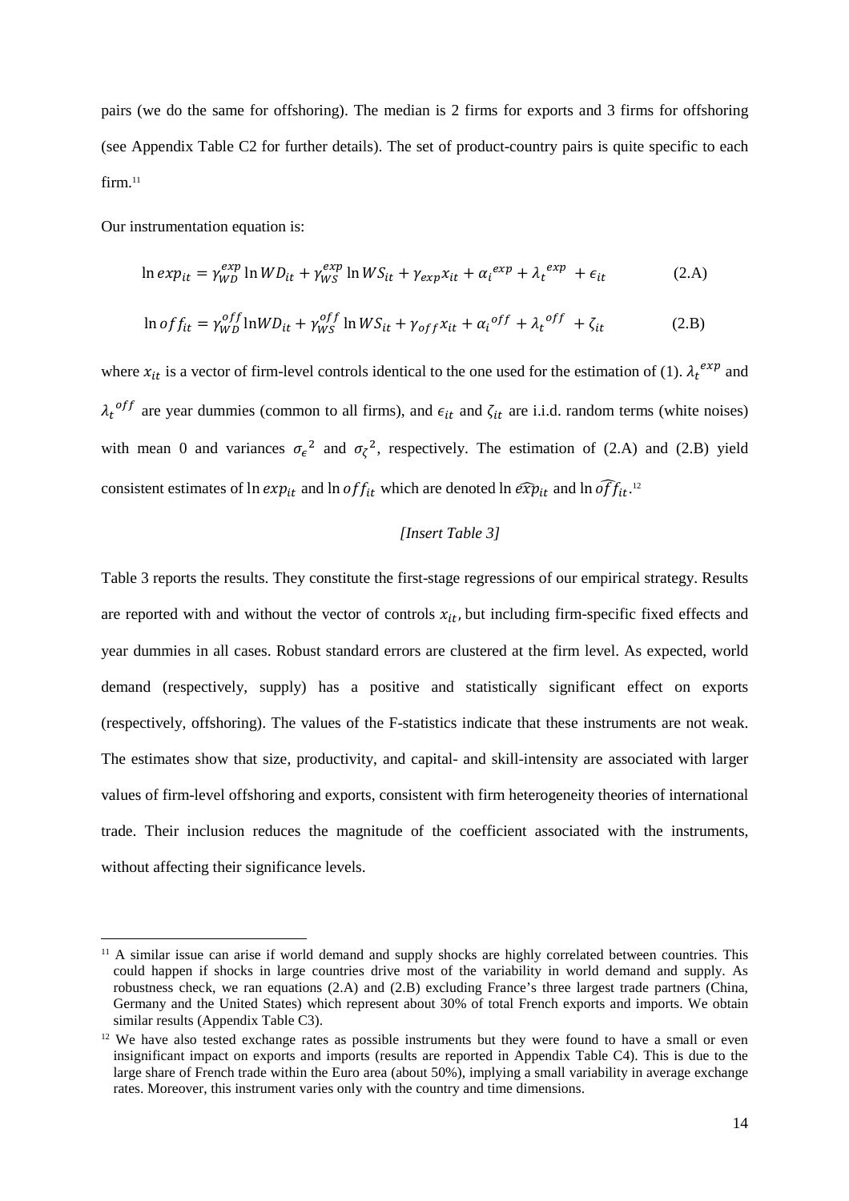pairs (we do the same for offshoring). The median is 2 firms for exports and 3 firms for offshoring (see Appendix Table C2 for further details). The set of product-country pairs is quite specific to each firm.[11]

Our instrumentation equation is:

$$\ln exp_{it} = \gamma_{WD}^{exp} \ln WD_{it} + \gamma_{WS}^{exp} \ln WS_{it} + \gamma_{exp} x_{it} + \alpha_i^{exp} + \lambda_t^{exp} + \epsilon_{it} \tag{2.A}$$

$$\ln off_{it} = \gamma_{WD}^{off} \ln WD_{it} + \gamma_{WS}^{off} \ln WS_{it} + \gamma_{off} x_{it} + \alpha_i^{off} + \lambda_t^{off} + \zeta_{it} \tag{2.B}$$

where $x_{it}$ is a vector of firm-level controls identical to the one used for the estimation of (1). $\lambda_t^{exp}$ and $\lambda_t^{off}$ are year dummies (common to all firms), and $\epsilon_{it}$ and $\zeta_{it}$ are i.i.d. random terms (white noises) with mean 0 and variances $\sigma_\epsilon^2$ and $\sigma_\zeta^2$, respectively. The estimation of (2.A) and (2.B) yield consistent estimates of $\ln exp_{it}$ and $\ln off_{it}$ which are denoted $\ln \widehat{exp}_{it}$ and $\ln \widehat{off}_{it}$.[12]

*[Insert Table 3]*

Table 3 reports the results. They constitute the first-stage regressions of our empirical strategy. Results are reported with and without the vector of controls $x_{it}$, but including firm-specific fixed effects and year dummies in all cases. Robust standard errors are clustered at the firm level. As expected, world demand (respectively, supply) has a positive and statistically significant effect on exports (respectively, offshoring). The values of the F-statistics indicate that these instruments are not weak. The estimates show that size, productivity, and capital- and skill-intensity are associated with larger values of firm-level offshoring and exports, consistent with firm heterogeneity theories of international trade. Their inclusion reduces the magnitude of the coefficient associated with the instruments, without affecting their significance levels.

[11] A similar issue can arise if world demand and supply shocks are highly correlated between countries. This could happen if shocks in large countries drive most of the variability in world demand and supply. As robustness check, we ran equations (2.A) and (2.B) excluding France's three largest trade partners (China, Germany and the United States) which represent about 30% of total French exports and imports. We obtain similar results (Appendix Table C3).

[12] We have also tested exchange rates as possible instruments but they were found to have a small or even insignificant impact on exports and imports (results are reported in Appendix Table C4). This is due to the large share of French trade within the Euro area (about 50%), implying a small variability in average exchange rates. Moreover, this instrument varies only with the country and time dimensions.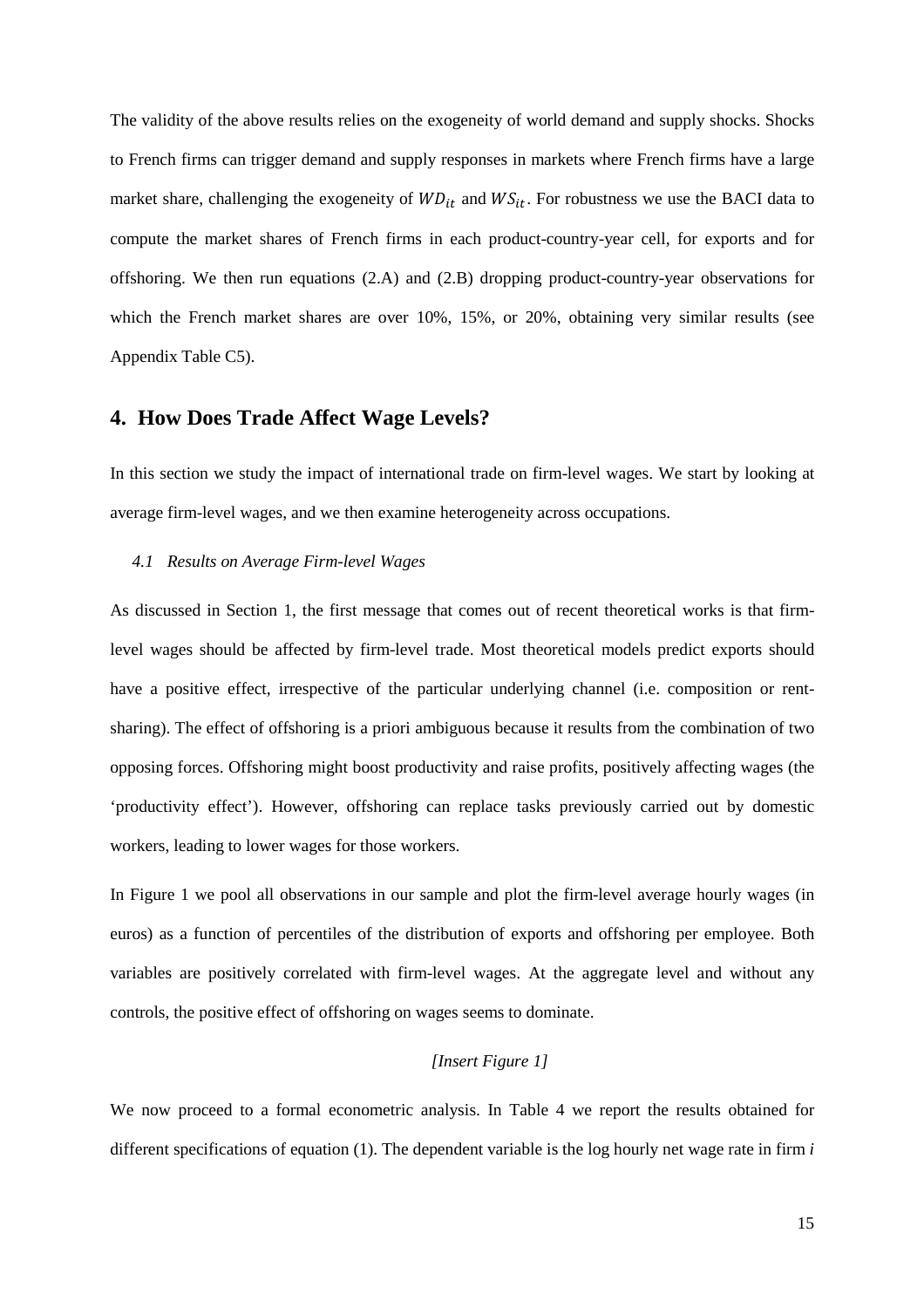The validity of the above results relies on the exogeneity of world demand and supply shocks. Shocks to French firms can trigger demand and supply responses in markets where French firms have a large market share, challenging the exogeneity of $WD_{it}$ and $WS_{it}$. For robustness we use the BACI data to compute the market shares of French firms in each product-country-year cell, for exports and for offshoring. We then run equations (2.A) and (2.B) dropping product-country-year observations for which the French market shares are over 10%, 15%, or 20%, obtaining very similar results (see Appendix Table C5).

## 4. How Does Trade Affect Wage Levels?

In this section we study the impact of international trade on firm-level wages. We start by looking at average firm-level wages, and we then examine heterogeneity across occupations.

### *4.1 Results on Average Firm-level Wages*

As discussed in Section 1, the first message that comes out of recent theoretical works is that firm-level wages should be affected by firm-level trade. Most theoretical models predict exports should have a positive effect, irrespective of the particular underlying channel (i.e. composition or rent-sharing). The effect of offshoring is a priori ambiguous because it results from the combination of two opposing forces. Offshoring might boost productivity and raise profits, positively affecting wages (the 'productivity effect'). However, offshoring can replace tasks previously carried out by domestic workers, leading to lower wages for those workers.

In Figure 1 we pool all observations in our sample and plot the firm-level average hourly wages (in euros) as a function of percentiles of the distribution of exports and offshoring per employee. Both variables are positively correlated with firm-level wages. At the aggregate level and without any controls, the positive effect of offshoring on wages seems to dominate.

*[Insert Figure 1]*

We now proceed to a formal econometric analysis. In Table 4 we report the results obtained for different specifications of equation (1). The dependent variable is the log hourly net wage rate in firm *i*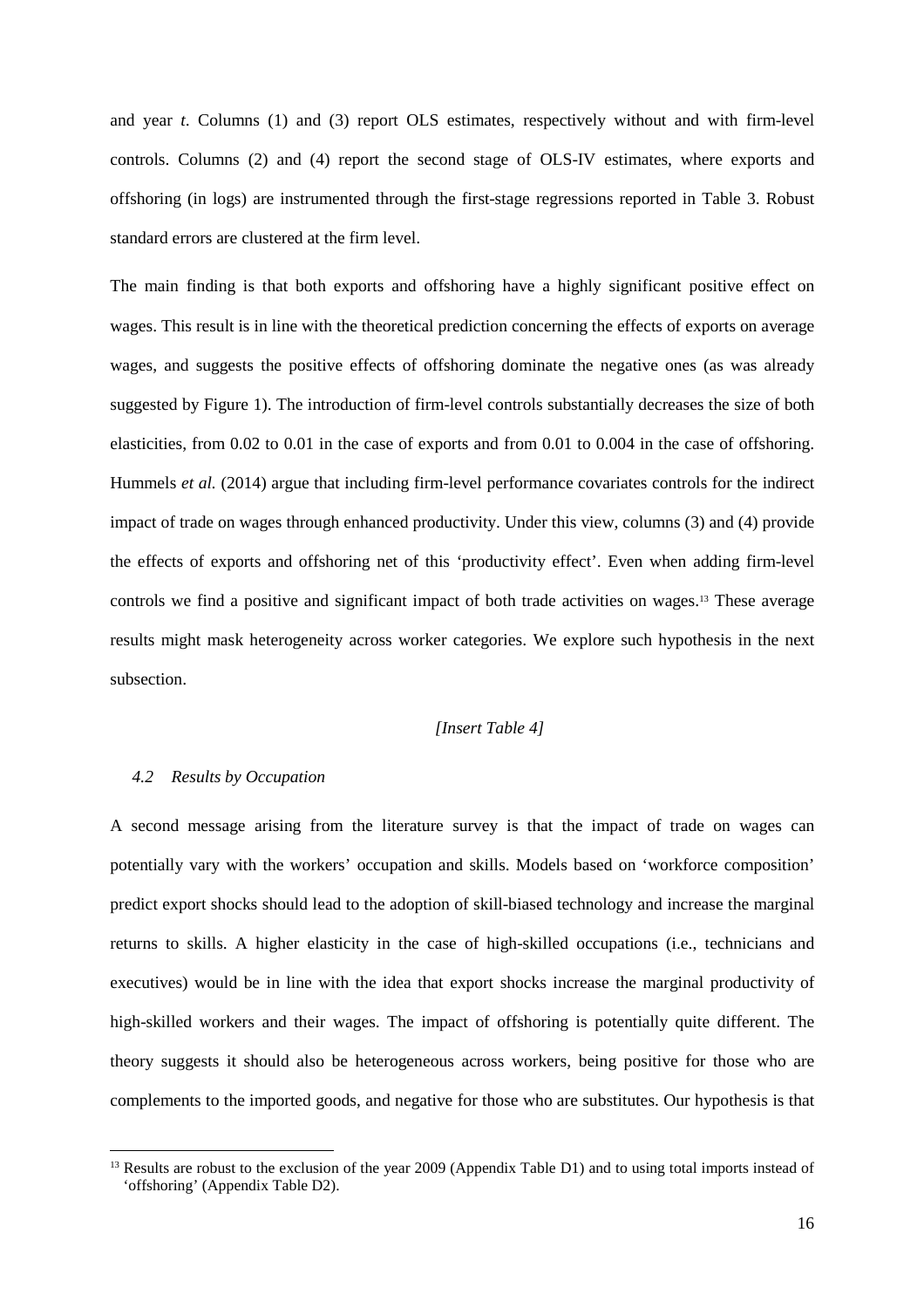and year *t*. Columns (1) and (3) report OLS estimates, respectively without and with firm-level controls. Columns (2) and (4) report the second stage of OLS-IV estimates, where exports and offshoring (in logs) are instrumented through the first-stage regressions reported in Table 3. Robust standard errors are clustered at the firm level.

The main finding is that both exports and offshoring have a highly significant positive effect on wages. This result is in line with the theoretical prediction concerning the effects of exports on average wages, and suggests the positive effects of offshoring dominate the negative ones (as was already suggested by Figure 1). The introduction of firm-level controls substantially decreases the size of both elasticities, from 0.02 to 0.01 in the case of exports and from 0.01 to 0.004 in the case of offshoring. Hummels *et al.* (2014) argue that including firm-level performance covariates controls for the indirect impact of trade on wages through enhanced productivity. Under this view, columns (3) and (4) provide the effects of exports and offshoring net of this 'productivity effect'. Even when adding firm-level controls we find a positive and significant impact of both trade activities on wages.[13] These average results might mask heterogeneity across worker categories. We explore such hypothesis in the next subsection.

*[Insert Table 4]*

### *4.2 Results by Occupation*

A second message arising from the literature survey is that the impact of trade on wages can potentially vary with the workers' occupation and skills. Models based on 'workforce composition' predict export shocks should lead to the adoption of skill-biased technology and increase the marginal returns to skills. A higher elasticity in the case of high-skilled occupations (i.e., technicians and executives) would be in line with the idea that export shocks increase the marginal productivity of high-skilled workers and their wages. The impact of offshoring is potentially quite different. The theory suggests it should also be heterogeneous across workers, being positive for those who are complements to the imported goods, and negative for those who are substitutes. Our hypothesis is that

[13] Results are robust to the exclusion of the year 2009 (Appendix Table D1) and to using total imports instead of 'offshoring' (Appendix Table D2).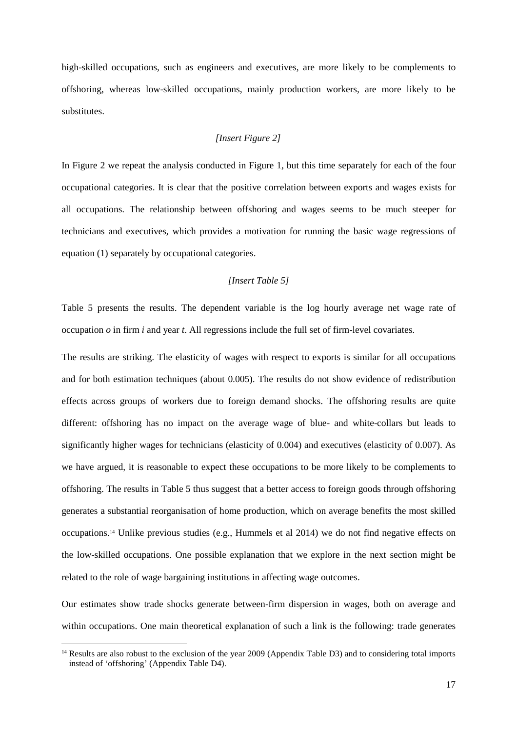high-skilled occupations, such as engineers and executives, are more likely to be complements to offshoring, whereas low-skilled occupations, mainly production workers, are more likely to be substitutes.

*[Insert Figure 2]*

In Figure 2 we repeat the analysis conducted in Figure 1, but this time separately for each of the four occupational categories. It is clear that the positive correlation between exports and wages exists for all occupations. The relationship between offshoring and wages seems to be much steeper for technicians and executives, which provides a motivation for running the basic wage regressions of equation (1) separately by occupational categories.

*[Insert Table 5]*

Table 5 presents the results. The dependent variable is the log hourly average net wage rate of occupation $o$ in firm $i$ and year $t$. All regressions include the full set of firm-level covariates.

The results are striking. The elasticity of wages with respect to exports is similar for all occupations and for both estimation techniques (about 0.005). The results do not show evidence of redistribution effects across groups of workers due to foreign demand shocks. The offshoring results are quite different: offshoring has no impact on the average wage of blue- and white-collars but leads to significantly higher wages for technicians (elasticity of 0.004) and executives (elasticity of 0.007). As we have argued, it is reasonable to expect these occupations to be more likely to be complements to offshoring. The results in Table 5 thus suggest that a better access to foreign goods through offshoring generates a substantial reorganisation of home production, which on average benefits the most skilled occupations.[14] Unlike previous studies (e.g., Hummels et al 2014) we do not find negative effects on the low-skilled occupations. One possible explanation that we explore in the next section might be related to the role of wage bargaining institutions in affecting wage outcomes.

Our estimates show trade shocks generate between-firm dispersion in wages, both on average and within occupations. One main theoretical explanation of such a link is the following: trade generates

[14] Results are also robust to the exclusion of the year 2009 (Appendix Table D3) and to considering total imports instead of 'offshoring' (Appendix Table D4).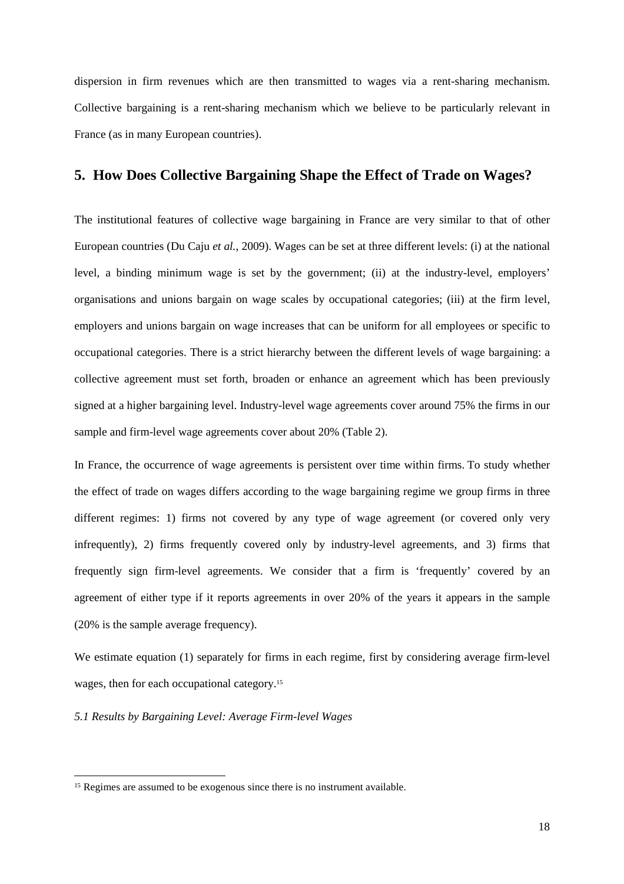dispersion in firm revenues which are then transmitted to wages via a rent-sharing mechanism. Collective bargaining is a rent-sharing mechanism which we believe to be particularly relevant in France (as in many European countries).

## 5. How Does Collective Bargaining Shape the Effect of Trade on Wages?

The institutional features of collective wage bargaining in France are very similar to that of other European countries (Du Caju *et al.*, 2009). Wages can be set at three different levels: (i) at the national level, a binding minimum wage is set by the government; (ii) at the industry-level, employers' organisations and unions bargain on wage scales by occupational categories; (iii) at the firm level, employers and unions bargain on wage increases that can be uniform for all employees or specific to occupational categories. There is a strict hierarchy between the different levels of wage bargaining: a collective agreement must set forth, broaden or enhance an agreement which has been previously signed at a higher bargaining level. Industry-level wage agreements cover around 75% the firms in our sample and firm-level wage agreements cover about 20% (Table 2).

In France, the occurrence of wage agreements is persistent over time within firms. To study whether the effect of trade on wages differs according to the wage bargaining regime we group firms in three different regimes: 1) firms not covered by any type of wage agreement (or covered only very infrequently), 2) firms frequently covered only by industry-level agreements, and 3) firms that frequently sign firm-level agreements. We consider that a firm is 'frequently' covered by an agreement of either type if it reports agreements in over 20% of the years it appears in the sample (20% is the sample average frequency).

We estimate equation (1) separately for firms in each regime, first by considering average firm-level wages, then for each occupational category.[15]

*5.1 Results by Bargaining Level: Average Firm-level Wages*

[15] Regimes are assumed to be exogenous since there is no instrument available.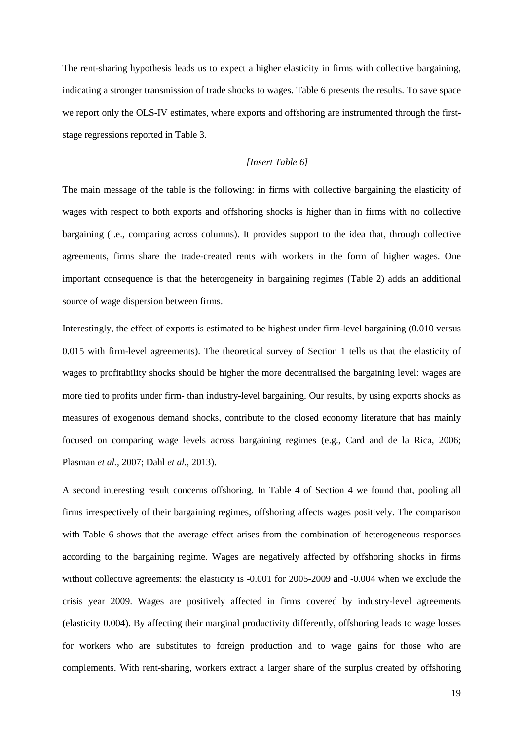The rent-sharing hypothesis leads us to expect a higher elasticity in firms with collective bargaining, indicating a stronger transmission of trade shocks to wages. Table 6 presents the results. To save space we report only the OLS-IV estimates, where exports and offshoring are instrumented through the first-stage regressions reported in Table 3.

*[Insert Table 6]*

The main message of the table is the following: in firms with collective bargaining the elasticity of wages with respect to both exports and offshoring shocks is higher than in firms with no collective bargaining (i.e., comparing across columns). It provides support to the idea that, through collective agreements, firms share the trade-created rents with workers in the form of higher wages. One important consequence is that the heterogeneity in bargaining regimes (Table 2) adds an additional source of wage dispersion between firms.

Interestingly, the effect of exports is estimated to be highest under firm-level bargaining (0.010 versus 0.015 with firm-level agreements). The theoretical survey of Section 1 tells us that the elasticity of wages to profitability shocks should be higher the more decentralised the bargaining level: wages are more tied to profits under firm- than industry-level bargaining. Our results, by using exports shocks as measures of exogenous demand shocks, contribute to the closed economy literature that has mainly focused on comparing wage levels across bargaining regimes (e.g., Card and de la Rica, 2006; Plasman *et al.*, 2007; Dahl *et al.*, 2013).

A second interesting result concerns offshoring. In Table 4 of Section 4 we found that, pooling all firms irrespectively of their bargaining regimes, offshoring affects wages positively. The comparison with Table 6 shows that the average effect arises from the combination of heterogeneous responses according to the bargaining regime. Wages are negatively affected by offshoring shocks in firms without collective agreements: the elasticity is -0.001 for 2005-2009 and -0.004 when we exclude the crisis year 2009. Wages are positively affected in firms covered by industry-level agreements (elasticity 0.004). By affecting their marginal productivity differently, offshoring leads to wage losses for workers who are substitutes to foreign production and to wage gains for those who are complements. With rent-sharing, workers extract a larger share of the surplus created by offshoring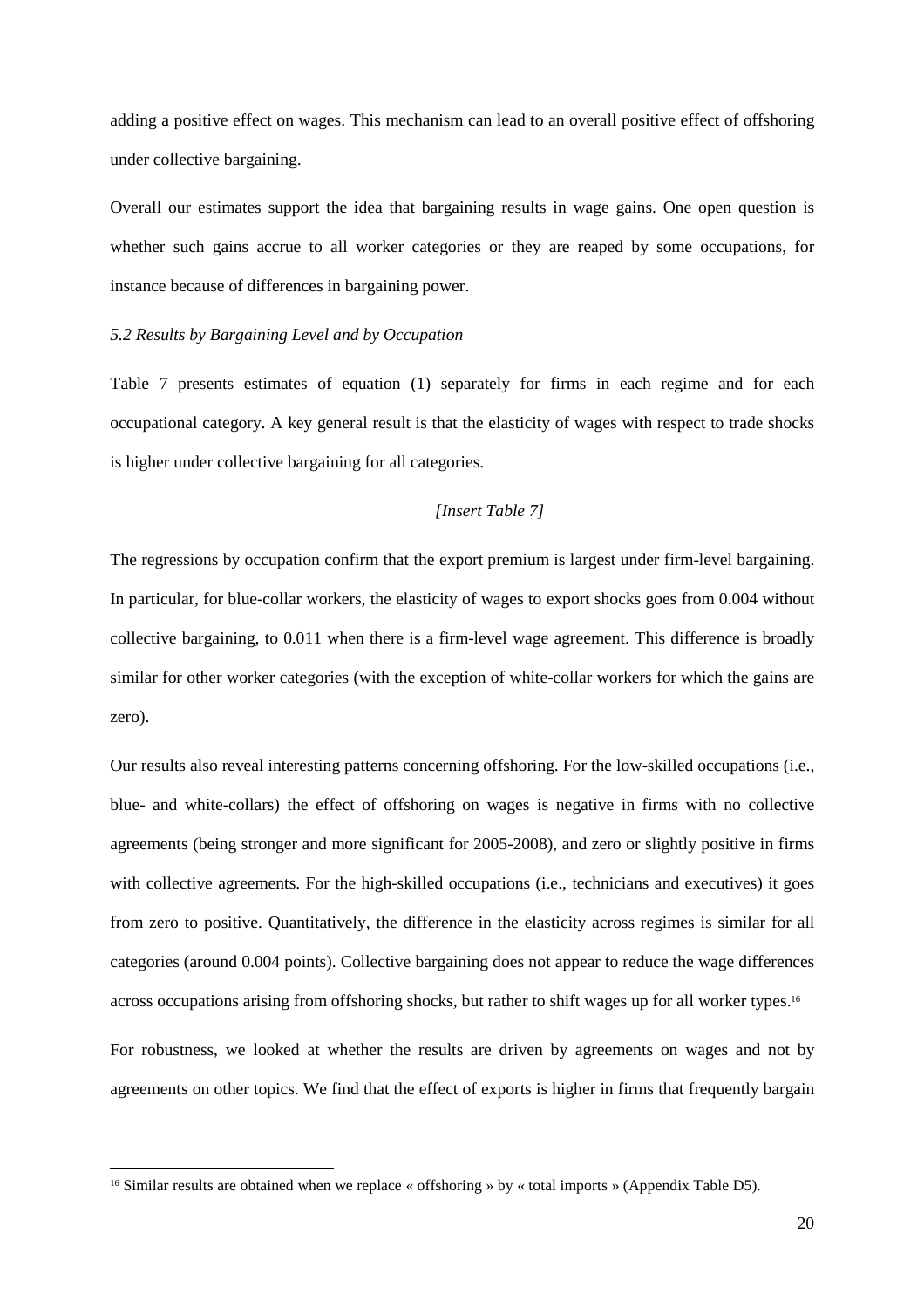adding a positive effect on wages. This mechanism can lead to an overall positive effect of offshoring under collective bargaining.

Overall our estimates support the idea that bargaining results in wage gains. One open question is whether such gains accrue to all worker categories or they are reaped by some occupations, for instance because of differences in bargaining power.

### *5.2 Results by Bargaining Level and by Occupation*

Table 7 presents estimates of equation (1) separately for firms in each regime and for each occupational category. A key general result is that the elasticity of wages with respect to trade shocks is higher under collective bargaining for all categories.

*[Insert Table 7]*

The regressions by occupation confirm that the export premium is largest under firm-level bargaining. In particular, for blue-collar workers, the elasticity of wages to export shocks goes from 0.004 without collective bargaining, to 0.011 when there is a firm-level wage agreement. This difference is broadly similar for other worker categories (with the exception of white-collar workers for which the gains are zero).

Our results also reveal interesting patterns concerning offshoring. For the low-skilled occupations (i.e., blue- and white-collars) the effect of offshoring on wages is negative in firms with no collective agreements (being stronger and more significant for 2005-2008), and zero or slightly positive in firms with collective agreements. For the high-skilled occupations (i.e., technicians and executives) it goes from zero to positive. Quantitatively, the difference in the elasticity across regimes is similar for all categories (around 0.004 points). Collective bargaining does not appear to reduce the wage differences across occupations arising from offshoring shocks, but rather to shift wages up for all worker types.[16]

For robustness, we looked at whether the results are driven by agreements on wages and not by agreements on other topics. We find that the effect of exports is higher in firms that frequently bargain

[16] Similar results are obtained when we replace « offshoring » by « total imports » (Appendix Table D5).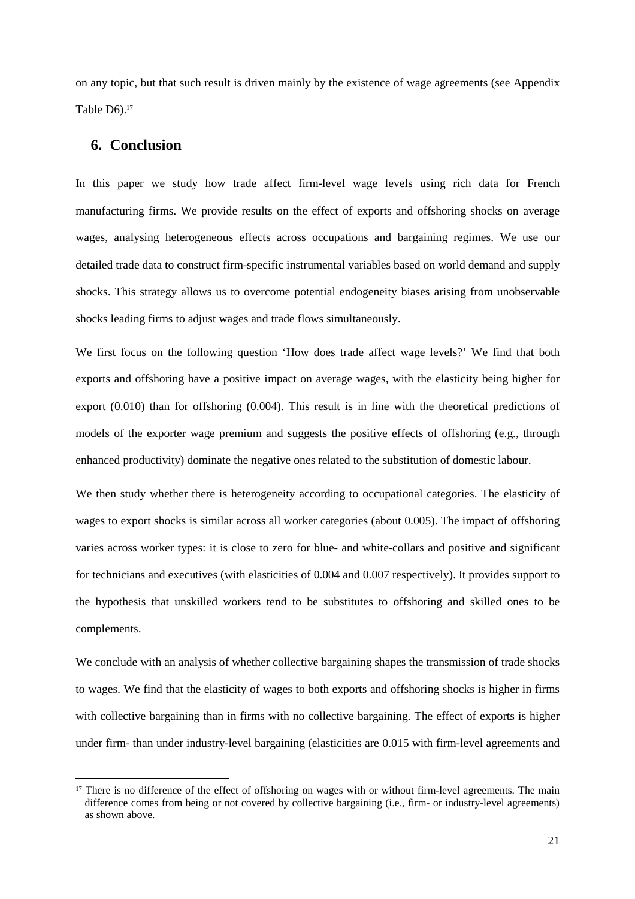on any topic, but that such result is driven mainly by the existence of wage agreements (see Appendix Table D6).[17]

## 6. Conclusion

In this paper we study how trade affect firm-level wage levels using rich data for French manufacturing firms. We provide results on the effect of exports and offshoring shocks on average wages, analysing heterogeneous effects across occupations and bargaining regimes. We use our detailed trade data to construct firm-specific instrumental variables based on world demand and supply shocks. This strategy allows us to overcome potential endogeneity biases arising from unobservable shocks leading firms to adjust wages and trade flows simultaneously.

We first focus on the following question 'How does trade affect wage levels?' We find that both exports and offshoring have a positive impact on average wages, with the elasticity being higher for export (0.010) than for offshoring (0.004). This result is in line with the theoretical predictions of models of the exporter wage premium and suggests the positive effects of offshoring (e.g., through enhanced productivity) dominate the negative ones related to the substitution of domestic labour.

We then study whether there is heterogeneity according to occupational categories. The elasticity of wages to export shocks is similar across all worker categories (about 0.005). The impact of offshoring varies across worker types: it is close to zero for blue- and white-collars and positive and significant for technicians and executives (with elasticities of 0.004 and 0.007 respectively). It provides support to the hypothesis that unskilled workers tend to be substitutes to offshoring and skilled ones to be complements.

We conclude with an analysis of whether collective bargaining shapes the transmission of trade shocks to wages. We find that the elasticity of wages to both exports and offshoring shocks is higher in firms with collective bargaining than in firms with no collective bargaining. The effect of exports is higher under firm- than under industry-level bargaining (elasticities are 0.015 with firm-level agreements and

[17] There is no difference of the effect of offshoring on wages with or without firm-level agreements. The main difference comes from being or not covered by collective bargaining (i.e., firm- or industry-level agreements) as shown above.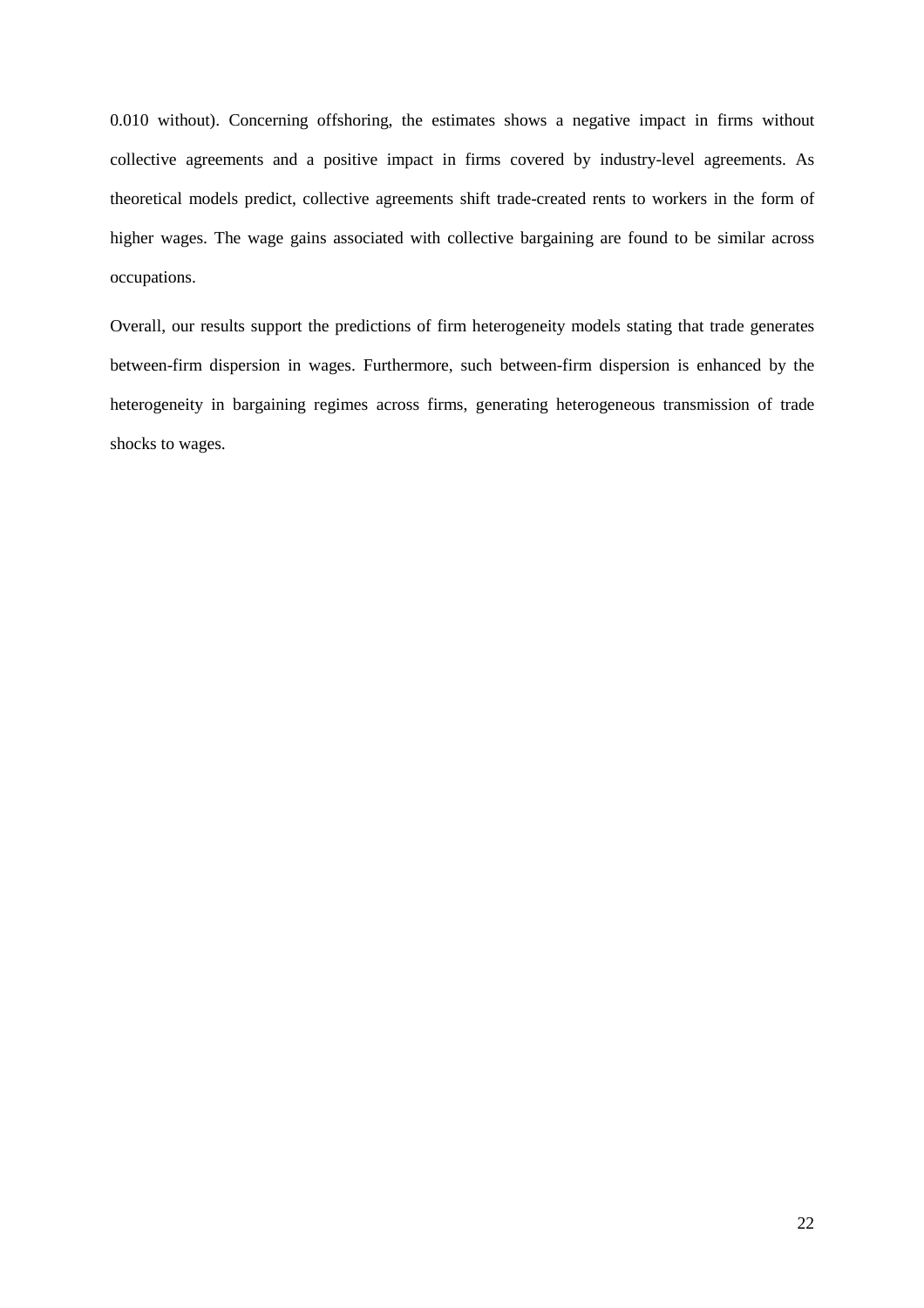0.010 without). Concerning offshoring, the estimates shows a negative impact in firms without collective agreements and a positive impact in firms covered by industry-level agreements. As theoretical models predict, collective agreements shift trade-created rents to workers in the form of higher wages. The wage gains associated with collective bargaining are found to be similar across occupations.

Overall, our results support the predictions of firm heterogeneity models stating that trade generates between-firm dispersion in wages. Furthermore, such between-firm dispersion is enhanced by the heterogeneity in bargaining regimes across firms, generating heterogeneous transmission of trade shocks to wages.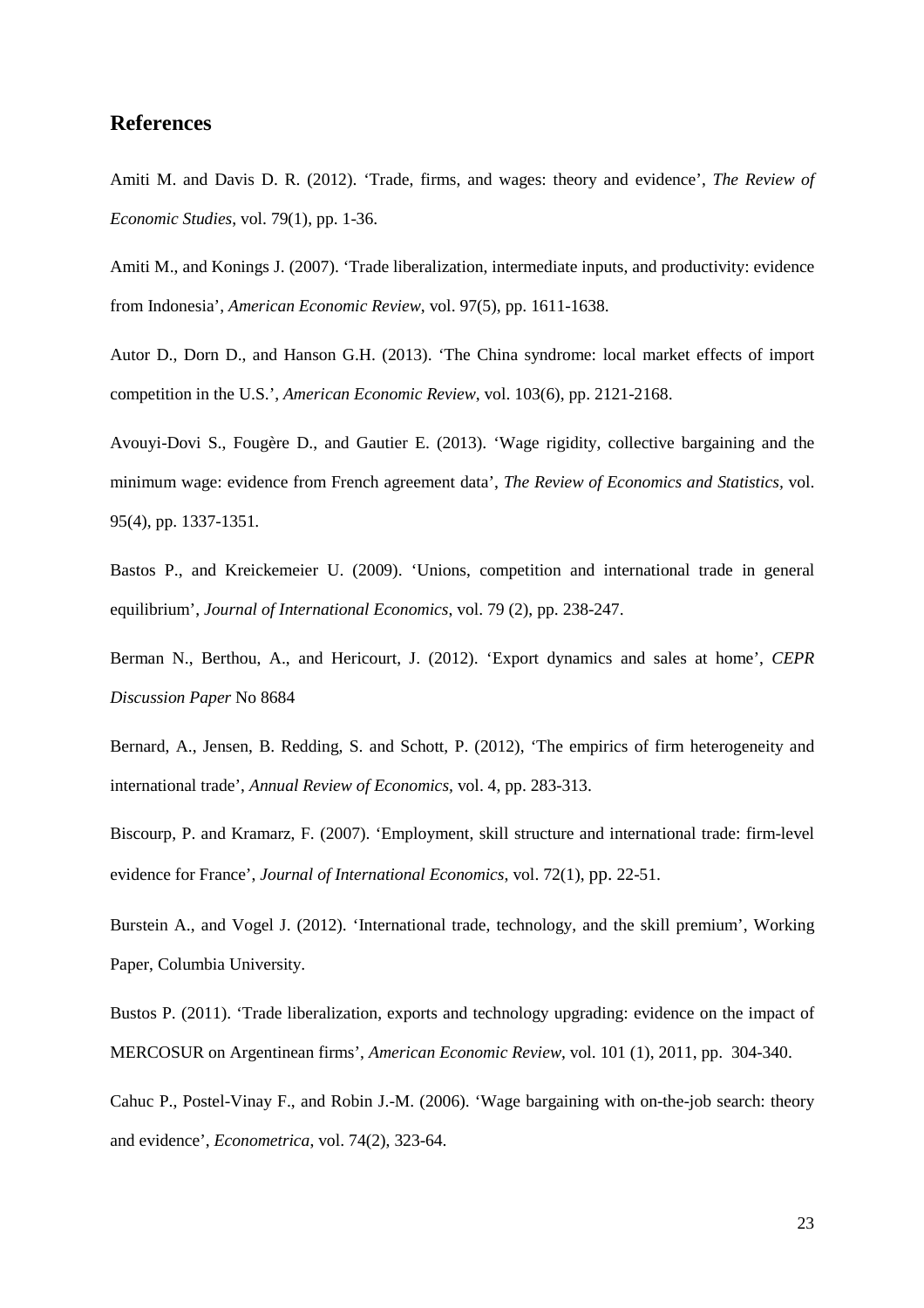## References

Amiti M. and Davis D. R. (2012). 'Trade, firms, and wages: theory and evidence', *The Review of Economic Studies*, vol. 79(1), pp. 1-36.

Amiti M., and Konings J. (2007). 'Trade liberalization, intermediate inputs, and productivity: evidence from Indonesia', *American Economic Review*, vol. 97(5), pp. 1611-1638.

Autor D., Dorn D., and Hanson G.H. (2013). 'The China syndrome: local market effects of import competition in the U.S.', *American Economic Review*, vol. 103(6), pp. 2121-2168.

Avouyi-Dovi S., Fougère D., and Gautier E. (2013). 'Wage rigidity, collective bargaining and the minimum wage: evidence from French agreement data', *The Review of Economics and Statistics*, vol. 95(4), pp. 1337-1351.

Bastos P., and Kreickemeier U. (2009). 'Unions, competition and international trade in general equilibrium', *Journal of International Economics*, vol. 79 (2), pp. 238-247.

Berman N., Berthou, A., and Hericourt, J. (2012). 'Export dynamics and sales at home', *CEPR Discussion Paper* No 8684

Bernard, A., Jensen, B. Redding, S. and Schott, P. (2012), 'The empirics of firm heterogeneity and international trade', *Annual Review of Economics*, vol. 4, pp. 283-313.

Biscourp, P. and Kramarz, F. (2007). 'Employment, skill structure and international trade: firm-level evidence for France', *Journal of International Economics*, vol. 72(1), pp. 22-51.

Burstein A., and Vogel J. (2012). 'International trade, technology, and the skill premium', Working Paper, Columbia University.

Bustos P. (2011). 'Trade liberalization, exports and technology upgrading: evidence on the impact of MERCOSUR on Argentinean firms', *American Economic Review*, vol. 101 (1), 2011, pp. 304-340.

Cahuc P., Postel-Vinay F., and Robin J.-M. (2006). 'Wage bargaining with on-the-job search: theory and evidence', *Econometrica*, vol. 74(2), 323-64.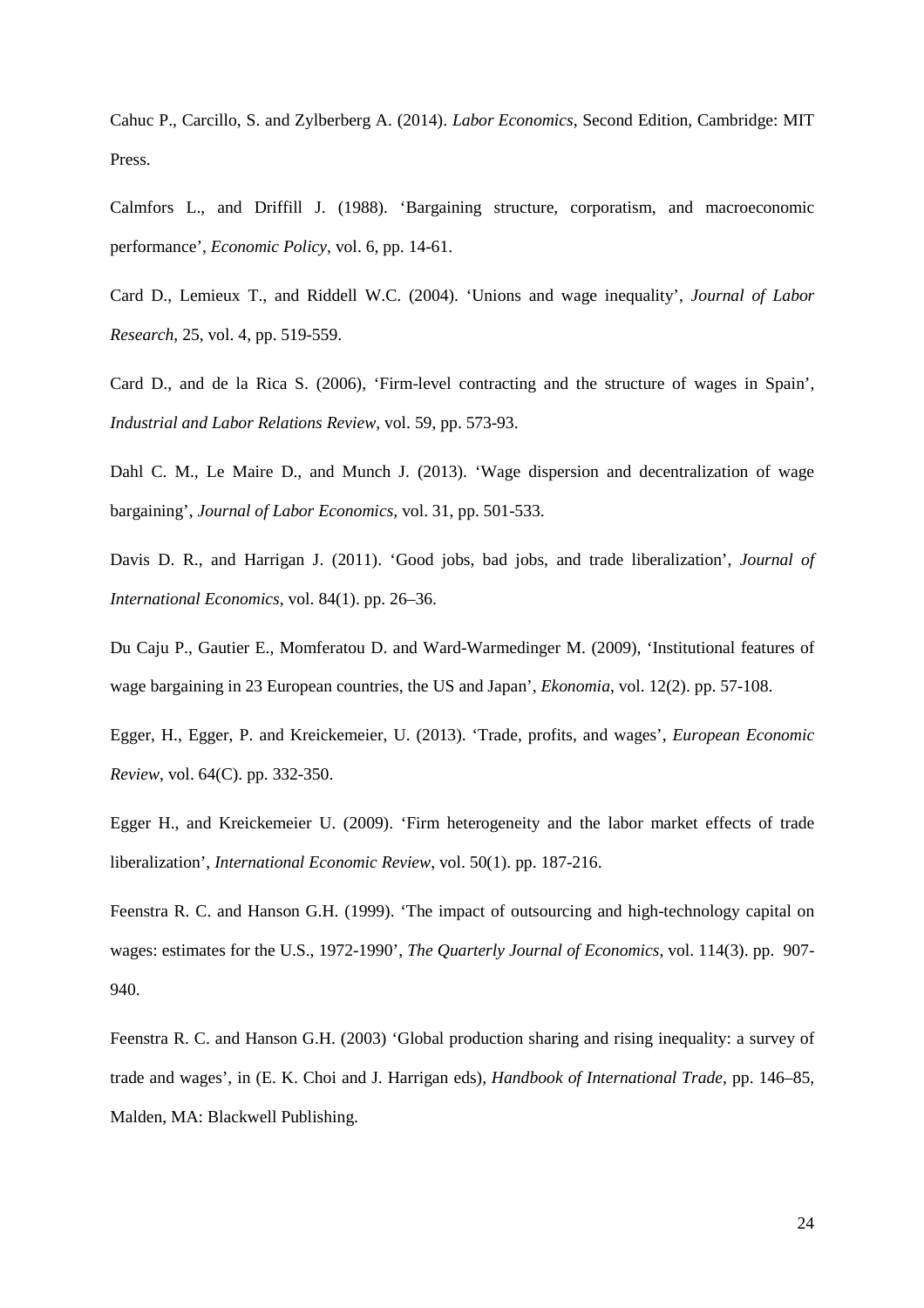Cahuc P., Carcillo, S. and Zylberberg A. (2014). *Labor Economics*, Second Edition, Cambridge: MIT Press.

Calmfors L., and Driffill J. (1988). 'Bargaining structure, corporatism, and macroeconomic performance', *Economic Policy*, vol. 6, pp. 14-61.

Card D., Lemieux T., and Riddell W.C. (2004). 'Unions and wage inequality', *Journal of Labor Research*, 25, vol. 4, pp. 519-559.

Card D., and de la Rica S. (2006), 'Firm-level contracting and the structure of wages in Spain', *Industrial and Labor Relations Review*, vol. 59, pp. 573-93.

Dahl C. M., Le Maire D., and Munch J. (2013). 'Wage dispersion and decentralization of wage bargaining', *Journal of Labor Economics*, vol. 31, pp. 501-533.

Davis D. R., and Harrigan J. (2011). 'Good jobs, bad jobs, and trade liberalization', *Journal of International Economics*, vol. 84(1). pp. 26–36.

Du Caju P., Gautier E., Momferatou D. and Ward-Warmedinger M. (2009), 'Institutional features of wage bargaining in 23 European countries, the US and Japan', *Ekonomia*, vol. 12(2). pp. 57-108.

Egger, H., Egger, P. and Kreickemeier, U. (2013). 'Trade, profits, and wages', *European Economic Review*, vol. 64(C). pp. 332-350.

Egger H., and Kreickemeier U. (2009). 'Firm heterogeneity and the labor market effects of trade liberalization', *International Economic Review*, vol. 50(1). pp. 187-216.

Feenstra R. C. and Hanson G.H. (1999). 'The impact of outsourcing and high-technology capital on wages: estimates for the U.S., 1972-1990', *The Quarterly Journal of Economics*, vol. 114(3). pp. 907-940.

Feenstra R. C. and Hanson G.H. (2003) 'Global production sharing and rising inequality: a survey of trade and wages', in (E. K. Choi and J. Harrigan eds), *Handbook of International Trade*, pp. 146–85, Malden, MA: Blackwell Publishing.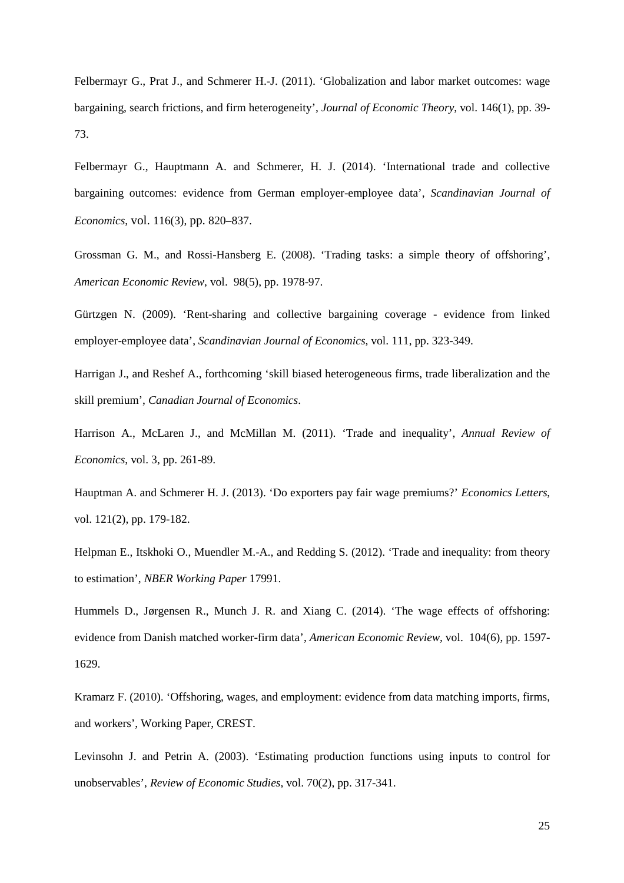Felbermayr G., Prat J., and Schmerer H.-J. (2011). ‘Globalization and labor market outcomes: wage bargaining, search frictions, and firm heterogeneity’, *Journal of Economic Theory*, vol. 146(1), pp. 39-73.

Felbermayr G., Hauptmann A. and Schmerer, H. J. (2014). ‘International trade and collective bargaining outcomes: evidence from German employer-employee data’, *Scandinavian Journal of Economics*, vol. 116(3), pp. 820–837.

Grossman G. M., and Rossi-Hansberg E. (2008). ‘Trading tasks: a simple theory of offshoring’, *American Economic Review*, vol. 98(5), pp. 1978-97.

Gürtzgen N. (2009). ‘Rent-sharing and collective bargaining coverage - evidence from linked employer-employee data’, *Scandinavian Journal of Economics*, vol. 111, pp. 323-349.

Harrigan J., and Reshef A., forthcoming ‘skill biased heterogeneous firms, trade liberalization and the skill premium’, *Canadian Journal of Economics*.

Harrison A., McLaren J., and McMillan M. (2011). ‘Trade and inequality’, *Annual Review of Economics*, vol. 3, pp. 261-89.

Hauptman A. and Schmerer H. J. (2013). ‘Do exporters pay fair wage premiums?’ *Economics Letters*, vol. 121(2), pp. 179-182.

Helpman E., Itskhoki O., Muendler M.-A., and Redding S. (2012). ‘Trade and inequality: from theory to estimation’, *NBER Working Paper* 17991.

Hummels D., Jørgensen R., Munch J. R. and Xiang C. (2014). ‘The wage effects of offshoring: evidence from Danish matched worker-firm data’, *American Economic Review*, vol. 104(6), pp. 1597-1629.

Kramarz F. (2010). ‘Offshoring, wages, and employment: evidence from data matching imports, firms, and workers’, Working Paper, CREST.

Levinsohn J. and Petrin A. (2003). ‘Estimating production functions using inputs to control for unobservables’, *Review of Economic Studies*, vol. 70(2), pp. 317-341.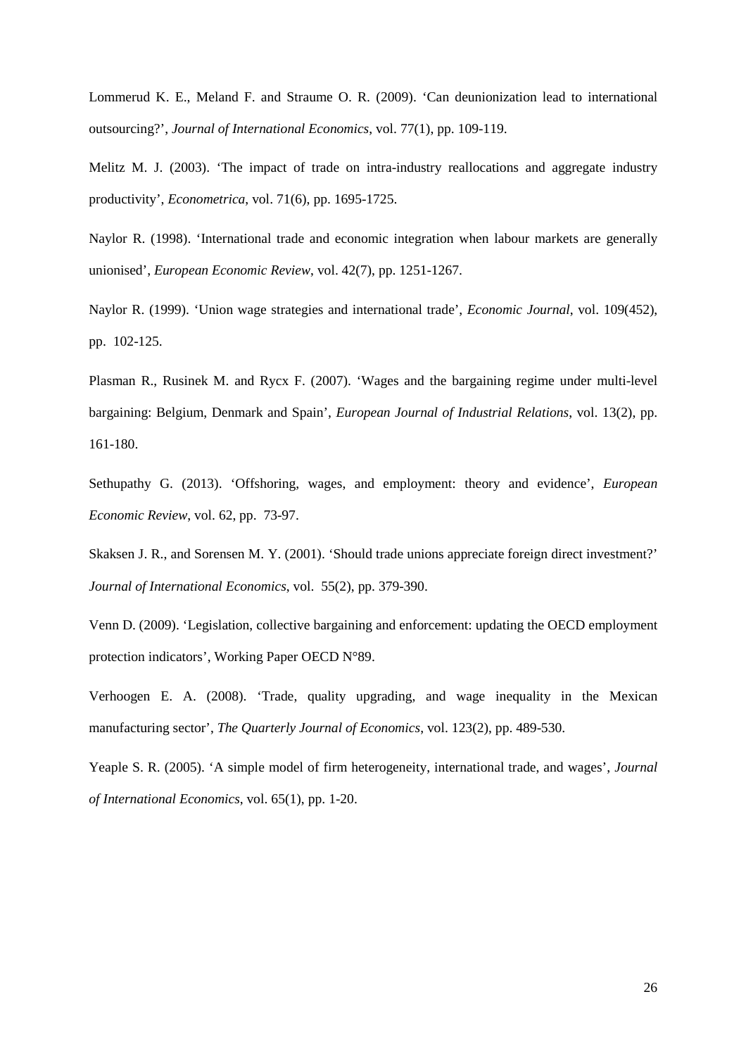Lommerud K. E., Meland F. and Straume O. R. (2009). 'Can deunionization lead to international outsourcing?', *Journal of International Economics*, vol. 77(1), pp. 109-119.

Melitz M. J. (2003). 'The impact of trade on intra-industry reallocations and aggregate industry productivity', *Econometrica*, vol. 71(6), pp. 1695-1725.

Naylor R. (1998). 'International trade and economic integration when labour markets are generally unionised', *European Economic Review*, vol. 42(7), pp. 1251-1267.

Naylor R. (1999). 'Union wage strategies and international trade', *Economic Journal*, vol. 109(452), pp. 102-125.

Plasman R., Rusinek M. and Rycx F. (2007). 'Wages and the bargaining regime under multi-level bargaining: Belgium, Denmark and Spain', *European Journal of Industrial Relations*, vol. 13(2), pp. 161-180.

Sethupathy G. (2013). 'Offshoring, wages, and employment: theory and evidence', *European Economic Review*, vol. 62, pp. 73-97.

Skaksen J. R., and Sorensen M. Y. (2001). 'Should trade unions appreciate foreign direct investment?' *Journal of International Economics*, vol. 55(2), pp. 379-390.

Venn D. (2009). 'Legislation, collective bargaining and enforcement: updating the OECD employment protection indicators', Working Paper OECD N°89.

Verhoogen E. A. (2008). 'Trade, quality upgrading, and wage inequality in the Mexican manufacturing sector', *The Quarterly Journal of Economics*, vol. 123(2), pp. 489-530.

Yeaple S. R. (2005). 'A simple model of firm heterogeneity, international trade, and wages', *Journal of International Economics*, vol. 65(1), pp. 1-20.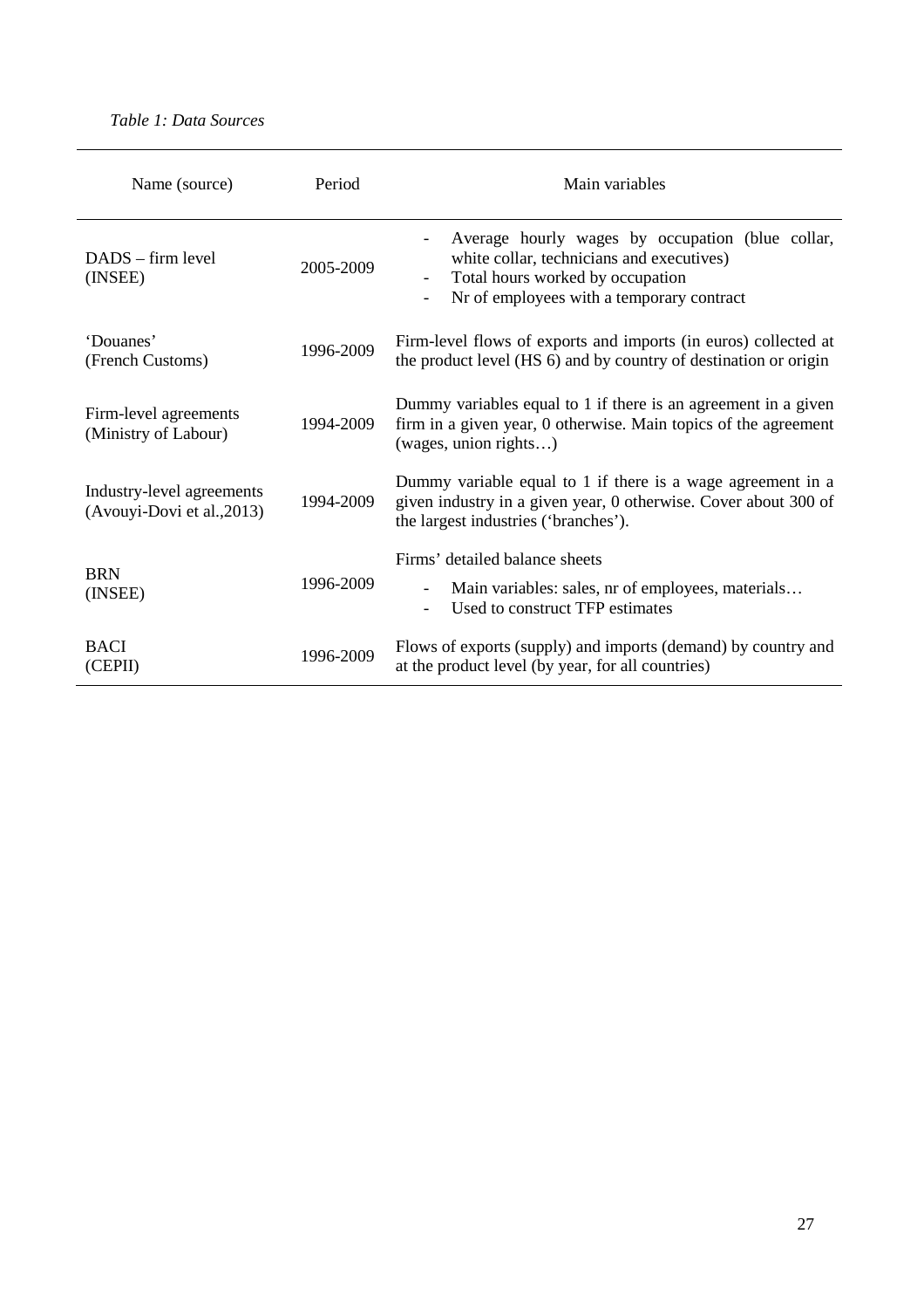*Table 1: Data Sources*

| Name (source) | Period | Main variables |
|---|---|---|
| DADS – firm level (INSEE) | 2005-2009 | - Average hourly wages by occupation (blue collar, white collar, technicians and executives)<br>- Total hours worked by occupation<br>- Nr of employees with a temporary contract |
| 'Douanes' (French Customs) | 1996-2009 | Firm-level flows of exports and imports (in euros) collected at the product level (HS 6) and by country of destination or origin |
| Firm-level agreements (Ministry of Labour) | 1994-2009 | Dummy variables equal to 1 if there is an agreement in a given firm in a given year, 0 otherwise. Main topics of the agreement (wages, union rights…) |
| Industry-level agreements (Avouyi-Dovi et al.,2013) | 1994-2009 | Dummy variable equal to 1 if there is a wage agreement in a given industry in a given year, 0 otherwise. Cover about 300 of the largest industries ('branches'). |
| BRN (INSEE) | 1996-2009 | Firms' detailed balance sheets<br>- Main variables: sales, nr of employees, materials…<br>- Used to construct TFP estimates |
| BACI (CEPII) | 1996-2009 | Flows of exports (supply) and imports (demand) by country and at the product level (by year, for all countries) |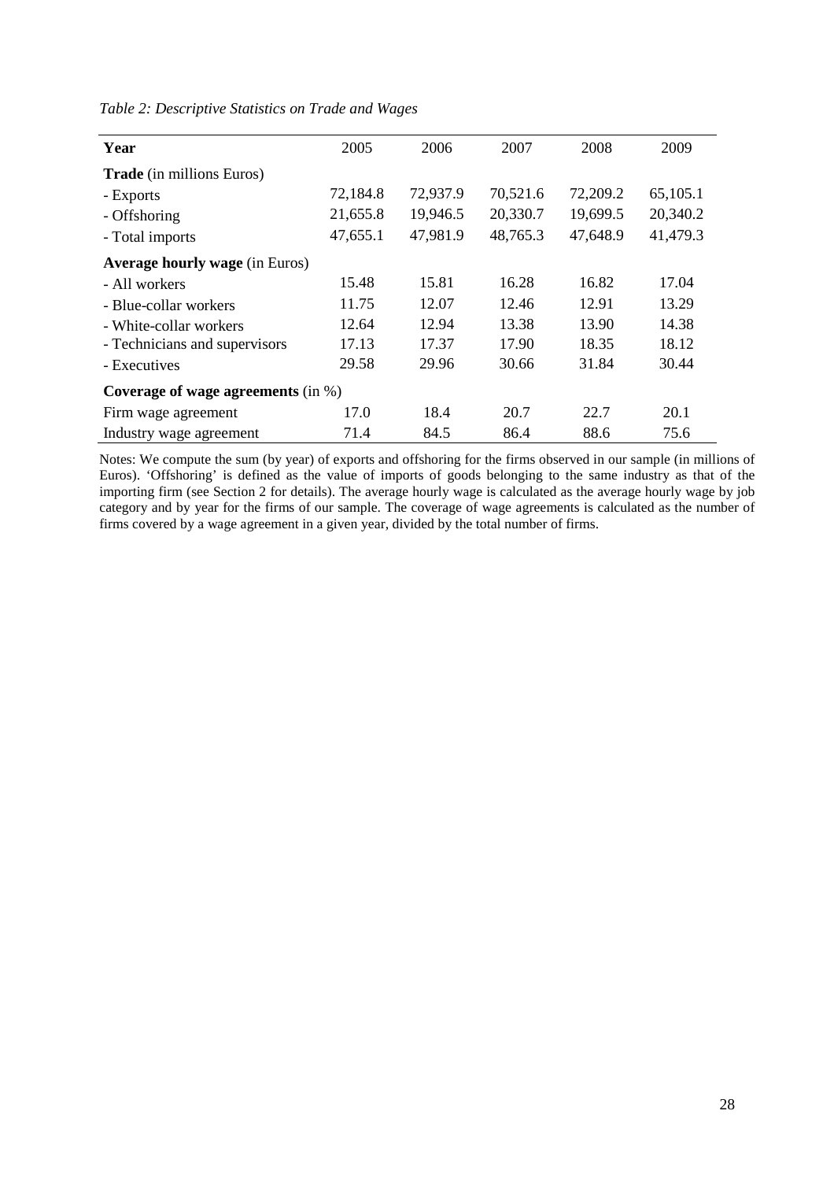*Table 2: Descriptive Statistics on Trade and Wages*

| **Year** | 2005 | 2006 | 2007 | 2008 | 2009 |
|---|---|---|---|---|---|
| **Trade** (in millions Euros) | | | | | |
| - Exports | 72,184.8 | 72,937.9 | 70,521.6 | 72,209.2 | 65,105.1 |
| - Offshoring | 21,655.8 | 19,946.5 | 20,330.7 | 19,699.5 | 20,340.2 |
| - Total imports | 47,655.1 | 47,981.9 | 48,765.3 | 47,648.9 | 41,479.3 |
| **Average hourly wage** (in Euros) | | | | | |
| - All workers | 15.48 | 15.81 | 16.28 | 16.82 | 17.04 |
| - Blue-collar workers | 11.75 | 12.07 | 12.46 | 12.91 | 13.29 |
| - White-collar workers | 12.64 | 12.94 | 13.38 | 13.90 | 14.38 |
| - Technicians and supervisors | 17.13 | 17.37 | 17.90 | 18.35 | 18.12 |
| - Executives | 29.58 | 29.96 | 30.66 | 31.84 | 30.44 |
| **Coverage of wage agreements** (in %) | | | | | |
| Firm wage agreement | 17.0 | 18.4 | 20.7 | 22.7 | 20.1 |
| Industry wage agreement | 71.4 | 84.5 | 86.4 | 88.6 | 75.6 |

Notes: We compute the sum (by year) of exports and offshoring for the firms observed in our sample (in millions of Euros). 'Offshoring' is defined as the value of imports of goods belonging to the same industry as that of the importing firm (see Section 2 for details). The average hourly wage is calculated as the average hourly wage by job category and by year for the firms of our sample. The coverage of wage agreements is calculated as the number of firms covered by a wage agreement in a given year, divided by the total number of firms.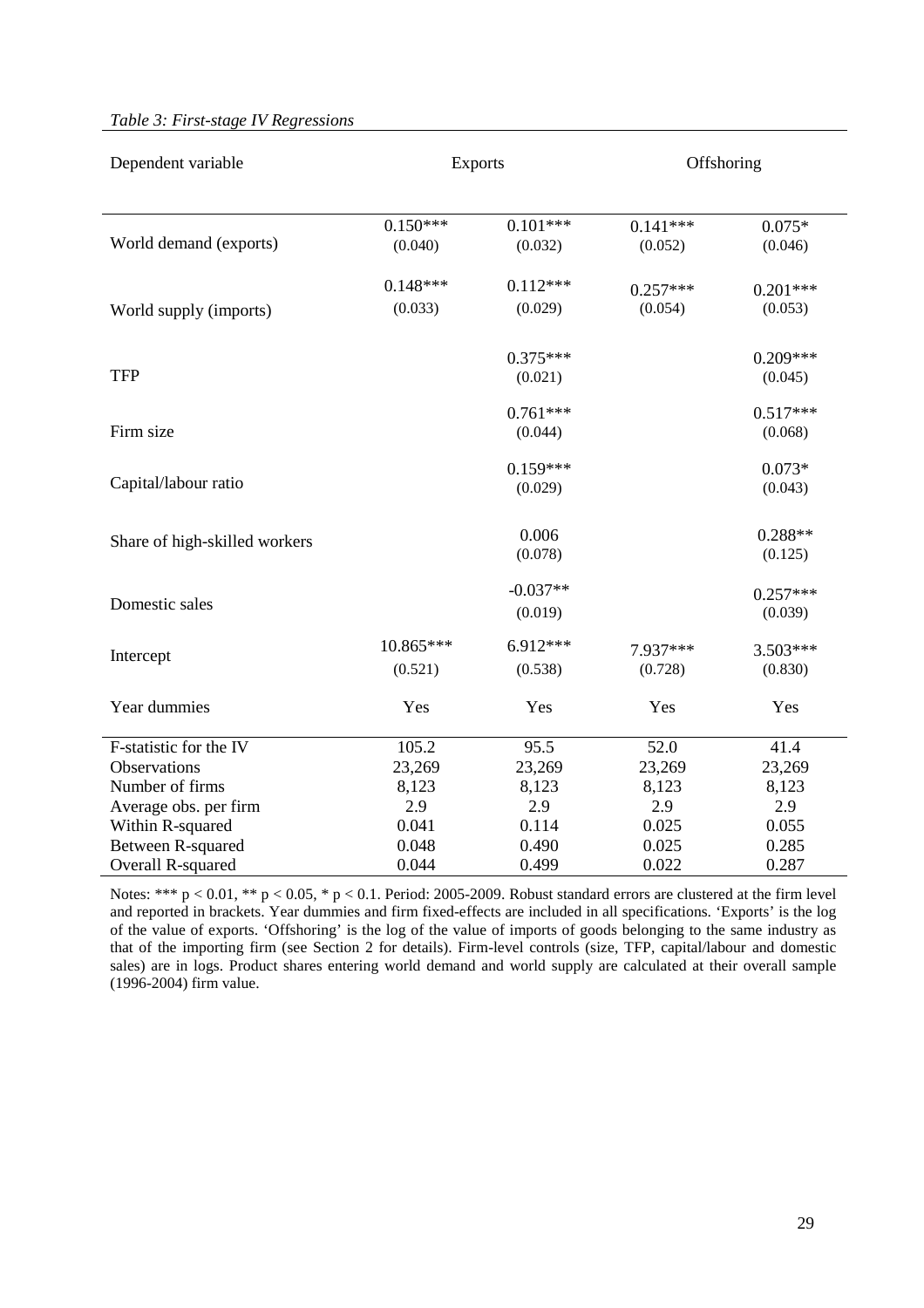*Table 3: First-stage IV Regressions*

| Dependent variable | Exports | | Offshoring | |
|---|---|---|---|---|
| World demand (exports) | 0.150***<br>(0.040) | 0.101***<br>(0.032) | 0.141***<br>(0.052) | 0.075*<br>(0.046) |
| World supply (imports) | 0.148***<br>(0.033) | 0.112***<br>(0.029) | 0.257***<br>(0.054) | 0.201***<br>(0.053) |
| TFP | | 0.375***<br>(0.021) | | 0.209***<br>(0.045) |
| Firm size | | 0.761***<br>(0.044) | | 0.517***<br>(0.068) |
| Capital/labour ratio | | 0.159***<br>(0.029) | | 0.073*<br>(0.043) |
| Share of high-skilled workers | | 0.006<br>(0.078) | | 0.288**<br>(0.125) |
| Domestic sales | | -0.037**<br>(0.019) | | 0.257***<br>(0.039) |
| Intercept | 10.865***<br>(0.521) | 6.912***<br>(0.538) | 7.937***<br>(0.728) | 3.503***<br>(0.830) |
| Year dummies | Yes | Yes | Yes | Yes |
| F-statistic for the IV | 105.2 | 95.5 | 52.0 | 41.4 |
| Observations | 23,269 | 23,269 | 23,269 | 23,269 |
| Number of firms | 8,123 | 8,123 | 8,123 | 8,123 |
| Average obs. per firm | 2.9 | 2.9 | 2.9 | 2.9 |
| Within R-squared | 0.041 | 0.114 | 0.025 | 0.055 |
| Between R-squared | 0.048 | 0.490 | 0.025 | 0.285 |
| Overall R-squared | 0.044 | 0.499 | 0.022 | 0.287 |

Notes: *** $p < 0.01$, ** $p < 0.05$, * $p < 0.1$. Period: 2005-2009. Robust standard errors are clustered at the firm level and reported in brackets. Year dummies and firm fixed-effects are included in all specifications. 'Exports' is the log of the value of exports. 'Offshoring' is the log of the value of imports of goods belonging to the same industry as that of the importing firm (see Section 2 for details). Firm-level controls (size, TFP, capital/labour and domestic sales) are in logs. Product shares entering world demand and world supply are calculated at their overall sample (1996-2004) firm value.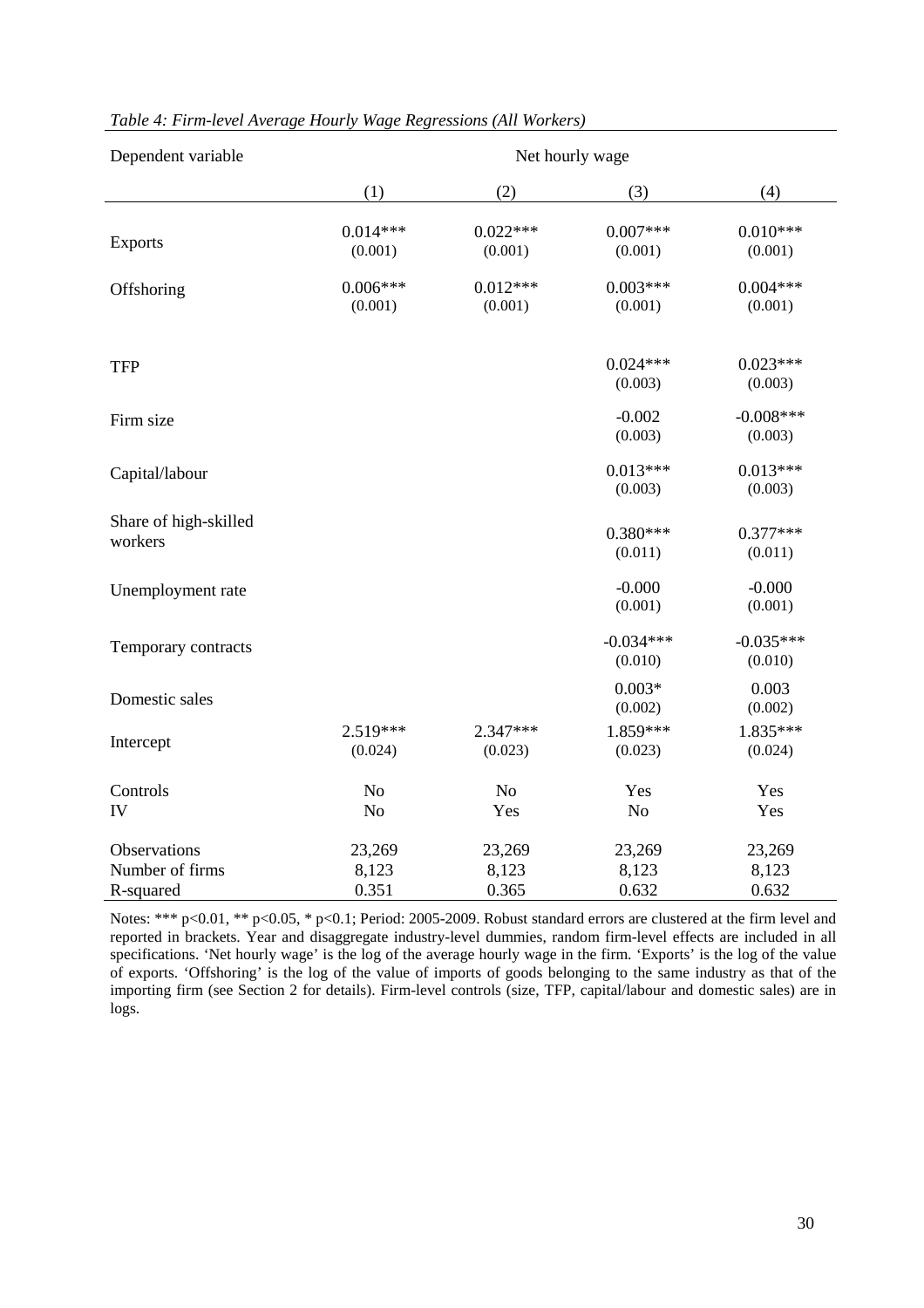*Table 4: Firm-level Average Hourly Wage Regressions (All Workers)*

| Dependent variable | Net hourly wage | | | |
|---|---|---|---|---|
| | (1) | (2) | (3) | (4) |
| Exports | 0.014*** | 0.022*** | 0.007*** | 0.010*** |
| | (0.001) | (0.001) | (0.001) | (0.001) |
| Offshoring | 0.006*** | 0.012*** | 0.003*** | 0.004*** |
| | (0.001) | (0.001) | (0.001) | (0.001) |
| TFP | | | 0.024*** | 0.023*** |
| | | | (0.003) | (0.003) |
| Firm size | | | -0.002 | -0.008*** |
| | | | (0.003) | (0.003) |
| Capital/labour | | | 0.013*** | 0.013*** |
| | | | (0.003) | (0.003) |
| Share of high-skilled workers | | | 0.380*** | 0.377*** |
| | | | (0.011) | (0.011) |
| Unemployment rate | | | -0.000 | -0.000 |
| | | | (0.001) | (0.001) |
| Temporary contracts | | | -0.034*** | -0.035*** |
| | | | (0.010) | (0.010) |
| Domestic sales | | | 0.003* | 0.003 |
| | | | (0.002) | (0.002) |
| Intercept | 2.519*** | 2.347*** | 1.859*** | 1.835*** |
| | (0.024) | (0.023) | (0.023) | (0.024) |
| Controls | No | No | Yes | Yes |
| IV | No | Yes | No | Yes |
| Observations | 23,269 | 23,269 | 23,269 | 23,269 |
| Number of firms | 8,123 | 8,123 | 8,123 | 8,123 |
| R-squared | 0.351 | 0.365 | 0.632 | 0.632 |

Notes: *** p<0.01, ** p<0.05, * p<0.1; Period: 2005-2009. Robust standard errors are clustered at the firm level and reported in brackets. Year and disaggregate industry-level dummies, random firm-level effects are included in all specifications. 'Net hourly wage' is the log of the average hourly wage in the firm. 'Exports' is the log of the value of exports. 'Offshoring' is the log of the value of imports of goods belonging to the same industry as that of the importing firm (see Section 2 for details). Firm-level controls (size, TFP, capital/labour and domestic sales) are in logs.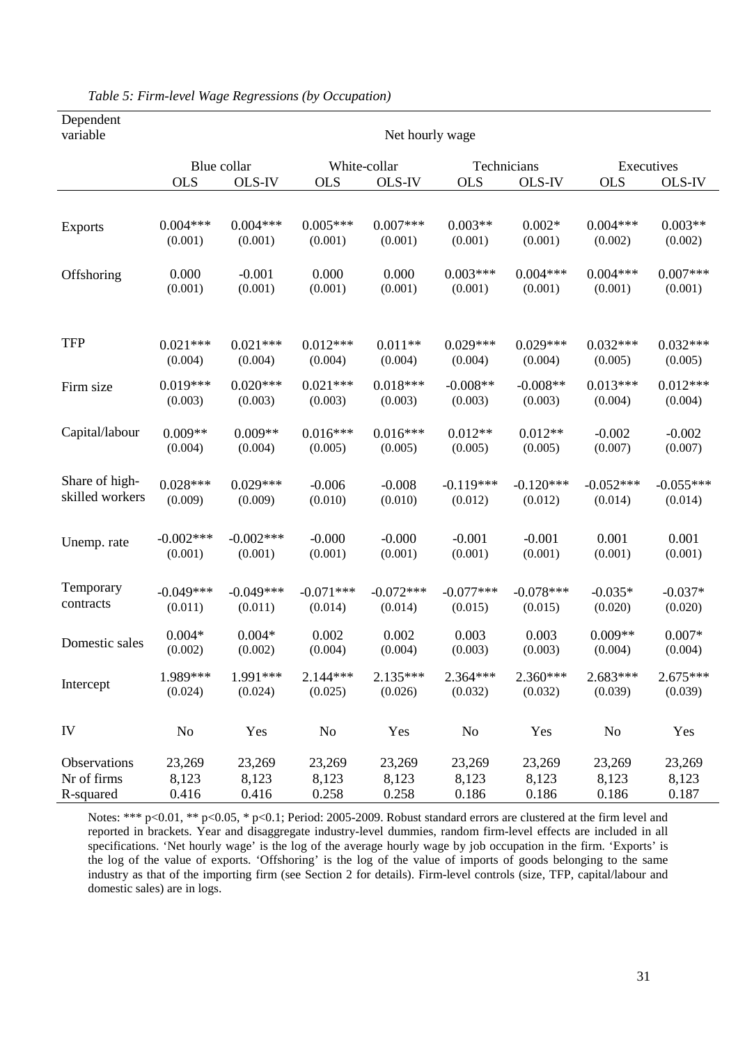*Table 5: Firm-level Wage Regressions (by Occupation)*

| Dependent variable | Net hourly wage | | | | | | | |
|---|---|---|---|---|---|---|---|---|
| | Blue collar | | White-collar | | Technicians | | Executives | |
| | OLS | OLS-IV | OLS | OLS-IV | OLS | OLS-IV | OLS | OLS-IV |
| Exports | 0.004*** | 0.004*** | 0.005*** | 0.007*** | 0.003** | 0.002* | 0.004*** | 0.003** |
| | (0.001) | (0.001) | (0.001) | (0.001) | (0.001) | (0.001) | (0.002) | (0.002) |
| Offshoring | 0.000 | -0.001 | 0.000 | 0.000 | 0.003*** | 0.004*** | 0.004*** | 0.007*** |
| | (0.001) | (0.001) | (0.001) | (0.001) | (0.001) | (0.001) | (0.001) | (0.001) |
| TFP | 0.021*** | 0.021*** | 0.012*** | 0.011** | 0.029*** | 0.029*** | 0.032*** | 0.032*** |
| | (0.004) | (0.004) | (0.004) | (0.004) | (0.004) | (0.004) | (0.005) | (0.005) |
| Firm size | 0.019*** | 0.020*** | 0.021*** | 0.018*** | -0.008** | -0.008** | 0.013*** | 0.012*** |
| | (0.003) | (0.003) | (0.003) | (0.003) | (0.003) | (0.003) | (0.004) | (0.004) |
| Capital/labour | 0.009** | 0.009** | 0.016*** | 0.016*** | 0.012** | 0.012** | -0.002 | -0.002 |
| | (0.004) | (0.004) | (0.005) | (0.005) | (0.005) | (0.005) | (0.007) | (0.007) |
| Share of high-skilled workers | 0.028*** | 0.029*** | -0.006 | -0.008 | -0.119*** | -0.120*** | -0.052*** | -0.055*** |
| | (0.009) | (0.009) | (0.010) | (0.010) | (0.012) | (0.012) | (0.014) | (0.014) |
| Unemp. rate | -0.002*** | -0.002*** | -0.000 | -0.000 | -0.001 | -0.001 | 0.001 | 0.001 |
| | (0.001) | (0.001) | (0.001) | (0.001) | (0.001) | (0.001) | (0.001) | (0.001) |
| Temporary contracts | -0.049*** | -0.049*** | -0.071*** | -0.072*** | -0.077*** | -0.078*** | -0.035* | -0.037* |
| | (0.011) | (0.011) | (0.014) | (0.014) | (0.015) | (0.015) | (0.020) | (0.020) |
| Domestic sales | 0.004* | 0.004* | 0.002 | 0.002 | 0.003 | 0.003 | 0.009** | 0.007* |
| | (0.002) | (0.002) | (0.004) | (0.004) | (0.003) | (0.003) | (0.004) | (0.004) |
| Intercept | 1.989*** | 1.991*** | 2.144*** | 2.135*** | 2.364*** | 2.360*** | 2.683*** | 2.675*** |
| | (0.024) | (0.024) | (0.025) | (0.026) | (0.032) | (0.032) | (0.039) | (0.039) |
| IV | No | Yes | No | Yes | No | Yes | No | Yes |
| Observations | 23,269 | 23,269 | 23,269 | 23,269 | 23,269 | 23,269 | 23,269 | 23,269 |
| Nr of firms | 8,123 | 8,123 | 8,123 | 8,123 | 8,123 | 8,123 | 8,123 | 8,123 |
| R-squared | 0.416 | 0.416 | 0.258 | 0.258 | 0.186 | 0.186 | 0.186 | 0.187 |

Notes: *** p<0.01, ** p<0.05, * p<0.1; Period: 2005-2009. Robust standard errors are clustered at the firm level and reported in brackets. Year and disaggregate industry-level dummies, random firm-level effects are included in all specifications. 'Net hourly wage' is the log of the average hourly wage by job occupation in the firm. 'Exports' is the log of the value of exports. 'Offshoring' is the log of the value of imports of goods belonging to the same industry as that of the importing firm (see Section 2 for details). Firm-level controls (size, TFP, capital/labour and domestic sales) are in logs.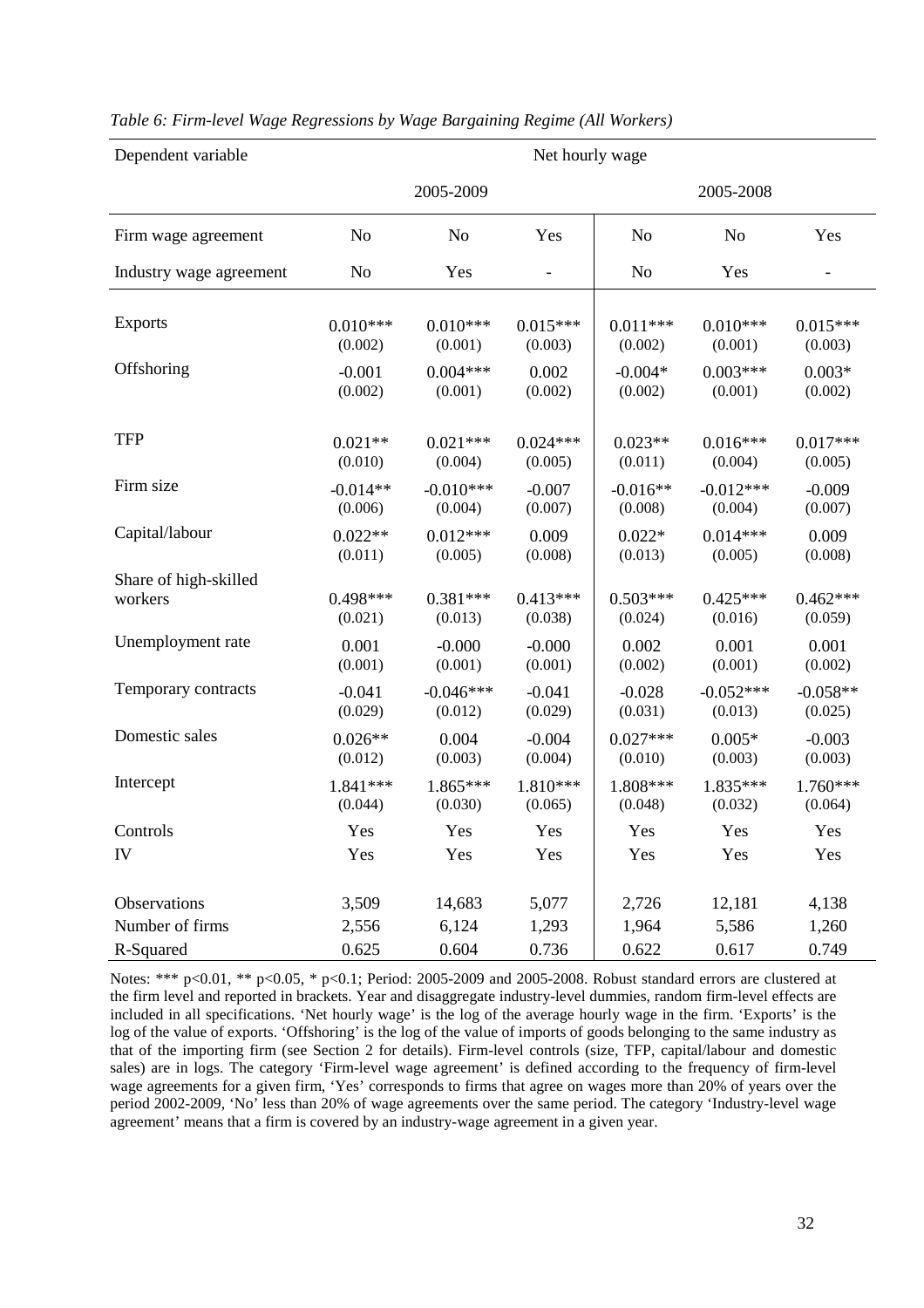*Table 6: Firm-level Wage Regressions by Wage Bargaining Regime (All Workers)*

| Dependent variable | Net hourly wage | | | | | |
|---|---|---|---|---|---|---|
| | 2005-2009 | | | 2005-2008 | | |
| Firm wage agreement | No | No | Yes | No | No | Yes |
| Industry wage agreement | No | Yes | - | No | Yes | - |
| Exports | 0.010*** | 0.010*** | 0.015*** | 0.011*** | 0.010*** | 0.015*** |
| | (0.002) | (0.001) | (0.003) | (0.002) | (0.001) | (0.003) |
| Offshoring | -0.001 | 0.004*** | 0.002 | -0.004* | 0.003*** | 0.003* |
| | (0.002) | (0.001) | (0.002) | (0.002) | (0.001) | (0.002) |
| TFP | 0.021** | 0.021*** | 0.024*** | 0.023** | 0.016*** | 0.017*** |
| | (0.010) | (0.004) | (0.005) | (0.011) | (0.004) | (0.005) |
| Firm size | -0.014** | -0.010*** | -0.007 | -0.016** | -0.012*** | -0.009 |
| | (0.006) | (0.004) | (0.007) | (0.008) | (0.004) | (0.007) |
| Capital/labour | 0.022** | 0.012*** | 0.009 | 0.022* | 0.014*** | 0.009 |
| | (0.011) | (0.005) | (0.008) | (0.013) | (0.005) | (0.008) |
| Share of high-skilled workers | 0.498*** | 0.381*** | 0.413*** | 0.503*** | 0.425*** | 0.462*** |
| | (0.021) | (0.013) | (0.038) | (0.024) | (0.016) | (0.059) |
| Unemployment rate | 0.001 | -0.000 | -0.000 | 0.002 | 0.001 | 0.001 |
| | (0.001) | (0.001) | (0.001) | (0.002) | (0.001) | (0.002) |
| Temporary contracts | -0.041 | -0.046*** | -0.041 | -0.028 | -0.052*** | -0.058** |
| | (0.029) | (0.012) | (0.029) | (0.031) | (0.013) | (0.025) |
| Domestic sales | 0.026** | 0.004 | -0.004 | 0.027*** | 0.005* | -0.003 |
| | (0.012) | (0.003) | (0.004) | (0.010) | (0.003) | (0.003) |
| Intercept | 1.841*** | 1.865*** | 1.810*** | 1.808*** | 1.835*** | 1.760*** |
| | (0.044) | (0.030) | (0.065) | (0.048) | (0.032) | (0.064) |
| Controls | Yes | Yes | Yes | Yes | Yes | Yes |
| IV | Yes | Yes | Yes | Yes | Yes | Yes |
| Observations | 3,509 | 14,683 | 5,077 | 2,726 | 12,181 | 4,138 |
| Number of firms | 2,556 | 6,124 | 1,293 | 1,964 | 5,586 | 1,260 |
| R-Squared | 0.625 | 0.604 | 0.736 | 0.622 | 0.617 | 0.749 |

Notes: *** p<0.01, ** p<0.05, * p<0.1; Period: 2005-2009 and 2005-2008. Robust standard errors are clustered at the firm level and reported in brackets. Year and disaggregate industry-level dummies, random firm-level effects are included in all specifications. 'Net hourly wage' is the log of the average hourly wage in the firm. 'Exports' is the log of the value of exports. 'Offshoring' is the log of the value of imports of goods belonging to the same industry as that of the importing firm (see Section 2 for details). Firm-level controls (size, TFP, capital/labour and domestic sales) are in logs. The category 'Firm-level wage agreement' is defined according to the frequency of firm-level wage agreements for a given firm, 'Yes' corresponds to firms that agree on wages more than 20% of years over the period 2002-2009, 'No' less than 20% of wage agreements over the same period. The category 'Industry-level wage agreement' means that a firm is covered by an industry-wage agreement in a given year.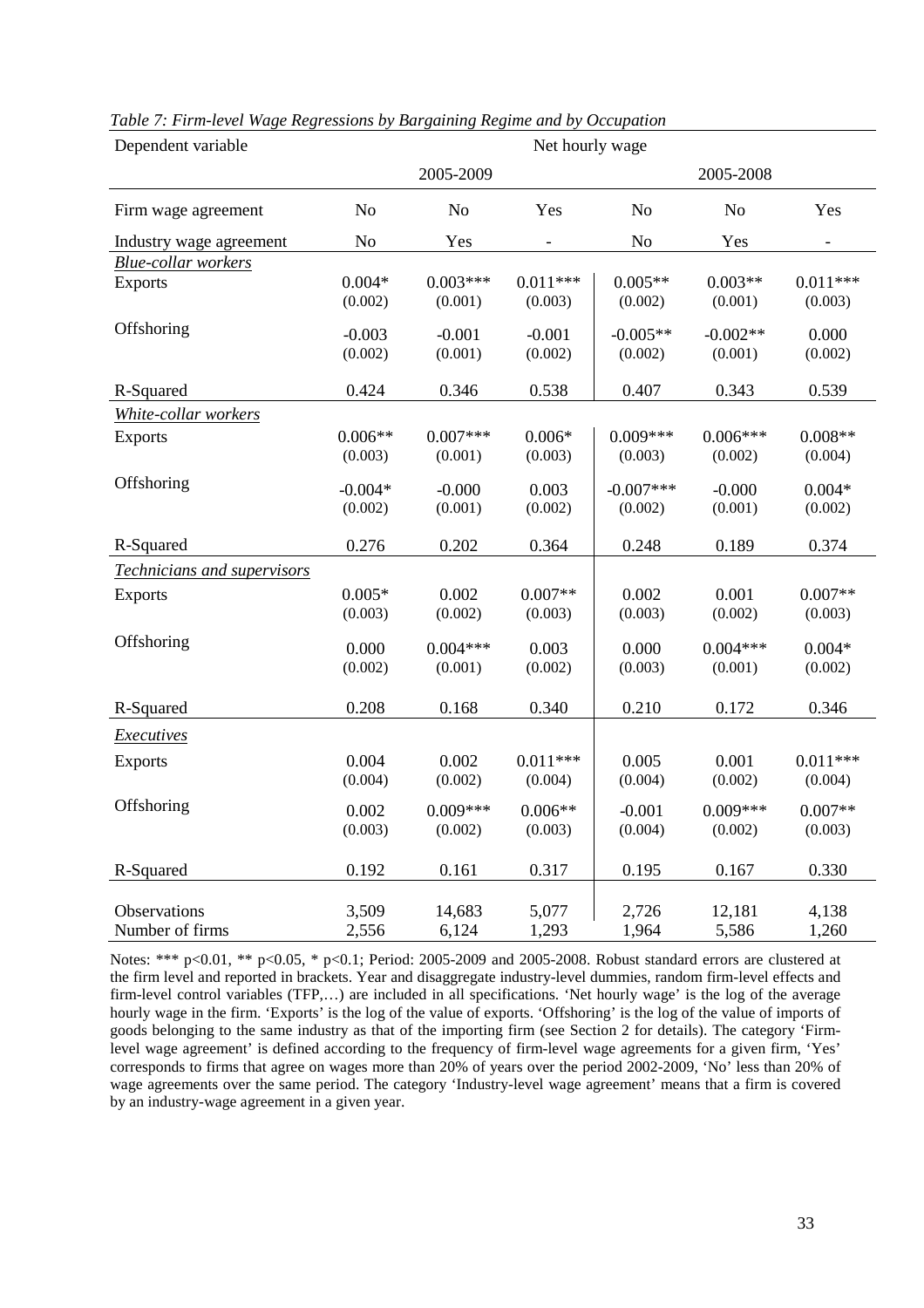*Table 7: Firm-level Wage Regressions by Bargaining Regime and by Occupation*

| Dependent variable | Net hourly wage | | | | | |
|---|---|---|---|---|---|---|
| | 2005-2009 | | | 2005-2008 | | |
| Firm wage agreement | No | No | Yes | No | No | Yes |
| Industry wage agreement | No | Yes | - | No | Yes | - |
| *Blue-collar workers* | | | | | | |
| Exports | 0.004*<br>(0.002) | 0.003***<br>(0.001) | 0.011***<br>(0.003) | 0.005**<br>(0.002) | 0.003**<br>(0.001) | 0.011***<br>(0.003) |
| Offshoring | -0.003<br>(0.002) | -0.001<br>(0.001) | -0.001<br>(0.002) | -0.005**<br>(0.002) | -0.002**<br>(0.001) | 0.000<br>(0.002) |
| R-Squared | 0.424 | 0.346 | 0.538 | 0.407 | 0.343 | 0.539 |
| *White-collar workers* | | | | | | |
| Exports | 0.006**<br>(0.003) | 0.007***<br>(0.001) | 0.006*<br>(0.003) | 0.009***<br>(0.003) | 0.006***<br>(0.002) | 0.008**<br>(0.004) |
| Offshoring | -0.004*<br>(0.002) | -0.000<br>(0.001) | 0.003<br>(0.002) | -0.007***<br>(0.002) | -0.000<br>(0.001) | 0.004*<br>(0.002) |
| R-Squared | 0.276 | 0.202 | 0.364 | 0.248 | 0.189 | 0.374 |
| *Technicians and supervisors* | | | | | | |
| Exports | 0.005*<br>(0.003) | 0.002<br>(0.002) | 0.007**<br>(0.003) | 0.002<br>(0.003) | 0.001<br>(0.002) | 0.007**<br>(0.003) |
| Offshoring | 0.000<br>(0.002) | 0.004***<br>(0.001) | 0.003<br>(0.002) | 0.000<br>(0.003) | 0.004***<br>(0.001) | 0.004*<br>(0.002) |
| R-Squared | 0.208 | 0.168 | 0.340 | 0.210 | 0.172 | 0.346 |
| *Executives* | | | | | | |
| Exports | 0.004<br>(0.004) | 0.002<br>(0.002) | 0.011***<br>(0.004) | 0.005<br>(0.004) | 0.001<br>(0.002) | 0.011***<br>(0.004) |
| Offshoring | 0.002<br>(0.003) | 0.009***<br>(0.002) | 0.006**<br>(0.003) | -0.001<br>(0.004) | 0.009***<br>(0.002) | 0.007**<br>(0.003) |
| R-Squared | 0.192 | 0.161 | 0.317 | 0.195 | 0.167 | 0.330 |
| Observations | 3,509 | 14,683 | 5,077 | 2,726 | 12,181 | 4,138 |
| Number of firms | 2,556 | 6,124 | 1,293 | 1,964 | 5,586 | 1,260 |

Notes: *** p<0.01, ** p<0.05, * p<0.1; Period: 2005-2009 and 2005-2008. Robust standard errors are clustered at the firm level and reported in brackets. Year and disaggregate industry-level dummies, random firm-level effects and firm-level control variables (TFP,…) are included in all specifications. 'Net hourly wage' is the log of the average hourly wage in the firm. 'Exports' is the log of the value of exports. 'Offshoring' is the log of the value of imports of goods belonging to the same industry as that of the importing firm (see Section 2 for details). The category 'Firm-level wage agreement' is defined according to the frequency of firm-level wage agreements for a given firm, 'Yes' corresponds to firms that agree on wages more than 20% of years over the period 2002-2009, 'No' less than 20% of wage agreements over the same period. The category 'Industry-level wage agreement' means that a firm is covered by an industry-wage agreement in a given year.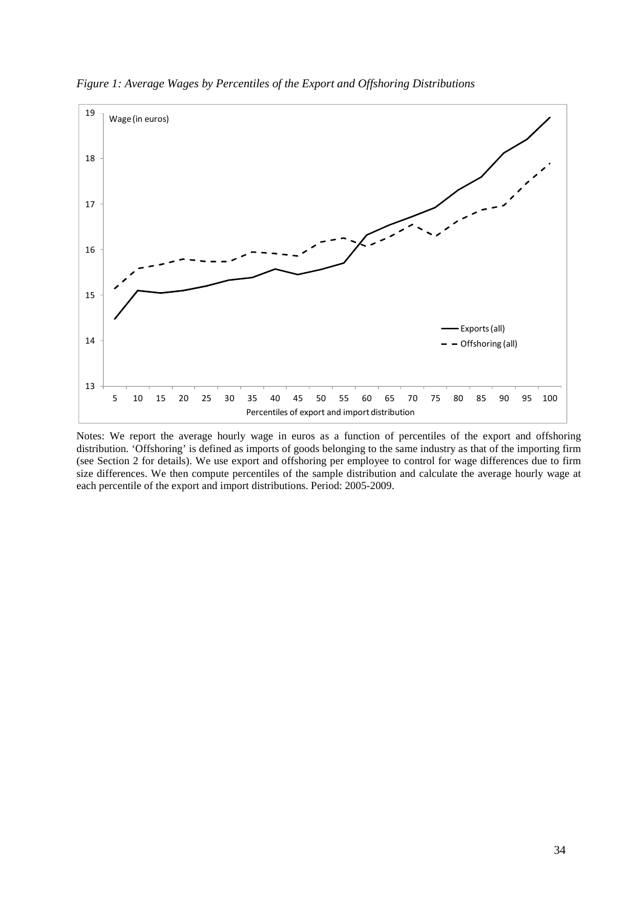*Figure 1: Average Wages by Percentiles of the Export and Offshoring Distributions*

Notes: We report the average hourly wage in euros as a function of percentiles of the export and offshoring distribution. 'Offshoring' is defined as imports of goods belonging to the same industry as that of the importing firm (see Section 2 for details). We use export and offshoring per employee to control for wage differences due to firm size differences. We then compute percentiles of the sample distribution and calculate the average hourly wage at each percentile of the export and import distributions. Period: 2005-2009.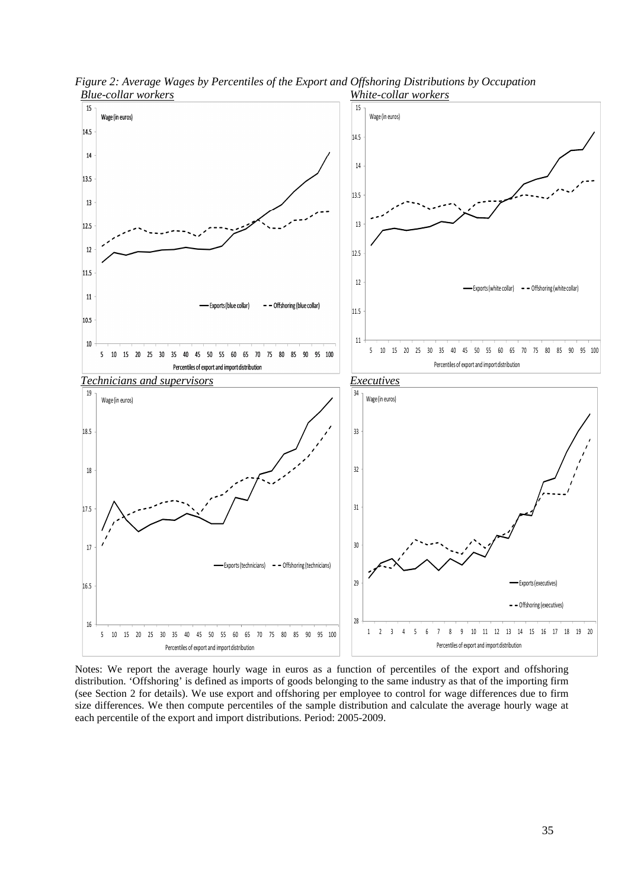*Figure 2: Average Wages by Percentiles of the Export and Offshoring Distributions by Occupation*

*Blue-collar workers*

*White-collar workers*

*Technicians and supervisors*

*Executives*

Notes: We report the average hourly wage in euros as a function of percentiles of the export and offshoring distribution. 'Offshoring' is defined as imports of goods belonging to the same industry as that of the importing firm (see Section 2 for details). We use export and offshoring per employee to control for wage differences due to firm size differences. We then compute percentiles of the sample distribution and calculate the average hourly wage at each percentile of the export and import distributions. Period: 2005-2009.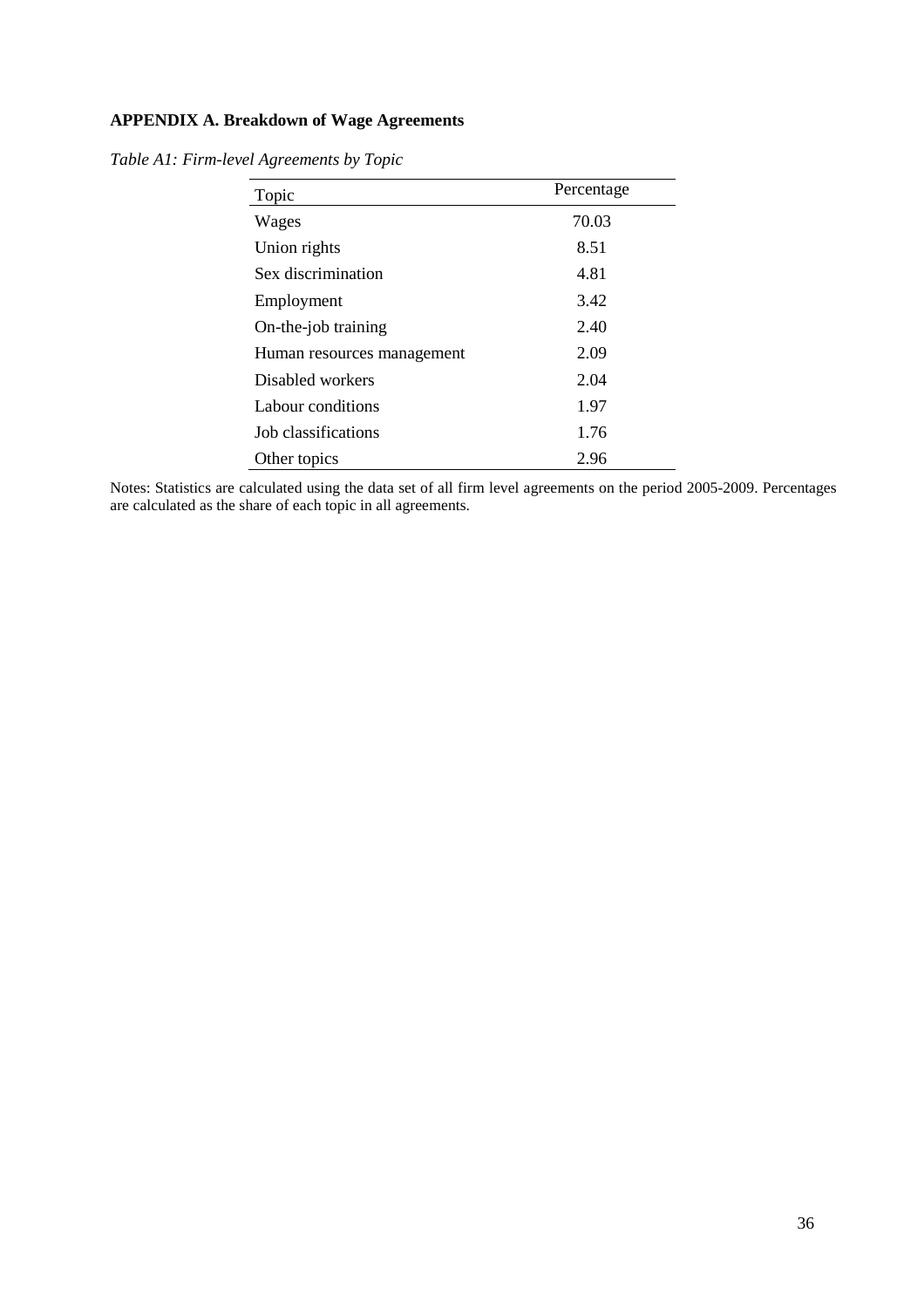## APPENDIX A. Breakdown of Wage Agreements

*Table A1: Firm-level Agreements by Topic*

| Topic | Percentage |
| --- | --- |
| Wages | 70.03 |
| Union rights | 8.51 |
| Sex discrimination | 4.81 |
| Employment | 3.42 |
| On-the-job training | 2.40 |
| Human resources management | 2.09 |
| Disabled workers | 2.04 |
| Labour conditions | 1.97 |
| Job classifications | 1.76 |
| Other topics | 2.96 |

Notes: Statistics are calculated using the data set of all firm level agreements on the period 2005-2009. Percentages are calculated as the share of each topic in all agreements.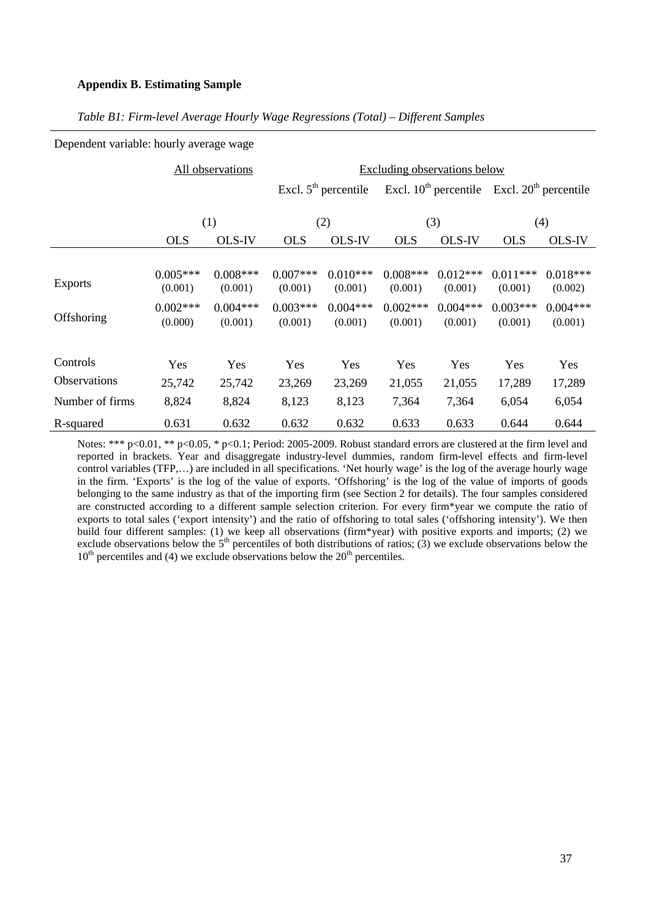**Appendix B. Estimating Sample**

*Table B1: Firm-level Average Hourly Wage Regressions (Total) – Different Samples*

Dependent variable: hourly average wage

| | All observations | | Excluding observations below | | | | | |
|---|---|---|---|---|---|---|---|---|
| | | | Excl. 5[th] percentile | | Excl. 10[th] percentile | | Excl. 20[th] percentile | |
| | (1) | | (2) | | (3) | | (4) | |
| | OLS | OLS-IV | OLS | OLS-IV | OLS | OLS-IV | OLS | OLS-IV |
| Exports | 0.005*** | 0.008*** | 0.007*** | 0.010*** | 0.008*** | 0.012*** | 0.011*** | 0.018*** |
| | (0.001) | (0.001) | (0.001) | (0.001) | (0.001) | (0.001) | (0.001) | (0.002) |
| Offshoring | 0.002*** | 0.004*** | 0.003*** | 0.004*** | 0.002*** | 0.004*** | 0.003*** | 0.004*** |
| | (0.000) | (0.001) | (0.001) | (0.001) | (0.001) | (0.001) | (0.001) | (0.001) |
| Controls | Yes | Yes | Yes | Yes | Yes | Yes | Yes | Yes |
| Observations | 25,742 | 25,742 | 23,269 | 23,269 | 21,055 | 21,055 | 17,289 | 17,289 |
| Number of firms | 8,824 | 8,824 | 8,123 | 8,123 | 7,364 | 7,364 | 6,054 | 6,054 |
| R-squared | 0.631 | 0.632 | 0.632 | 0.632 | 0.633 | 0.633 | 0.644 | 0.644 |

Notes: *** p<0.01, ** p<0.05, * p<0.1; Period: 2005-2009. Robust standard errors are clustered at the firm level and reported in brackets. Year and disaggregate industry-level dummies, random firm-level effects and firm-level control variables (TFP,…) are included in all specifications. 'Net hourly wage' is the log of the average hourly wage in the firm. 'Exports' is the log of the value of exports. 'Offshoring' is the log of the value of imports of goods belonging to the same industry as that of the importing firm (see Section 2 for details). The four samples considered are constructed according to a different sample selection criterion. For every firm*year we compute the ratio of exports to total sales ('export intensity') and the ratio of offshoring to total sales ('offshoring intensity'). We then build four different samples: (1) we keep all observations (firm*year) with positive exports and imports; (2) we exclude observations below the 5[th] percentiles of both distributions of ratios; (3) we exclude observations below the 10[th] percentiles and (4) we exclude observations below the 20[th] percentiles.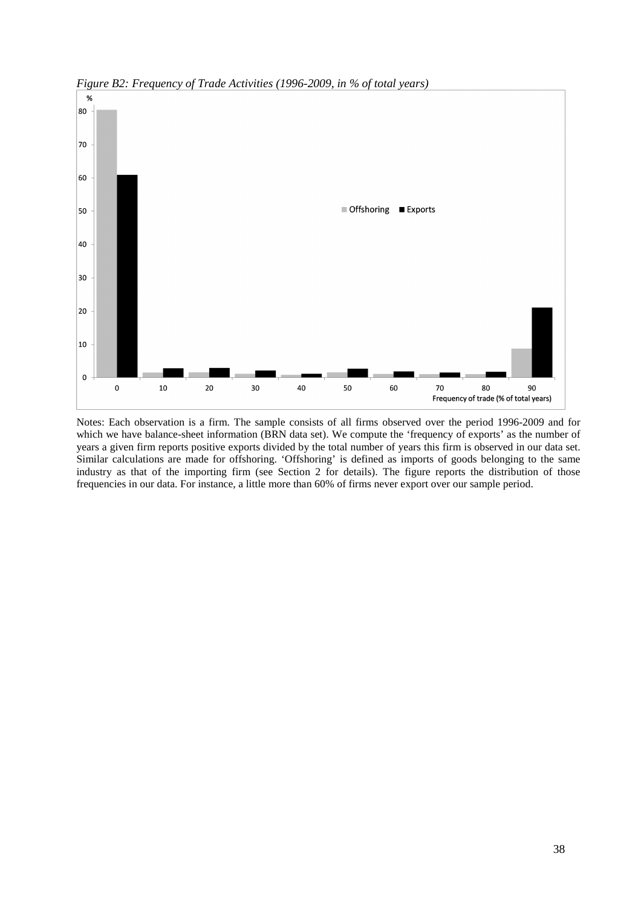*Figure B2: Frequency of Trade Activities (1996-2009, in % of total years)*

Notes: Each observation is a firm. The sample consists of all firms observed over the period 1996-2009 and for which we have balance-sheet information (BRN data set). We compute the 'frequency of exports' as the number of years a given firm reports positive exports divided by the total number of years this firm is observed in our data set. Similar calculations are made for offshoring. 'Offshoring' is defined as imports of goods belonging to the same industry as that of the importing firm (see Section 2 for details). The figure reports the distribution of those frequencies in our data. For instance, a little more than 60% of firms never export over our sample period.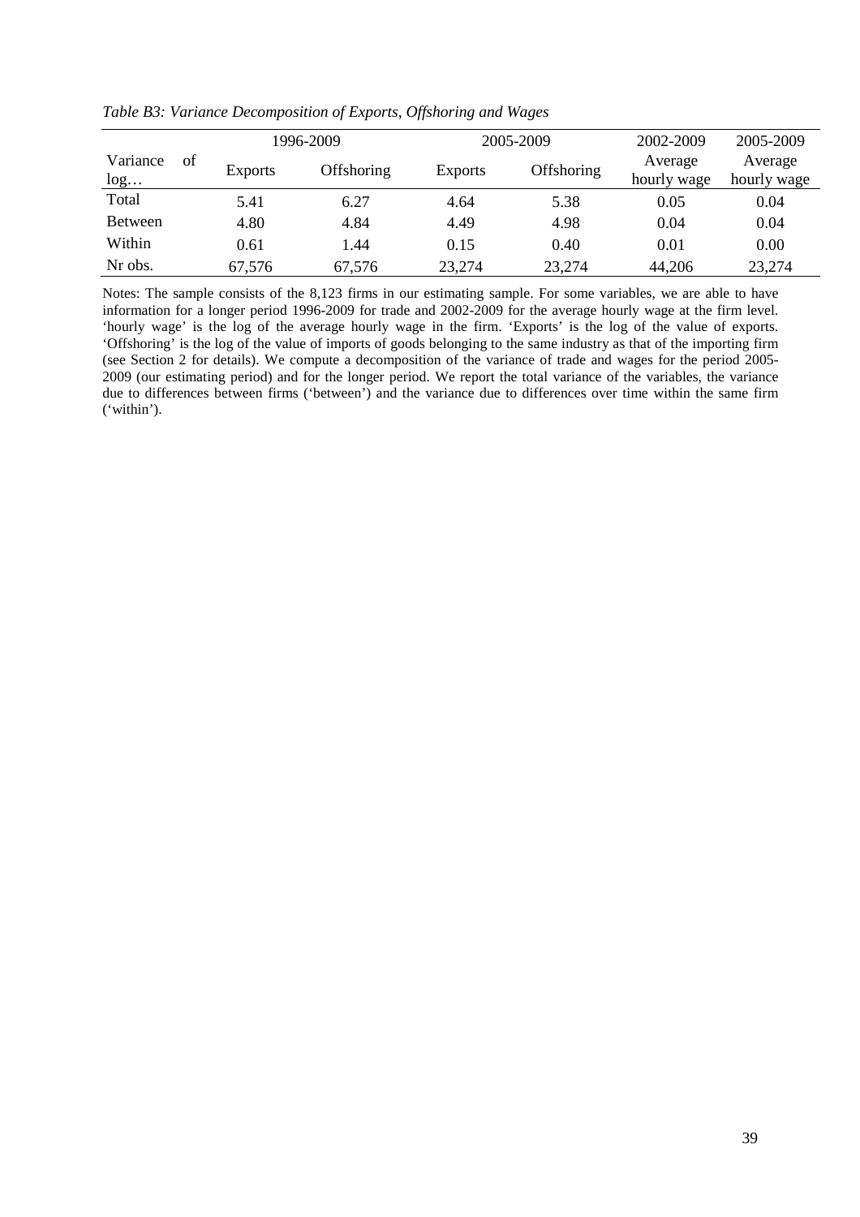*Table B3: Variance Decomposition of Exports, Offshoring and Wages*

| | 1996-2009 | | 2005-2009 | | 2002-2009 | 2005-2009 |
|---|---|---|---|---|---|---|
| Variance of log… | Exports | Offshoring | Exports | Offshoring | Average hourly wage | Average hourly wage |
| Total | 5.41 | 6.27 | 4.64 | 5.38 | 0.05 | 0.04 |
| Between | 4.80 | 4.84 | 4.49 | 4.98 | 0.04 | 0.04 |
| Within | 0.61 | 1.44 | 0.15 | 0.40 | 0.01 | 0.00 |
| Nr obs. | 67,576 | 67,576 | 23,274 | 23,274 | 44,206 | 23,274 |

Notes: The sample consists of the 8,123 firms in our estimating sample. For some variables, we are able to have information for a longer period 1996-2009 for trade and 2002-2009 for the average hourly wage at the firm level. 'hourly wage' is the log of the average hourly wage in the firm. 'Exports' is the log of the value of exports. 'Offshoring' is the log of the value of imports of goods belonging to the same industry as that of the importing firm (see Section 2 for details). We compute a decomposition of the variance of trade and wages for the period 2005-2009 (our estimating period) and for the longer period. We report the total variance of the variables, the variance due to differences between firms ('between') and the variance due to differences over time within the same firm ('within').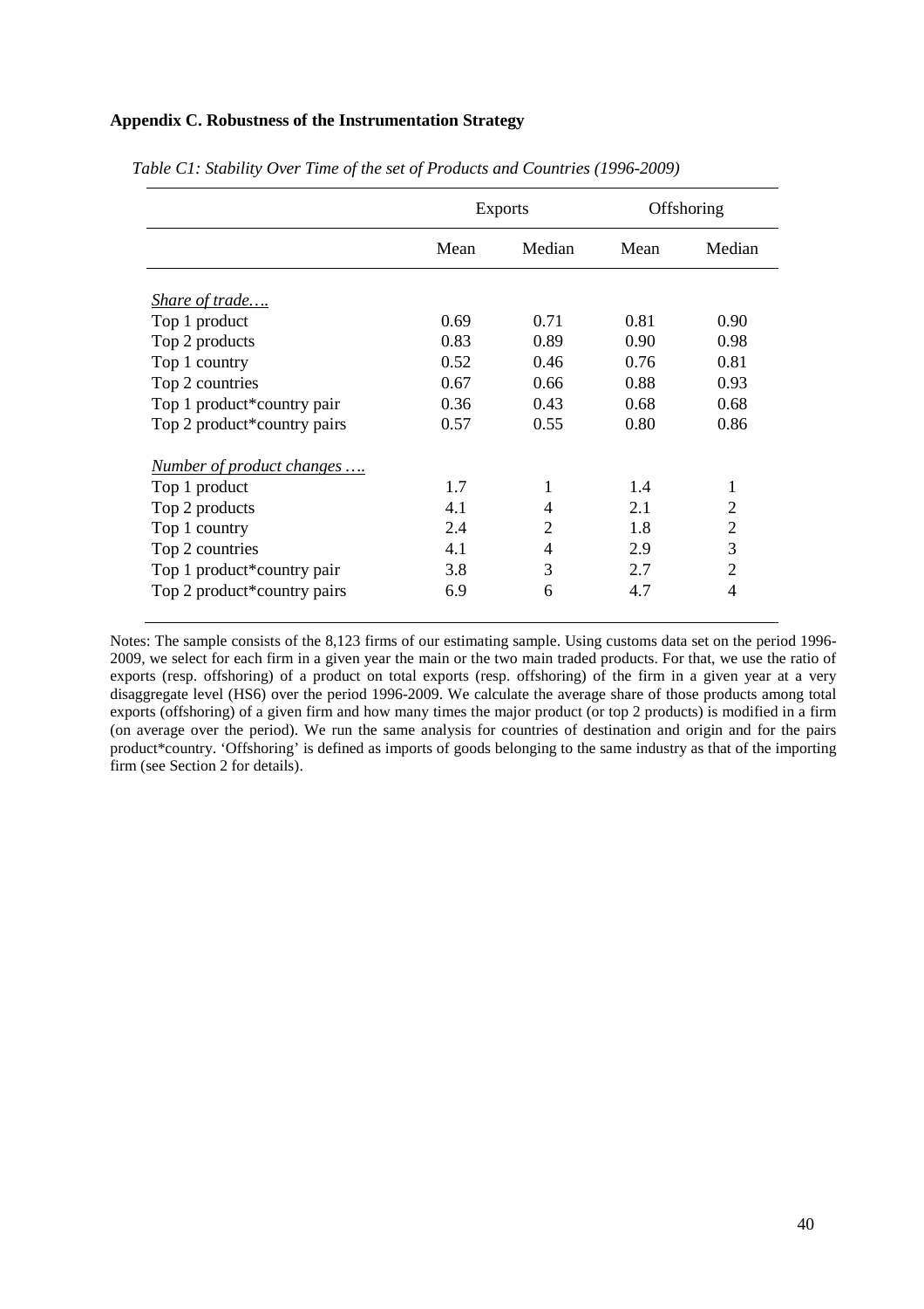### Appendix C. Robustness of the Instrumentation Strategy

*Table C1: Stability Over Time of the set of Products and Countries (1996-2009)*

| | Exports | | Offshoring | |
|---|---|---|---|---|
| | Mean | Median | Mean | Median |
| *Share of trade….* | | | | |
| Top 1 product | 0.69 | 0.71 | 0.81 | 0.90 |
| Top 2 products | 0.83 | 0.89 | 0.90 | 0.98 |
| Top 1 country | 0.52 | 0.46 | 0.76 | 0.81 |
| Top 2 countries | 0.67 | 0.66 | 0.88 | 0.93 |
| Top 1 product*country pair | 0.36 | 0.43 | 0.68 | 0.68 |
| Top 2 product*country pairs | 0.57 | 0.55 | 0.80 | 0.86 |
| *Number of product changes ….* | | | | |
| Top 1 product | 1.7 | 1 | 1.4 | 1 |
| Top 2 products | 4.1 | 4 | 2.1 | 2 |
| Top 1 country | 2.4 | 2 | 1.8 | 2 |
| Top 2 countries | 4.1 | 4 | 2.9 | 3 |
| Top 1 product*country pair | 3.8 | 3 | 2.7 | 2 |
| Top 2 product*country pairs | 6.9 | 6 | 4.7 | 4 |

Notes: The sample consists of the 8,123 firms of our estimating sample. Using customs data set on the period 1996-2009, we select for each firm in a given year the main or the two main traded products. For that, we use the ratio of exports (resp. offshoring) of a product on total exports (resp. offshoring) of the firm in a given year at a very disaggregate level (HS6) over the period 1996-2009. We calculate the average share of those products among total exports (offshoring) of a given firm and how many times the major product (or top 2 products) is modified in a firm (on average over the period). We run the same analysis for countries of destination and origin and for the pairs product*country. 'Offshoring' is defined as imports of goods belonging to the same industry as that of the importing firm (see Section 2 for details).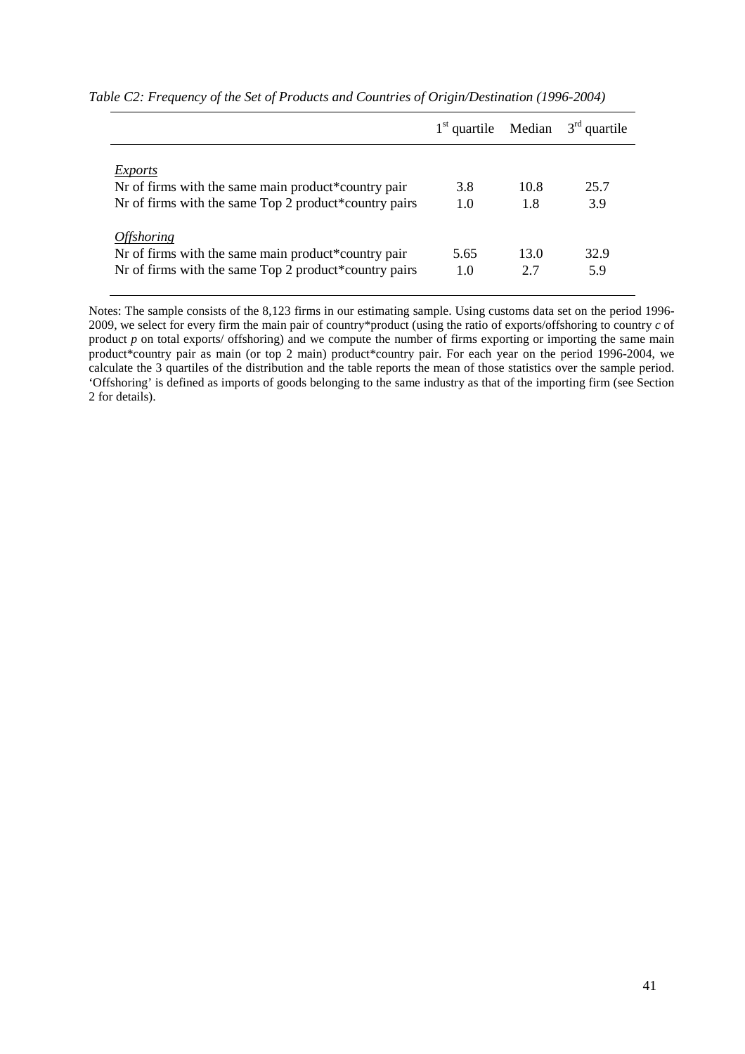*Table C2: Frequency of the Set of Products and Countries of Origin/Destination (1996-2004)*

| | 1st quartile | Median | 3rd quartile |
|---|---|---|---|
| *Exports* | | | |
| Nr of firms with the same main product*country pair | 3.8 | 10.8 | 25.7 |
| Nr of firms with the same Top 2 product*country pairs | 1.0 | 1.8 | 3.9 |
| *Offshoring* | | | |
| Nr of firms with the same main product*country pair | 5.65 | 13.0 | 32.9 |
| Nr of firms with the same Top 2 product*country pairs | 1.0 | 2.7 | 5.9 |

Notes: The sample consists of the 8,123 firms in our estimating sample. Using customs data set on the period 1996-2009, we select for every firm the main pair of country*product (using the ratio of exports/offshoring to country $c$ of product $p$ on total exports/ offshoring) and we compute the number of firms exporting or importing the same main product*country pair as main (or top 2 main) product*country pair. For each year on the period 1996-2004, we calculate the 3 quartiles of the distribution and the table reports the mean of those statistics over the sample period. 'Offshoring' is defined as imports of goods belonging to the same industry as that of the importing firm (see Section 2 for details).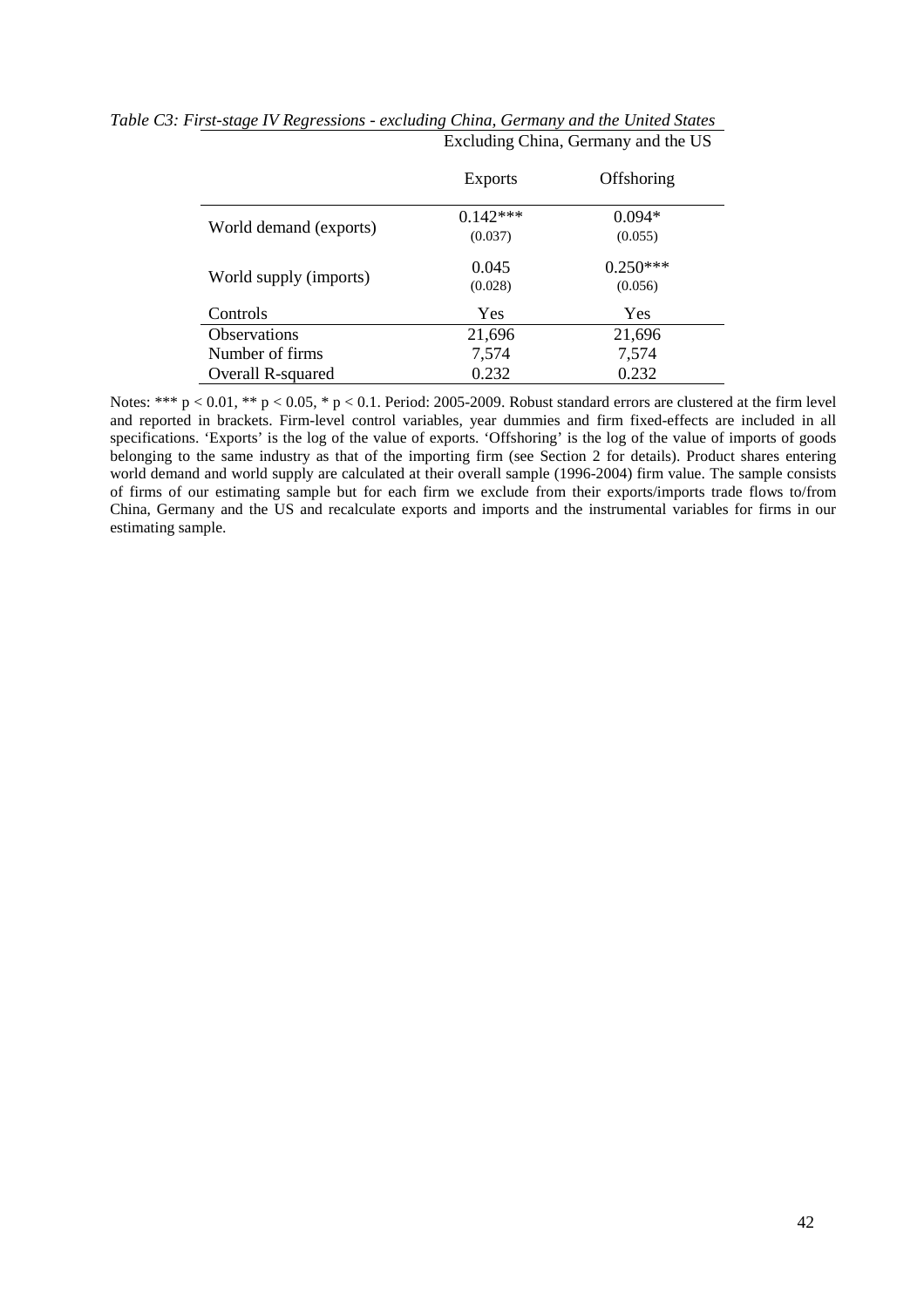*Table C3: First-stage IV Regressions - excluding China, Germany and the United States*

| | Excluding China, Germany and the US | |
|---|---|---|
| | Exports | Offshoring |
| World demand (exports) | 0.142*** | 0.094* |
| | (0.037) | (0.055) |
| World supply (imports) | 0.045 | 0.250*** |
| | (0.028) | (0.056) |
| Controls | Yes | Yes |
| Observations | 21,696 | 21,696 |
| Number of firms | 7,574 | 7,574 |
| Overall R-squared | 0.232 | 0.232 |

Notes: *** $p < 0.01$, ** $p < 0.05$, * $p < 0.1$. Period: 2005-2009. Robust standard errors are clustered at the firm level and reported in brackets. Firm-level control variables, year dummies and firm fixed-effects are included in all specifications. 'Exports' is the log of the value of exports. 'Offshoring' is the log of the value of imports of goods belonging to the same industry as that of the importing firm (see Section 2 for details). Product shares entering world demand and world supply are calculated at their overall sample (1996-2004) firm value. The sample consists of firms of our estimating sample but for each firm we exclude from their exports/imports trade flows to/from China, Germany and the US and recalculate exports and imports and the instrumental variables for firms in our estimating sample.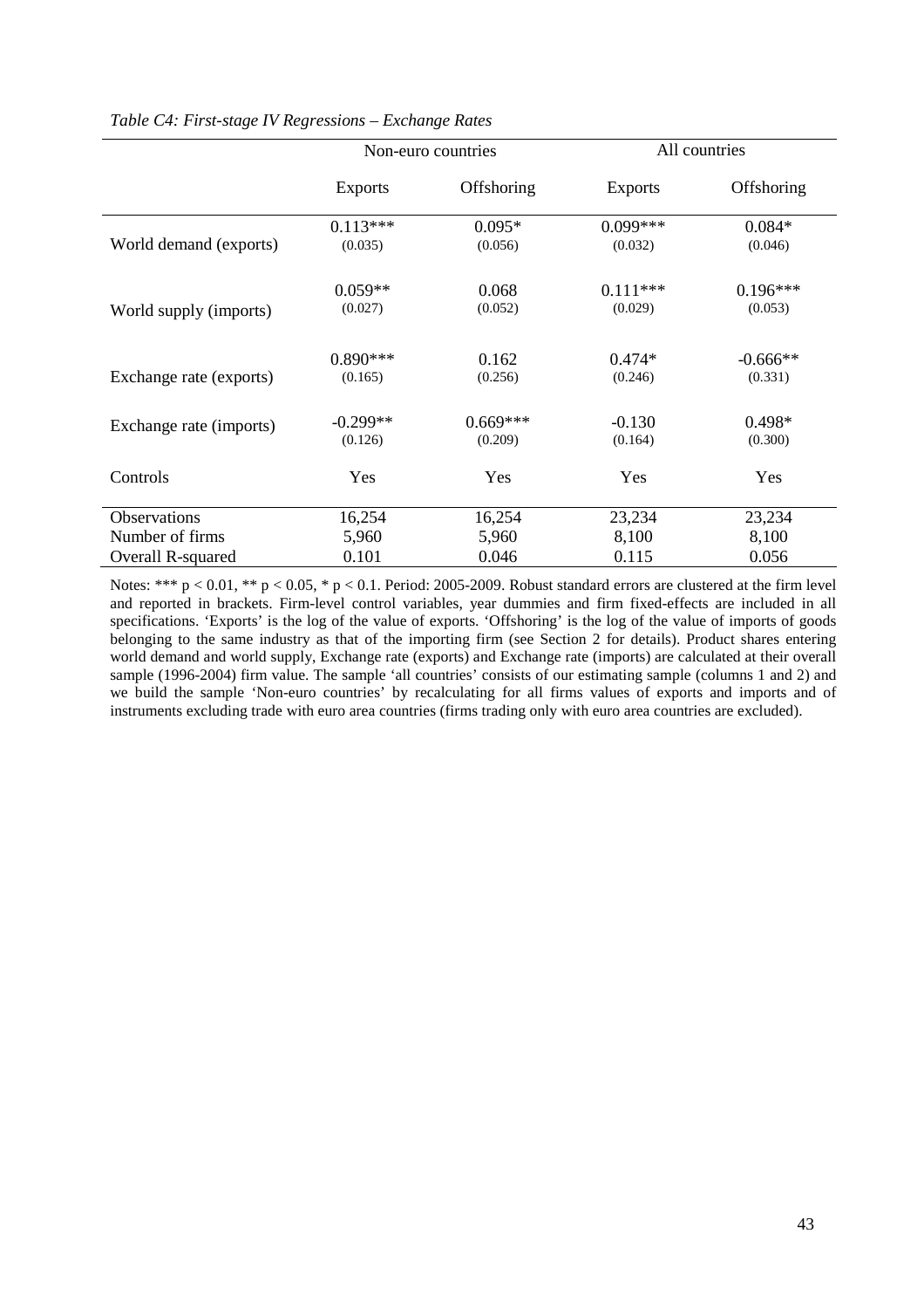*Table C4: First-stage IV Regressions – Exchange Rates*

| | Non-euro countries | | All countries | |
|---|---|---|---|---|
| | Exports | Offshoring | Exports | Offshoring |
| World demand (exports) | 0.113*** <br> (0.035) | 0.095* <br> (0.056) | 0.099*** <br> (0.032) | 0.084* <br> (0.046) |
| World supply (imports) | 0.059** <br> (0.027) | 0.068 <br> (0.052) | 0.111*** <br> (0.029) | 0.196*** <br> (0.053) |
| Exchange rate (exports) | 0.890*** <br> (0.165) | 0.162 <br> (0.256) | 0.474* <br> (0.246) | -0.666** <br> (0.331) |
| Exchange rate (imports) | -0.299** <br> (0.126) | 0.669*** <br> (0.209) | -0.130 <br> (0.164) | 0.498* <br> (0.300) |
| Controls | Yes | Yes | Yes | Yes |
| Observations | 16,254 | 16,254 | 23,234 | 23,234 |
| Number of firms | 5,960 | 5,960 | 8,100 | 8,100 |
| Overall R-squared | 0.101 | 0.046 | 0.115 | 0.056 |

Notes: *** $p < 0.01$, ** $p < 0.05$, * $p < 0.1$. Period: 2005-2009. Robust standard errors are clustered at the firm level and reported in brackets. Firm-level control variables, year dummies and firm fixed-effects are included in all specifications. 'Exports' is the log of the value of exports. 'Offshoring' is the log of the value of imports of goods belonging to the same industry as that of the importing firm (see Section 2 for details). Product shares entering world demand and world supply, Exchange rate (exports) and Exchange rate (imports) are calculated at their overall sample (1996-2004) firm value. The sample 'all countries' consists of our estimating sample (columns 1 and 2) and we build the sample 'Non-euro countries' by recalculating for all firms values of exports and imports and of instruments excluding trade with euro area countries (firms trading only with euro area countries are excluded).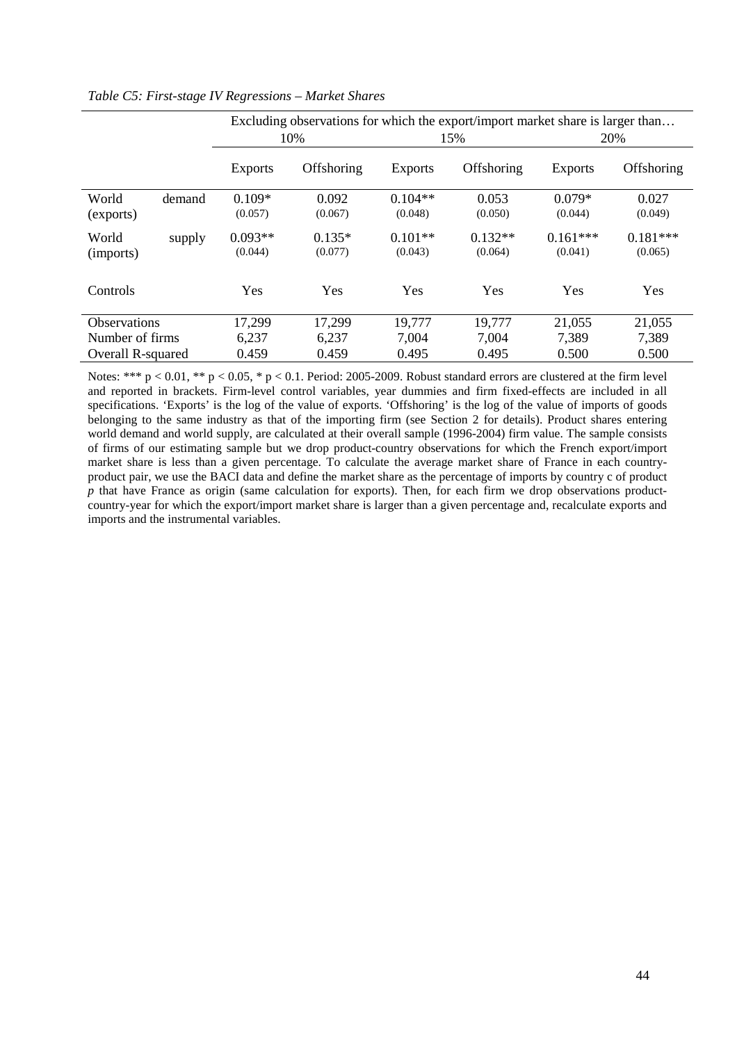*Table C5: First-stage IV Regressions – Market Shares*

| | Excluding observations for which the export/import market share is larger than… | | | | | |
|---|---|---|---|---|---|---|
| | 10% | | 15% | | 20% | |
| | Exports | Offshoring | Exports | Offshoring | Exports | Offshoring |
| World demand (exports) | 0.109* (0.057) | 0.092 (0.067) | 0.104** (0.048) | 0.053 (0.050) | 0.079* (0.044) | 0.027 (0.049) |
| World supply (imports) | 0.093** (0.044) | 0.135* (0.077) | 0.101** (0.043) | 0.132** (0.064) | 0.161*** (0.041) | 0.181*** (0.065) |
| Controls | Yes | Yes | Yes | Yes | Yes | Yes |
| Observations | 17,299 | 17,299 | 19,777 | 19,777 | 21,055 | 21,055 |
| Number of firms | 6,237 | 6,237 | 7,004 | 7,004 | 7,389 | 7,389 |
| Overall R-squared | 0.459 | 0.459 | 0.495 | 0.495 | 0.500 | 0.500 |

Notes: *** $p < 0.01$, ** $p < 0.05$, * $p < 0.1$. Period: 2005-2009. Robust standard errors are clustered at the firm level and reported in brackets. Firm-level control variables, year dummies and firm fixed-effects are included in all specifications. 'Exports' is the log of the value of exports. 'Offshoring' is the log of the value of imports of goods belonging to the same industry as that of the importing firm (see Section 2 for details). Product shares entering world demand and world supply, are calculated at their overall sample (1996-2004) firm value. The sample consists of firms of our estimating sample but we drop product-country observations for which the French export/import market share is less than a given percentage. To calculate the average market share of France in each country-product pair, we use the BACI data and define the market share as the percentage of imports by country c of product *p* that have France as origin (same calculation for exports). Then, for each firm we drop observations product-country-year for which the export/import market share is larger than a given percentage and, recalculate exports and imports and the instrumental variables.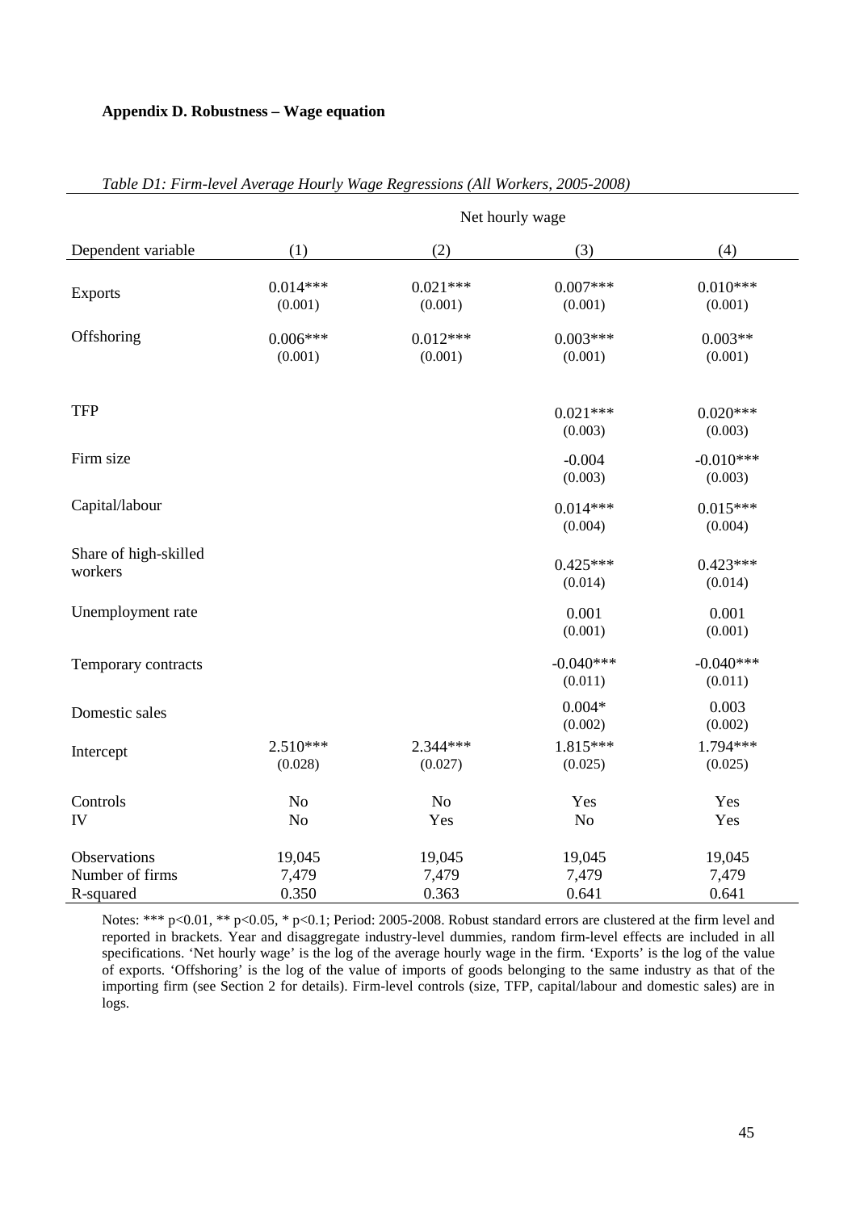**Appendix D. Robustness – Wage equation**

*Table D1: Firm-level Average Hourly Wage Regressions (All Workers, 2005-2008)*

| | Net hourly wage | | | |
|---|---|---|---|---|
| Dependent variable | (1) | (2) | (3) | (4) |
| Exports | 0.014*** | 0.021*** | 0.007*** | 0.010*** |
| | (0.001) | (0.001) | (0.001) | (0.001) |
| Offshoring | 0.006*** | 0.012*** | 0.003*** | 0.003** |
| | (0.001) | (0.001) | (0.001) | (0.001) |
| TFP | | | 0.021*** | 0.020*** |
| | | | (0.003) | (0.003) |
| Firm size | | | -0.004 | -0.010*** |
| | | | (0.003) | (0.003) |
| Capital/labour | | | 0.014*** | 0.015*** |
| | | | (0.004) | (0.004) |
| Share of high-skilled workers | | | 0.425*** | 0.423*** |
| | | | (0.014) | (0.014) |
| Unemployment rate | | | 0.001 | 0.001 |
| | | | (0.001) | (0.001) |
| Temporary contracts | | | -0.040*** | -0.040*** |
| | | | (0.011) | (0.011) |
| Domestic sales | | | 0.004* | 0.003 |
| | | | (0.002) | (0.002) |
| Intercept | 2.510*** | 2.344*** | 1.815*** | 1.794*** |
| | (0.028) | (0.027) | (0.025) | (0.025) |
| Controls | No | No | Yes | Yes |
| IV | No | Yes | No | Yes |
| Observations | 19,045 | 19,045 | 19,045 | 19,045 |
| Number of firms | 7,479 | 7,479 | 7,479 | 7,479 |
| R-squared | 0.350 | 0.363 | 0.641 | 0.641 |

Notes: *** $p<0.01$, ** $p<0.05$, * $p<0.1$; Period: 2005-2008. Robust standard errors are clustered at the firm level and reported in brackets. Year and disaggregate industry-level dummies, random firm-level effects are included in all specifications. 'Net hourly wage' is the log of the average hourly wage in the firm. 'Exports' is the log of the value of exports. 'Offshoring' is the log of the value of imports of goods belonging to the same industry as that of the importing firm (see Section 2 for details). Firm-level controls (size, TFP, capital/labour and domestic sales) are in logs.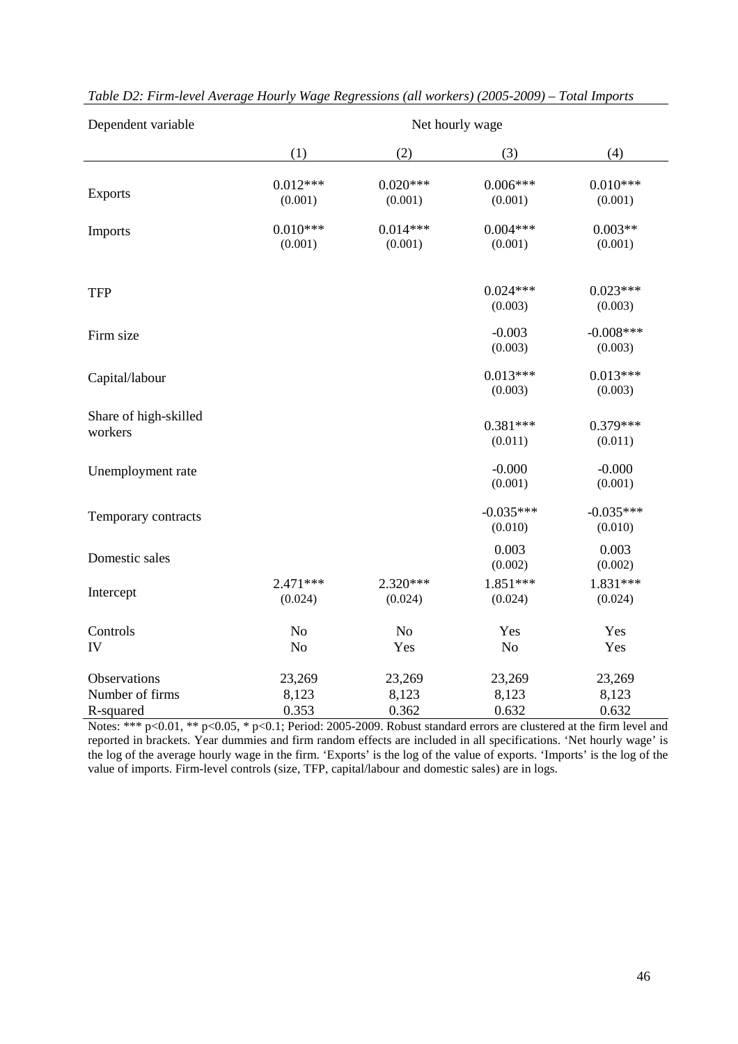*Table D2: Firm-level Average Hourly Wage Regressions (all workers) (2005-2009) – Total Imports*

| Dependent variable | Net hourly wage | | | |
|---|---|---|---|---|
| | (1) | (2) | (3) | (4) |
| Exports | 0.012***<br>(0.001) | 0.020***<br>(0.001) | 0.006***<br>(0.001) | 0.010***<br>(0.001) |
| Imports | 0.010***<br>(0.001) | 0.014***<br>(0.001) | 0.004***<br>(0.001) | 0.003**<br>(0.001) |
| TFP | | | 0.024***<br>(0.003) | 0.023***<br>(0.003) |
| Firm size | | | -0.003<br>(0.003) | -0.008***<br>(0.003) |
| Capital/labour | | | 0.013***<br>(0.003) | 0.013***<br>(0.003) |
| Share of high-skilled workers | | | 0.381***<br>(0.011) | 0.379***<br>(0.011) |
| Unemployment rate | | | -0.000<br>(0.001) | -0.000<br>(0.001) |
| Temporary contracts | | | -0.035***<br>(0.010) | -0.035***<br>(0.010) |
| Domestic sales | | | 0.003<br>(0.002) | 0.003<br>(0.002) |
| Intercept | 2.471***<br>(0.024) | 2.320***<br>(0.024) | 1.851***<br>(0.024) | 1.831***<br>(0.024) |
| Controls | No | No | Yes | Yes |
| IV | No | Yes | No | Yes |
| Observations | 23,269 | 23,269 | 23,269 | 23,269 |
| Number of firms | 8,123 | 8,123 | 8,123 | 8,123 |
| R-squared | 0.353 | 0.362 | 0.632 | 0.632 |

Notes: *** p<0.01, ** p<0.05, * p<0.1; Period: 2005-2009. Robust standard errors are clustered at the firm level and reported in brackets. Year dummies and firm random effects are included in all specifications. 'Net hourly wage' is the log of the average hourly wage in the firm. 'Exports' is the log of the value of exports. 'Imports' is the log of the value of imports. Firm-level controls (size, TFP, capital/labour and domestic sales) are in logs.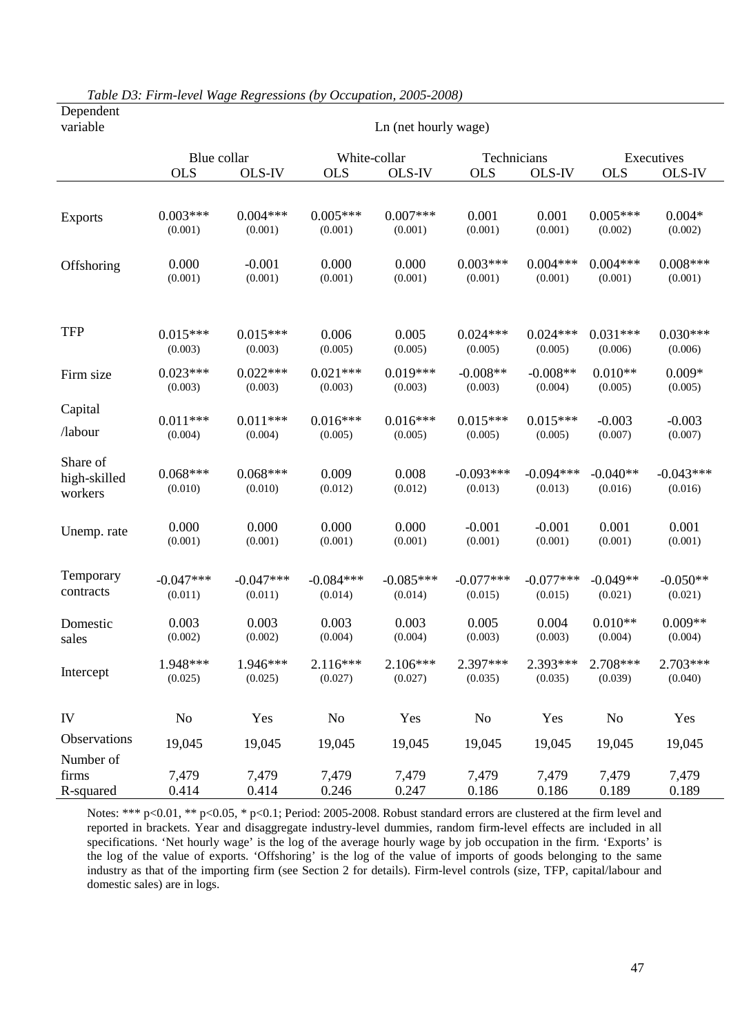*Table D3: Firm-level Wage Regressions (by Occupation, 2005-2008)*

| Dependent variable | Ln (net hourly wage) | | | | | | | |
|---|---|---|---|---|---|---|---|---|
| | Blue collar | | White-collar | | Technicians | | Executives | |
| | OLS | OLS-IV | OLS | OLS-IV | OLS | OLS-IV | OLS | OLS-IV |
| Exports | 0.003*** | 0.004*** | 0.005*** | 0.007*** | 0.001 | 0.001 | 0.005*** | 0.004* |
| | (0.001) | (0.001) | (0.001) | (0.001) | (0.001) | (0.001) | (0.002) | (0.002) |
| Offshoring | 0.000 | -0.001 | 0.000 | 0.000 | 0.003*** | 0.004*** | 0.004*** | 0.008*** |
| | (0.001) | (0.001) | (0.001) | (0.001) | (0.001) | (0.001) | (0.001) | (0.001) |
| TFP | 0.015*** | 0.015*** | 0.006 | 0.005 | 0.024*** | 0.024*** | 0.031*** | 0.030*** |
| | (0.003) | (0.003) | (0.005) | (0.005) | (0.005) | (0.005) | (0.006) | (0.006) |
| Firm size | 0.023*** | 0.022*** | 0.021*** | 0.019*** | -0.008** | -0.008** | 0.010** | 0.009* |
| | (0.003) | (0.003) | (0.003) | (0.003) | (0.003) | (0.004) | (0.005) | (0.005) |
| Capital /labour | 0.011*** | 0.011*** | 0.016*** | 0.016*** | 0.015*** | 0.015*** | -0.003 | -0.003 |
| | (0.004) | (0.004) | (0.005) | (0.005) | (0.005) | (0.005) | (0.007) | (0.007) |
| Share of high-skilled workers | 0.068*** | 0.068*** | 0.009 | 0.008 | -0.093*** | -0.094*** | -0.040** | -0.043*** |
| | (0.010) | (0.010) | (0.012) | (0.012) | (0.013) | (0.013) | (0.016) | (0.016) |
| Unemp. rate | 0.000 | 0.000 | 0.000 | 0.000 | -0.001 | -0.001 | 0.001 | 0.001 |
| | (0.001) | (0.001) | (0.001) | (0.001) | (0.001) | (0.001) | (0.001) | (0.001) |
| Temporary contracts | -0.047*** | -0.047*** | -0.084*** | -0.085*** | -0.077*** | -0.077*** | -0.049** | -0.050** |
| | (0.011) | (0.011) | (0.014) | (0.014) | (0.015) | (0.015) | (0.021) | (0.021) |
| Domestic sales | 0.003 | 0.003 | 0.003 | 0.003 | 0.005 | 0.004 | 0.010** | 0.009** |
| | (0.002) | (0.002) | (0.004) | (0.004) | (0.003) | (0.003) | (0.004) | (0.004) |
| Intercept | 1.948*** | 1.946*** | 2.116*** | 2.106*** | 2.397*** | 2.393*** | 2.708*** | 2.703*** |
| | (0.025) | (0.025) | (0.027) | (0.027) | (0.035) | (0.035) | (0.039) | (0.040) |
| IV | No | Yes | No | Yes | No | Yes | No | Yes |
| Observations | 19,045 | 19,045 | 19,045 | 19,045 | 19,045 | 19,045 | 19,045 | 19,045 |
| Number of firms | 7,479 | 7,479 | 7,479 | 7,479 | 7,479 | 7,479 | 7,479 | 7,479 |
| R-squared | 0.414 | 0.414 | 0.246 | 0.247 | 0.186 | 0.186 | 0.189 | 0.189 |

Notes: *** p<0.01, ** p<0.05, * p<0.1; Period: 2005-2008. Robust standard errors are clustered at the firm level and reported in brackets. Year and disaggregate industry-level dummies, random firm-level effects are included in all specifications. 'Net hourly wage' is the log of the average hourly wage by job occupation in the firm. 'Exports' is the log of the value of exports. 'Offshoring' is the log of the value of imports of goods belonging to the same industry as that of the importing firm (see Section 2 for details). Firm-level controls (size, TFP, capital/labour and domestic sales) are in logs.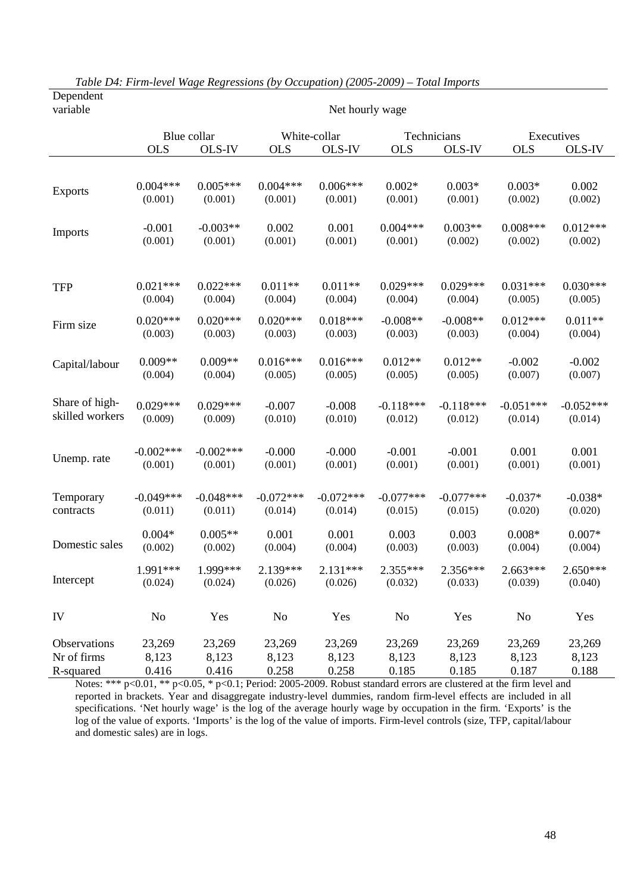*Table D4: Firm-level Wage Regressions (by Occupation) (2005-2009) – Total Imports*

| Dependent variable | Net hourly wage | | | | | | | |
|---|---|---|---|---|---|---|---|---|
| | Blue collar | | White-collar | | Technicians | | Executives | |
| | OLS | OLS-IV | OLS | OLS-IV | OLS | OLS-IV | OLS | OLS-IV |
| Exports | 0.004*** | 0.005*** | 0.004*** | 0.006*** | 0.002* | 0.003* | 0.003* | 0.002 |
| | (0.001) | (0.001) | (0.001) | (0.001) | (0.001) | (0.001) | (0.002) | (0.002) |
| Imports | -0.001 | -0.003** | 0.002 | 0.001 | 0.004*** | 0.003** | 0.008*** | 0.012*** |
| | (0.001) | (0.001) | (0.001) | (0.001) | (0.001) | (0.002) | (0.002) | (0.002) |
| TFP | 0.021*** | 0.022*** | 0.011** | 0.011** | 0.029*** | 0.029*** | 0.031*** | 0.030*** |
| | (0.004) | (0.004) | (0.004) | (0.004) | (0.004) | (0.004) | (0.005) | (0.005) |
| Firm size | 0.020*** | 0.020*** | 0.020*** | 0.018*** | -0.008** | -0.008** | 0.012*** | 0.011** |
| | (0.003) | (0.003) | (0.003) | (0.003) | (0.003) | (0.003) | (0.004) | (0.004) |
| Capital/labour | 0.009** | 0.009** | 0.016*** | 0.016*** | 0.012** | 0.012** | -0.002 | -0.002 |
| | (0.004) | (0.004) | (0.005) | (0.005) | (0.005) | (0.005) | (0.007) | (0.007) |
| Share of high-skilled workers | 0.029*** | 0.029*** | -0.007 | -0.008 | -0.118*** | -0.118*** | -0.051*** | -0.052*** |
| | (0.009) | (0.009) | (0.010) | (0.010) | (0.012) | (0.012) | (0.014) | (0.014) |
| Unemp. rate | -0.002*** | -0.002*** | -0.000 | -0.000 | -0.001 | -0.001 | 0.001 | 0.001 |
| | (0.001) | (0.001) | (0.001) | (0.001) | (0.001) | (0.001) | (0.001) | (0.001) |
| Temporary contracts | -0.049*** | -0.048*** | -0.072*** | -0.072*** | -0.077*** | -0.077*** | -0.037* | -0.038* |
| | (0.011) | (0.011) | (0.014) | (0.014) | (0.015) | (0.015) | (0.020) | (0.020) |
| Domestic sales | 0.004* | 0.005** | 0.001 | 0.001 | 0.003 | 0.003 | 0.008* | 0.007* |
| | (0.002) | (0.002) | (0.004) | (0.004) | (0.003) | (0.003) | (0.004) | (0.004) |
| Intercept | 1.991*** | 1.999*** | 2.139*** | 2.131*** | 2.355*** | 2.356*** | 2.663*** | 2.650*** |
| | (0.024) | (0.024) | (0.026) | (0.026) | (0.032) | (0.033) | (0.039) | (0.040) |
| IV | No | Yes | No | Yes | No | Yes | No | Yes |
| Observations | 23,269 | 23,269 | 23,269 | 23,269 | 23,269 | 23,269 | 23,269 | 23,269 |
| Nr of firms | 8,123 | 8,123 | 8,123 | 8,123 | 8,123 | 8,123 | 8,123 | 8,123 |
| R-squared | 0.416 | 0.416 | 0.258 | 0.258 | 0.185 | 0.185 | 0.187 | 0.188 |

Notes: *** p<0.01, ** p<0.05, * p<0.1; Period: 2005-2009. Robust standard errors are clustered at the firm level and reported in brackets. Year and disaggregate industry-level dummies, random firm-level effects are included in all specifications. 'Net hourly wage' is the log of the average hourly wage by occupation in the firm. 'Exports' is the log of the value of exports. 'Imports' is the log of the value of imports. Firm-level controls (size, TFP, capital/labour and domestic sales) are in logs.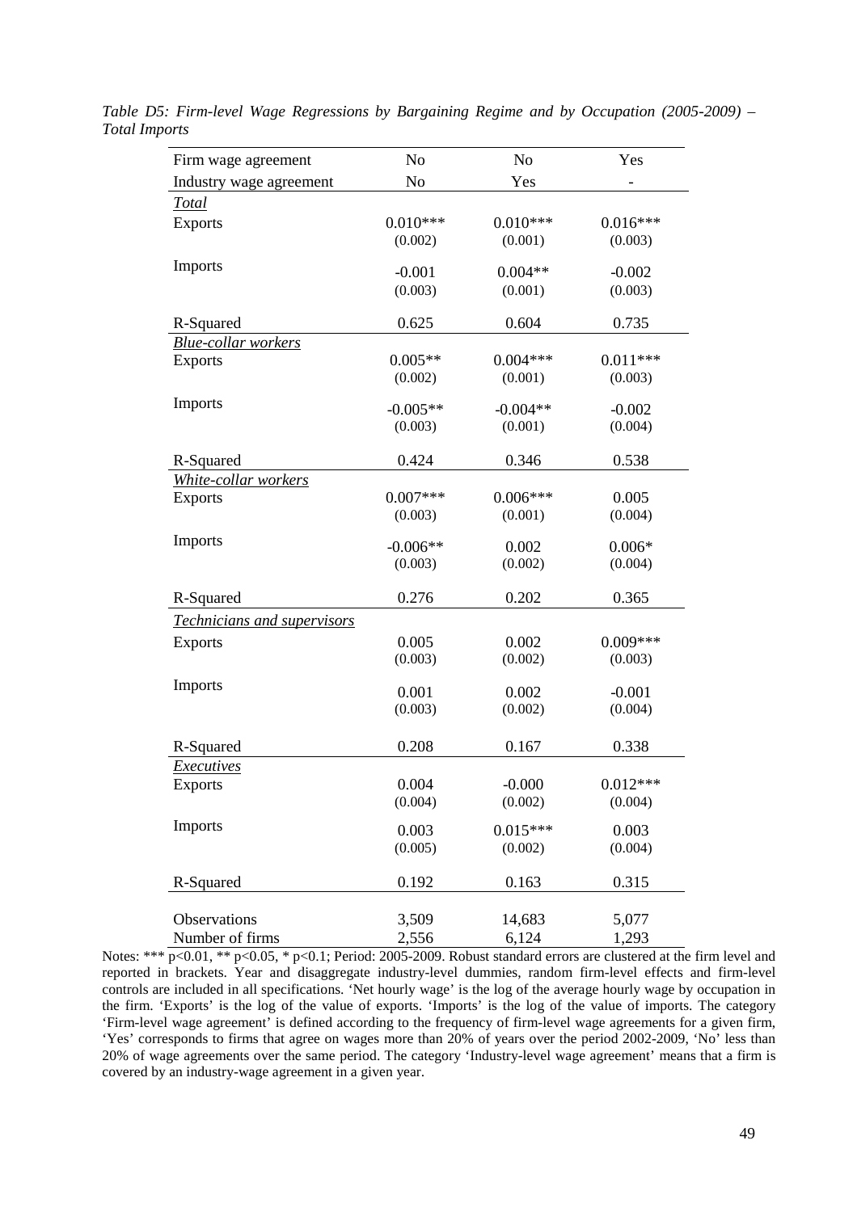*Table D5: Firm-level Wage Regressions by Bargaining Regime and by Occupation (2005-2009) – Total Imports*

| Firm wage agreement | No | No | Yes |
|---|---|---|---|
| Industry wage agreement | No | Yes | - |
| ***Total*** | | | |
| Exports | 0.010*** | 0.010*** | 0.016*** |
| | (0.002) | (0.001) | (0.003) |
| Imports | -0.001 | 0.004** | -0.002 |
| | (0.003) | (0.001) | (0.003) |
| R-Squared | 0.625 | 0.604 | 0.735 |
| ***Blue-collar workers*** | | | |
| Exports | 0.005** | 0.004*** | 0.011*** |
| | (0.002) | (0.001) | (0.003) |
| Imports | -0.005** | -0.004** | -0.002 |
| | (0.003) | (0.001) | (0.004) |
| R-Squared | 0.424 | 0.346 | 0.538 |
| ***White-collar workers*** | | | |
| Exports | 0.007*** | 0.006*** | 0.005 |
| | (0.003) | (0.001) | (0.004) |
| Imports | -0.006** | 0.002 | 0.006* |
| | (0.003) | (0.002) | (0.004) |
| R-Squared | 0.276 | 0.202 | 0.365 |
| ***Technicians and supervisors*** | | | |
| Exports | 0.005 | 0.002 | 0.009*** |
| | (0.003) | (0.002) | (0.003) |
| Imports | 0.001 | 0.002 | -0.001 |
| | (0.003) | (0.002) | (0.004) |
| R-Squared | 0.208 | 0.167 | 0.338 |
| ***Executives*** | | | |
| Exports | 0.004 | -0.000 | 0.012*** |
| | (0.004) | (0.002) | (0.004) |
| Imports | 0.003 | 0.015*** | 0.003 |
| | (0.005) | (0.002) | (0.004) |
| R-Squared | 0.192 | 0.163 | 0.315 |
| Observations | 3,509 | 14,683 | 5,077 |
| Number of firms | 2,556 | 6,124 | 1,293 |

Notes: *** p<0.01, ** p<0.05, * p<0.1; Period: 2005-2009. Robust standard errors are clustered at the firm level and reported in brackets. Year and disaggregate industry-level dummies, random firm-level effects and firm-level controls are included in all specifications. 'Net hourly wage' is the log of the average hourly wage by occupation in the firm. 'Exports' is the log of the value of exports. 'Imports' is the log of the value of imports. The category 'Firm-level wage agreement' is defined according to the frequency of firm-level wage agreements for a given firm, 'Yes' corresponds to firms that agree on wages more than 20% of years over the period 2002-2009, 'No' less than 20% of wage agreements over the same period. The category 'Industry-level wage agreement' means that a firm is covered by an industry-wage agreement in a given year.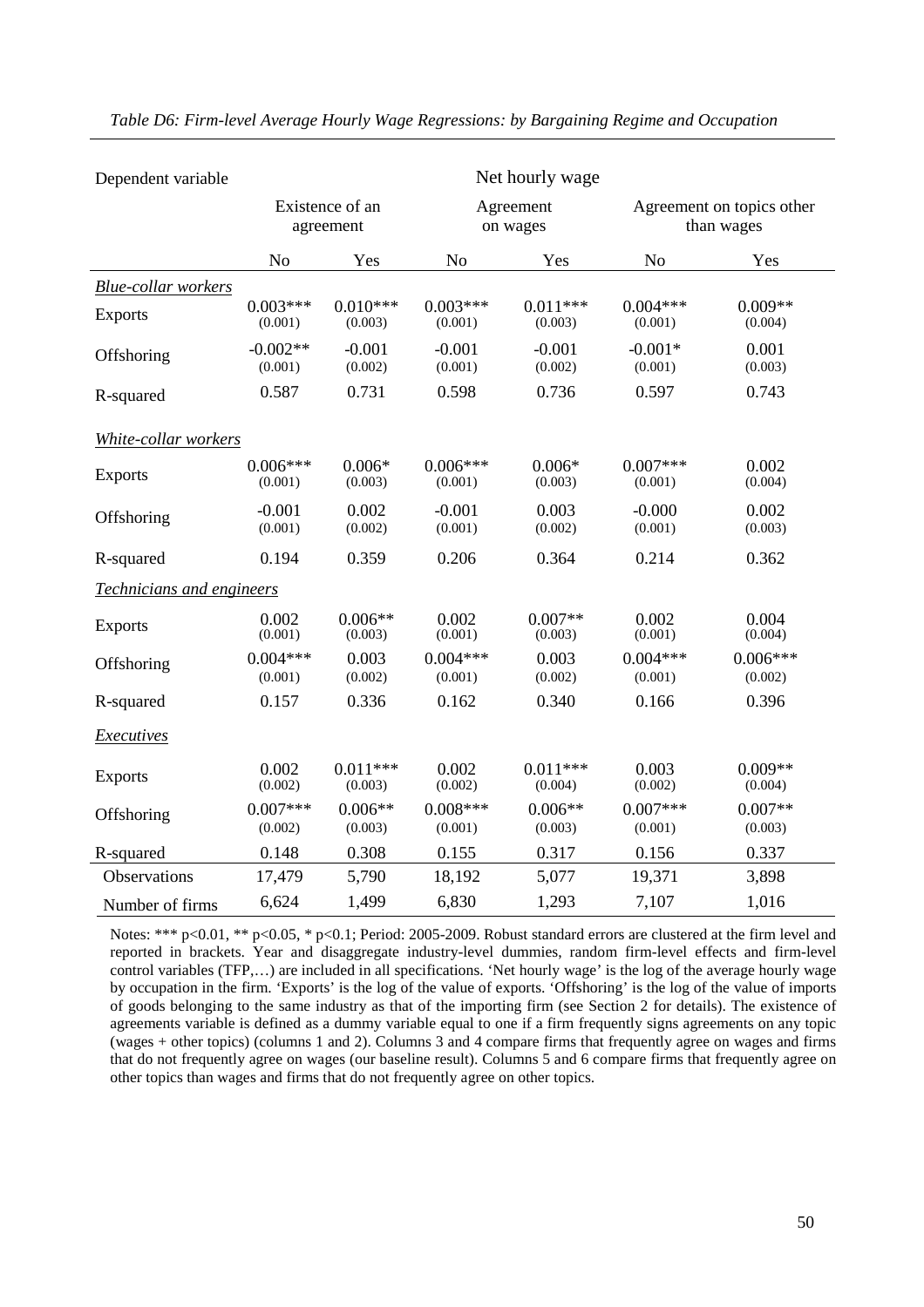*Table D6: Firm-level Average Hourly Wage Regressions: by Bargaining Regime and Occupation*

| Dependent variable | Net hourly wage | | | | | |
|---|---|---|---|---|---|---|
| | Existence of an agreement | | Agreement on wages | | Agreement on topics other than wages | |
| | No | Yes | No | Yes | No | Yes |
| *Blue-collar workers* | | | | | | |
| Exports | 0.003***<br>(0.001) | 0.010***<br>(0.003) | 0.003***<br>(0.001) | 0.011***<br>(0.003) | 0.004***<br>(0.001) | 0.009**<br>(0.004) |
| Offshoring | -0.002**<br>(0.001) | -0.001<br>(0.002) | -0.001<br>(0.001) | -0.001<br>(0.002) | -0.001*<br>(0.001) | 0.001<br>(0.003) |
| R-squared | 0.587 | 0.731 | 0.598 | 0.736 | 0.597 | 0.743 |
| *White-collar workers* | | | | | | |
| Exports | 0.006***<br>(0.001) | 0.006*<br>(0.003) | 0.006***<br>(0.001) | 0.006*<br>(0.003) | 0.007***<br>(0.001) | 0.002<br>(0.004) |
| Offshoring | -0.001<br>(0.001) | 0.002<br>(0.002) | -0.001<br>(0.001) | 0.003<br>(0.002) | -0.000<br>(0.001) | 0.002<br>(0.003) |
| R-squared | 0.194 | 0.359 | 0.206 | 0.364 | 0.214 | 0.362 |
| *Technicians and engineers* | | | | | | |
| Exports | 0.002<br>(0.001) | 0.006**<br>(0.003) | 0.002<br>(0.001) | 0.007**<br>(0.003) | 0.002<br>(0.001) | 0.004<br>(0.004) |
| Offshoring | 0.004***<br>(0.001) | 0.003<br>(0.002) | 0.004***<br>(0.001) | 0.003<br>(0.002) | 0.004***<br>(0.001) | 0.006***<br>(0.002) |
| R-squared | 0.157 | 0.336 | 0.162 | 0.340 | 0.166 | 0.396 |
| *Executives* | | | | | | |
| Exports | 0.002<br>(0.002) | 0.011***<br>(0.003) | 0.002<br>(0.002) | 0.011***<br>(0.004) | 0.003<br>(0.002) | 0.009**<br>(0.004) |
| Offshoring | 0.007***<br>(0.002) | 0.006**<br>(0.003) | 0.008***<br>(0.001) | 0.006**<br>(0.003) | 0.007***<br>(0.001) | 0.007**<br>(0.003) |
| R-squared | 0.148 | 0.308 | 0.155 | 0.317 | 0.156 | 0.337 |
| Observations | 17,479 | 5,790 | 18,192 | 5,077 | 19,371 | 3,898 |
| Number of firms | 6,624 | 1,499 | 6,830 | 1,293 | 7,107 | 1,016 |

Notes: *** p<0.01, ** p<0.05, * p<0.1; Period: 2005-2009. Robust standard errors are clustered at the firm level and reported in brackets. Year and disaggregate industry-level dummies, random firm-level effects and firm-level control variables (TFP,…) are included in all specifications. 'Net hourly wage' is the log of the average hourly wage by occupation in the firm. 'Exports' is the log of the value of exports. 'Offshoring' is the log of the value of imports of goods belonging to the same industry as that of the importing firm (see Section 2 for details). The existence of agreements variable is defined as a dummy variable equal to one if a firm frequently signs agreements on any topic (wages + other topics) (columns 1 and 2). Columns 3 and 4 compare firms that frequently agree on wages and firms that do not frequently agree on wages (our baseline result). Columns 5 and 6 compare firms that frequently agree on other topics than wages and firms that do not frequently agree on other topics.